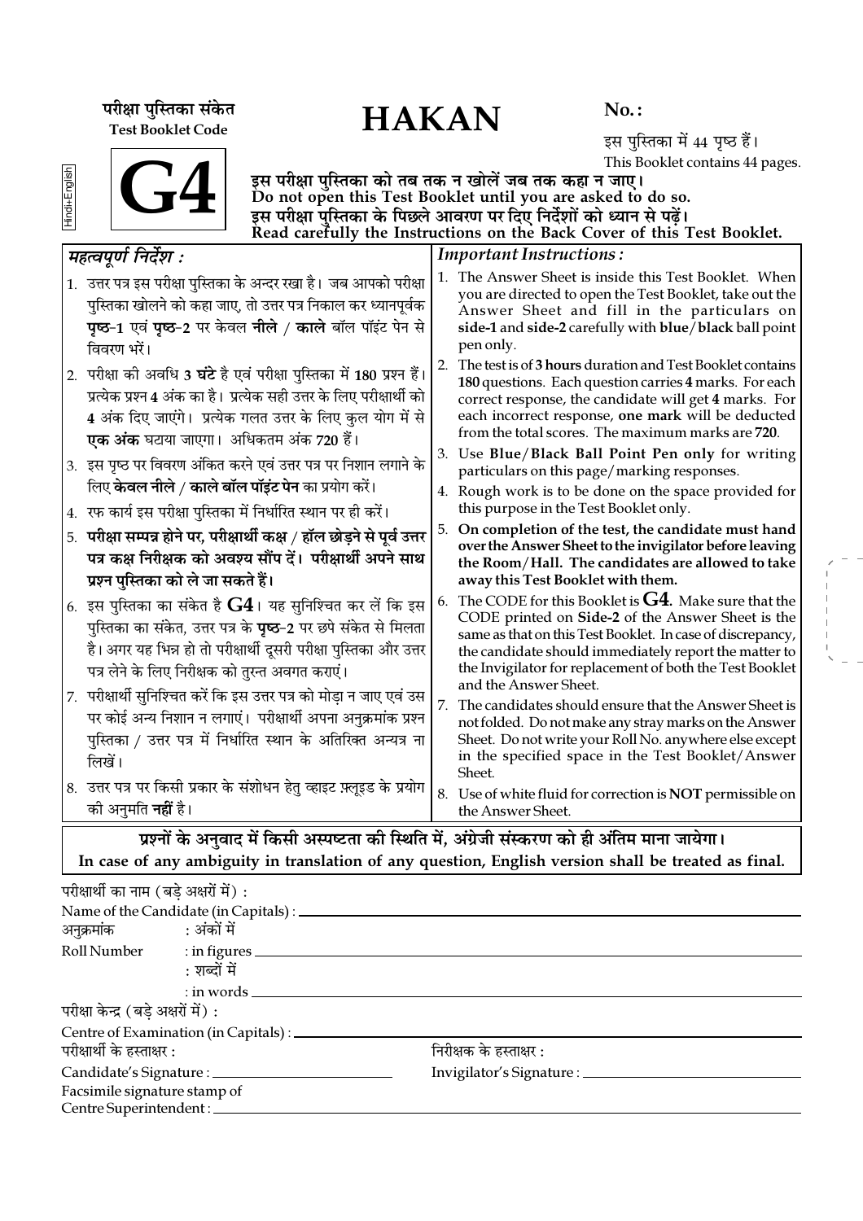परीक्षा पुस्तिका संकेत
**Test Booklet Code**

# HAKAN

**No. :**

इस पुस्तिका में 44 पृष्ठ हैं।
This Booklet contains 44 pages.

Hindi+English

# G4

**इस परीक्षा पुस्तिका को तब तक न खोलें जब तक कहा न जाए।**
**Do not open this Test Booklet until you are asked to do so.**
**इस परीक्षा पुस्तिका के पिछले आवरण पर दिए निर्देशों को ध्यान से पढ़ें।**
**Read carefully the Instructions on the Back Cover of this Test Booklet.**

## *महत्वपूर्ण निर्देश :*

1. उत्तर पत्र इस परीक्षा पुस्तिका के अन्दर रखा है। जब आपको परीक्षा पुस्तिका खोलने को कहा जाए, तो उत्तर पत्र निकाल कर ध्यानपूर्वक **पृष्ठ-1** एवं **पृष्ठ-2** पर केवल **नीले** / **काले** बॉल पॉइंट पेन से विवरण भरें।
2. परीक्षा की अवधि **3 घंटे** है एवं परीक्षा पुस्तिका में **180** प्रश्न हैं। प्रत्येक प्रश्न **4** अंक का है। प्रत्येक सही उत्तर के लिए परीक्षार्थी को **4** अंक दिए जाएंगे। प्रत्येक गलत उत्तर के लिए कुल योग में से **एक अंक** घटाया जाएगा। अधिकतम अंक **720** हैं।
3. इस पृष्ठ पर विवरण अंकित करने एवं उत्तर पत्र पर निशान लगाने के लिए **केवल नीले** / **काले बॉल पॉइंट पेन** का प्रयोग करें।
4. रफ कार्य इस परीक्षा पुस्तिका में निर्धारित स्थान पर ही करें।
5. **परीक्षा सम्पन्न होने पर, परीक्षार्थी कक्ष / हॉल छोड़ने से पूर्व उत्तर पत्र कक्ष निरीक्षक को अवश्य सौंप दें। परीक्षार्थी अपने साथ प्रश्न पुस्तिका को ले जा सकते हैं।**
6. इस पुस्तिका का संकेत है **G4**। यह सुनिश्चित कर लें कि इस पुस्तिका का संकेत, उत्तर पत्र के **पृष्ठ-2** पर छपे संकेत से मिलता है। अगर यह भिन्न हो तो परीक्षार्थी दूसरी परीक्षा पुस्तिका और उत्तर पत्र लेने के लिए निरीक्षक को तुरन्त अवगत कराएं।
7. परीक्षार्थी सुनिश्चित करें कि इस उत्तर पत्र को मोड़ा न जाए एवं उस पर कोई अन्य निशान न लगाएं। परीक्षार्थी अपना अनुक्रमांक प्रश्न पुस्तिका / उत्तर पत्र में निर्धारित स्थान के अतिरिक्त अन्यत्र ना लिखें।
8. उत्तर पत्र पर किसी प्रकार के संशोधन हेतु व्हाइट फ़्लूइड के प्रयोग की अनुमति **नहीं** है।

## *Important Instructions :*

1. The Answer Sheet is inside this Test Booklet. When you are directed to open the Test Booklet, take out the Answer Sheet and fill in the particulars on **side-1** and **side-2** carefully with **blue**/**black** ball point pen only.
2. The test is of **3 hours** duration and Test Booklet contains **180** questions. Each question carries **4** marks. For each correct response, the candidate will get **4** marks. For each incorrect response, **one mark** will be deducted from the total scores. The maximum marks are **720**.
3. Use **Blue/Black Ball Point Pen only** for writing particulars on this page/marking responses.
4. Rough work is to be done on the space provided for this purpose in the Test Booklet only.
5. **On completion of the test, the candidate must hand over the Answer Sheet to the invigilator before leaving the Room/Hall. The candidates are allowed to take away this Test Booklet with them.**
6. The CODE for this Booklet is **G4**. Make sure that the CODE printed on **Side-2** of the Answer Sheet is the same as that on this Test Booklet. In case of discrepancy, the candidate should immediately report the matter to the Invigilator for replacement of both the Test Booklet and the Answer Sheet.
7. The candidates should ensure that the Answer Sheet is not folded. Do not make any stray marks on the Answer Sheet. Do not write your Roll No. anywhere else except in the specified space in the Test Booklet/Answer Sheet.
8. Use of white fluid for correction is **NOT** permissible on the Answer Sheet.

**प्रश्नों के अनुवाद में किसी अस्पष्टता की स्थिति में, अंग्रेजी संस्करण को ही अंतिम माना जायेगा।**
**In case of any ambiguity in translation of any question, English version shall be treated as final.**

परीक्षार्थी का नाम (बड़े अक्षरों में) :
Name of the Candidate (in Capitals) : ____________________

अनुक्रमांक : अंकों में
Roll Number : in figures ____________________
: शब्दों में
: in words ____________________

परीक्षा केन्द्र (बड़े अक्षरों में) :
Centre of Examination (in Capitals) : ____________________

परीक्षार्थी के हस्ताक्षर :
Candidate's Signature : ____________________

निरीक्षक के हस्ताक्षर :
Invigilator's Signature : ____________________

Facsimile signature stamp of
Centre Superintendent : ____________________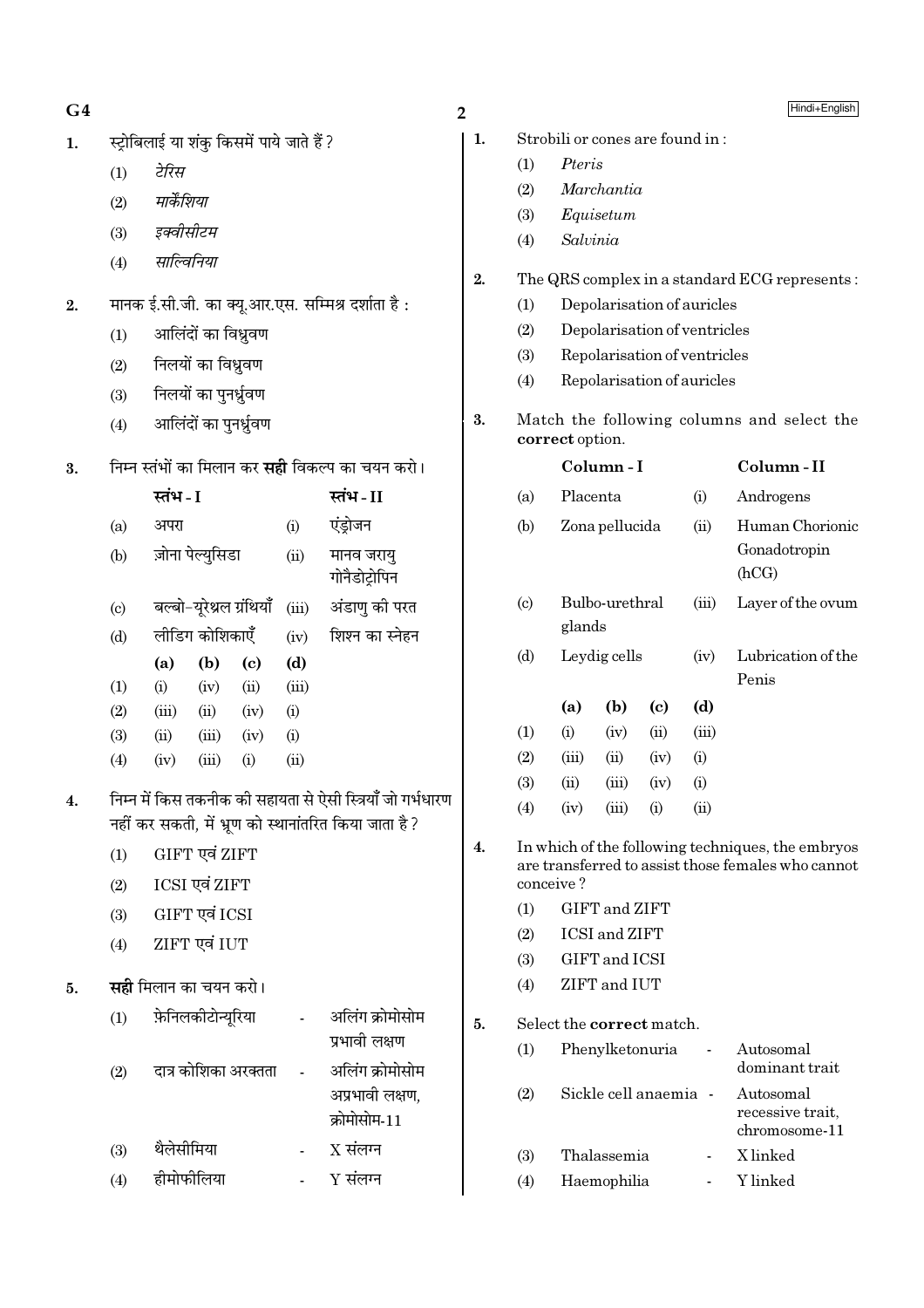1. स्ट्रोबिलाई या शंकु किसमें पाये जाते हैं ?
   (1) *टेरिस*
   (2) *मार्केशिया*
   (3) *इक्वीसीटम*
   (4) *साल्विनिया*

2. मानक ई.सी.जी. का क्यू.आर.एस. सम्मिश्र दर्शाता है :
   (1) आलिंदों का विध्रुवण
   (2) निलयों का विध्रुवण
   (3) निलयों का पुनर्ध्रुवण
   (4) आलिंदों का पुनर्ध्रुवण

3. निम्न स्तंभों का मिलान कर **सही** विकल्प का चयन करो।

| | स्तंभ - I | | स्तंभ - II |
|---|---|---|---|
| (a) | अपरा | (i) | एंड्रोजन |
| (b) | ज़ोना पेल्युसिडा | (ii) | मानव जरायु गोनैडोट्रोपिन |
| (c) | बल्बो-यूरेथ्रल ग्रंथियाँ | (iii) | अंडाणु की परत |
| (d) | लीडिग कोशिकाएँ | (iv) | शिश्न का स्नेहन |

| | (a) | (b) | (c) | (d) |
|---|---|---|---|---|
| (1) | (i) | (iv) | (ii) | (iii) |
| (2) | (iii) | (ii) | (iv) | (i) |
| (3) | (ii) | (iii) | (iv) | (i) |
| (4) | (iv) | (iii) | (i) | (ii) |

4. निम्न में किस तकनीक की सहायता से ऐसी स्त्रियाँ जो गर्भधारण नहीं कर सकती, में भ्रूण को स्थानांतरित किया जाता है ?
   (1) GIFT एवं ZIFT
   (2) ICSI एवं ZIFT
   (3) GIFT एवं ICSI
   (4) ZIFT एवं IUT

5. **सही** मिलान का चयन करो।
   (1) फ़ेनिलकीटोन्यूरिया - अलिंग क्रोमोसोम प्रभावी लक्षण
   (2) दात्र कोशिका अरक्तता - अलिंग क्रोमोसोम अप्रभावी लक्षण, क्रोमोसोम-11
   (3) थैलेसीमिया - X संलग्न
   (4) हीमोफीलिया - Y संलग्न

1. Strobili or cones are found in :
   (1) *Pteris*
   (2) *Marchantia*
   (3) *Equisetum*
   (4) *Salvinia*

2. The QRS complex in a standard ECG represents :
   (1) Depolarisation of auricles
   (2) Depolarisation of ventricles
   (3) Repolarisation of ventricles
   (4) Repolarisation of auricles

3. Match the following columns and select the **correct** option.

| | Column - I | | Column - II |
|---|---|---|---|
| (a) | Placenta | (i) | Androgens |
| (b) | Zona pellucida | (ii) | Human Chorionic Gonadotropin (hCG) |
| (c) | Bulbo-urethral glands | (iii) | Layer of the ovum |
| (d) | Leydig cells | (iv) | Lubrication of the Penis |

| | (a) | (b) | (c) | (d) |
|---|---|---|---|---|
| (1) | (i) | (iv) | (ii) | (iii) |
| (2) | (iii) | (ii) | (iv) | (i) |
| (3) | (ii) | (iii) | (iv) | (i) |
| (4) | (iv) | (iii) | (i) | (ii) |

4. In which of the following techniques, the embryos are transferred to assist those females who cannot conceive ?
   (1) GIFT and ZIFT
   (2) ICSI and ZIFT
   (3) GIFT and ICSI
   (4) ZIFT and IUT

5. Select the **correct** match.
   (1) Phenylketonuria - Autosomal dominant trait
   (2) Sickle cell anaemia - Autosomal recessive trait, chromosome-11
   (3) Thalassemia - X linked
   (4) Haemophilia - Y linked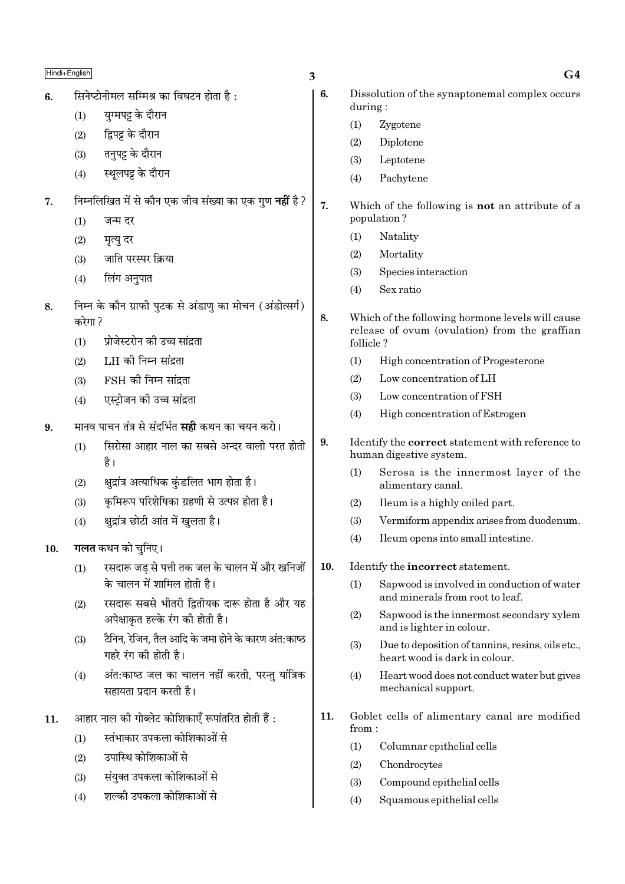6. सिनेप्टोनीमल सम्मिश्र का विघटन होता है :
   (1) युग्मपट्ट के दौरान
   (2) द्विपट्ट के दौरान
   (3) तनुपट्ट के दौरान
   (4) स्थूलपट्ट के दौरान

7. निम्नलिखित में से कौन एक जीव संख्या का एक गुण **नहीं** है ?
   (1) जन्म दर
   (2) मृत्यु दर
   (3) जाति परस्पर क्रिया
   (4) लिंग अनुपात

8. निम्न के कौन ग्राफी पुटक से अंडाणु का मोचन (अंडोत्सर्ग) करेगा ?
   (1) प्रोजेस्टरोन की उच्च सांद्रता
   (2) LH की निम्न सांद्रता
   (3) FSH की निम्न सांद्रता
   (4) एस्ट्रोजन की उच्च सांद्रता

9. मानव पाचन तंत्र से संदर्भित **सही** कथन का चयन करो।
   (1) सिरोसा आहार नाल का सबसे अन्दर वाली परत होती है।
   (2) क्षुद्रांत्र अत्याधिक कुंडलित भाग होता है।
   (3) कृमिरूप परिशेषिका ग्रहणी से उत्पन्न होता है।
   (4) क्षुद्रांत्र छोटी आंत में खुलता है।

10. **गलत** कथन को चुनिए।
   (1) रसदारू जड़ से पत्ती तक जल के चालन में और खनिजों के चालन में शामिल होती है।
   (2) रसदारू सबसे भीतरी द्वितीयक दारू होता है और यह अपेक्षाकृत हल्के रंग की होती है।
   (3) टैनिन, रेजिन, तैल आदि के जमा होने के कारण अंत:काष्ठ गहरे रंग की होती है।
   (4) अंत:काष्ठ जल का चालन नहीं करती, परन्तु यांत्रिक सहायता प्रदान करती है।

11. आहार नाल की गोब्लेट कोशिकाएँ रूपांतरित होती हैं :
   (1) स्तंभाकार उपकला कोशिकाओं से
   (2) उपास्थि कोशिकाओं से
   (3) संयुक्त उपकला कोशिकाओं से
   (4) शल्की उपकला कोशिकाओं से

6. Dissolution of the synaptonemal complex occurs during :
   (1) Zygotene
   (2) Diplotene
   (3) Leptotene
   (4) Pachytene

7. Which of the following is **not** an attribute of a population ?
   (1) Natality
   (2) Mortality
   (3) Species interaction
   (4) Sex ratio

8. Which of the following hormone levels will cause release of ovum (ovulation) from the graffian follicle ?
   (1) High concentration of Progesterone
   (2) Low concentration of LH
   (3) Low concentration of FSH
   (4) High concentration of Estrogen

9. Identify the **correct** statement with reference to human digestive system.
   (1) Serosa is the innermost layer of the alimentary canal.
   (2) Ileum is a highly coiled part.
   (3) Vermiform appendix arises from duodenum.
   (4) Ileum opens into small intestine.

10. Identify the **incorrect** statement.
   (1) Sapwood is involved in conduction of water and minerals from root to leaf.
   (2) Sapwood is the innermost secondary xylem and is lighter in colour.
   (3) Due to deposition of tannins, resins, oils etc., heart wood is dark in colour.
   (4) Heart wood does not conduct water but gives mechanical support.

11. Goblet cells of alimentary canal are modified from :
   (1) Columnar epithelial cells
   (2) Chondrocytes
   (3) Compound epithelial cells
   (4) Squamous epithelial cells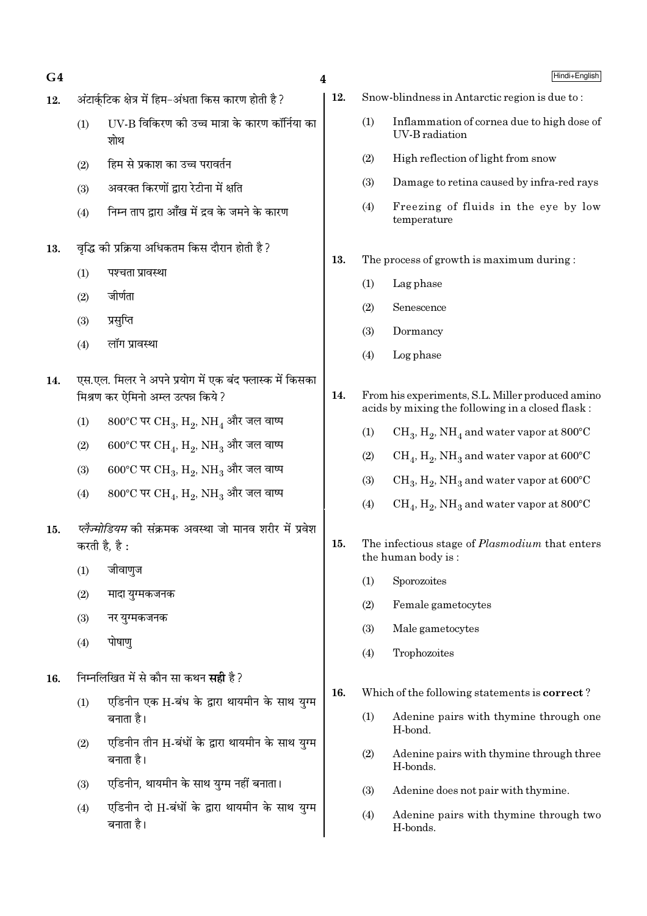12. अंटार्कटिक क्षेत्र में हिम-अंधता किस कारण होती है?

    (1) UV-B विकिरण की उच्च मात्रा के कारण कॉर्निया का शोथ

    (2) हिम से प्रकाश का उच्च परावर्तन

    (3) अवरक्त किरणों द्वारा रेटीना में क्षति

    (4) निम्न ताप द्वारा आँख में द्रव के जमने के कारण

13. वृद्धि की प्रक्रिया अधिकतम किस दौरान होती है?

    (1) पश्चता प्रावस्था

    (2) जीर्णता

    (3) प्रसुप्ति

    (4) लॉग प्रावस्था

14. एस.एल. मिलर ने अपने प्रयोग में एक बंद फ्लास्क में किसका मिश्रण कर ऐमिनो अम्ल उत्पन्न किये?

    (1) 800°C पर $CH_3$, $H_2$, $NH_4$ और जल वाष्प

    (2) 600°C पर $CH_4$, $H_2$, $NH_3$ और जल वाष्प

    (3) 600°C पर $CH_3$, $H_2$, $NH_3$ और जल वाष्प

    (4) 800°C पर $CH_4$, $H_2$, $NH_3$ और जल वाष्प

15. *प्लैज्मोडियम* की संक्रमक अवस्था जो मानव शरीर में प्रवेश करती है, है :

    (1) जीवाणुज

    (2) मादा युग्मकजनक

    (3) नर युग्मकजनक

    (4) पोषाणु

16. निम्नलिखित में से कौन सा कथन **सही** है?

    (1) एडिनीन एक H-बंध के द्वारा थायमीन के साथ युग्म बनाता है।

    (2) एडिनीन तीन H-बंधों के द्वारा थायमीन के साथ युग्म बनाता है।

    (3) एडिनीन, थायमीन के साथ युग्म नहीं बनाता।

    (4) एडिनीन दो H-बंधों के द्वारा थायमीन के साथ युग्म बनाता है।

12. Snow-blindness in Antarctic region is due to :

    (1) Inflammation of cornea due to high dose of UV-B radiation

    (2) High reflection of light from snow

    (3) Damage to retina caused by infra-red rays

    (4) Freezing of fluids in the eye by low temperature

13. The process of growth is maximum during :

    (1) Lag phase

    (2) Senescence

    (3) Dormancy

    (4) Log phase

14. From his experiments, S.L. Miller produced amino acids by mixing the following in a closed flask :

    (1) $CH_3$, $H_2$, $NH_4$ and water vapor at 800°C

    (2) $CH_4$, $H_2$, $NH_3$ and water vapor at 600°C

    (3) $CH_3$, $H_2$, $NH_3$ and water vapor at 600°C

    (4) $CH_4$, $H_2$, $NH_3$ and water vapor at 800°C

15. The infectious stage of *Plasmodium* that enters the human body is :

    (1) Sporozoites

    (2) Female gametocytes

    (3) Male gametocytes

    (4) Trophozoites

16. Which of the following statements is **correct** ?

    (1) Adenine pairs with thymine through one H-bond.

    (2) Adenine pairs with thymine through three H-bonds.

    (3) Adenine does not pair with thymine.

    (4) Adenine pairs with thymine through two H-bonds.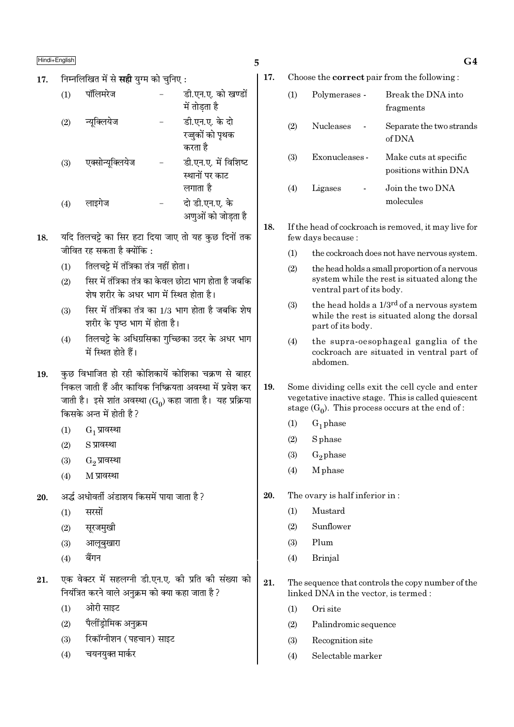17. निम्नलिखित में से **सही** युग्म को चुनिए :

(1) पॉलिमरेज – डी.एन.ए. को खण्डों में तोड़ता है

(2) न्यूक्लियेज – डी.एन.ए. के दो रज्जुकों को पृथक करता है

(3) एक्सोन्यूक्लियेज – डी.एन.ए. में विशिष्ट स्थानों पर काट लगाता है

(4) लाइगेज – दो डी.एन.ए. के अणुओं को जोड़ता है

18. यदि तिलचट्टे का सिर हटा दिया जाए तो यह कुछ दिनों तक जीवित रह सकता है क्योंकि :

(1) तिलचट्टे में तंत्रिका तंत्र नहीं होता।

(2) सिर में तंत्रिका तंत्र का केवल छोटा भाग होता है जबकि शेष शरीर के अधर भाग में स्थित होता है।

(3) सिर में तंत्रिका तंत्र का 1/3 भाग होता है जबकि शेष शरीर के पृष्ठ भाग में होता है।

(4) तिलचट्टे के अधिग्रसिका गुच्छिका उदर के अधर भाग में स्थित होते हैं।

19. कुछ विभाजित हो रही कोशिकायें कोशिका चक्रण से बाहर निकल जाती हैं और कायिक निष्क्रियता अवस्था में प्रवेश कर जाती है। इसे शांत अवस्था ($G_0$) कहा जाता है। यह प्रक्रिया किसके अन्त में होती है?

(1) $G_1$ प्रावस्था

(2) S प्रावस्था

(3) $G_2$ प्रावस्था

(4) M प्रावस्था

20. अर्द्ध अधोवर्ती अंडाशय किसमें पाया जाता है?

(1) सरसों

(2) सूरजमुखी

(3) आलूबुखारा

(4) बैंगन

21. एक वेक्टर में सहलग्नी डी.एन.ए. की प्रति की संख्या को नियंत्रित करने वाले अनुक्रम को क्या कहा जाता है?

(1) ओरी साइट

(2) पैलींड्रोमिक अनुक्रम

(3) रिकॉग्नीशन (पहचान) साइट

(4) चयनयुक्त मार्कर

17. Choose the **correct** pair from the following :

(1) Polymerases - Break the DNA into fragments

(2) Nucleases - Separate the two strands of DNA

(3) Exonucleases - Make cuts at specific positions within DNA

(4) Ligases - Join the two DNA molecules

18. If the head of cockroach is removed, it may live for few days because :

(1) the cockroach does not have nervous system.

(2) the head holds a small proportion of a nervous system while the rest is situated along the ventral part of its body.

(3) the head holds a $1/3^{rd}$ of a nervous system while the rest is situated along the dorsal part of its body.

(4) the supra-oesophageal ganglia of the cockroach are situated in ventral part of abdomen.

19. Some dividing cells exit the cell cycle and enter vegetative inactive stage. This is called quiescent stage ($G_0$). This process occurs at the end of :

(1) $G_1$ phase

(2) S phase

(3) $G_2$ phase

(4) M phase

20. The ovary is half inferior in :

(1) Mustard

(2) Sunflower

(3) Plum

(4) Brinjal

21. The sequence that controls the copy number of the linked DNA in the vector, is termed :

(1) Ori site

(2) Palindromic sequence

(3) Recognition site

(4) Selectable marker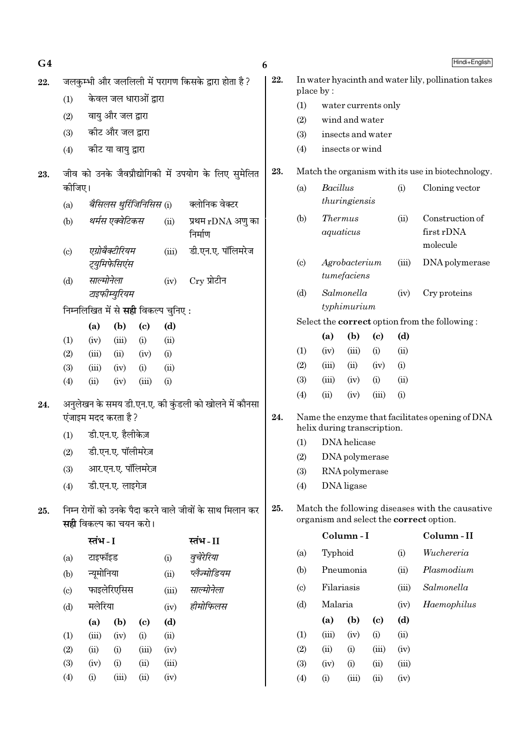22. जलकुम्भी और जललिली में परागण किसके द्वारा होता है ?

(1) केवल जल धाराओं द्वारा

(2) वायु और जल द्वारा

(3) कीट और जल द्वारा

(4) कीट या वायु द्वारा

23. जीव को उनके जैवप्रौद्योगिकी में उपयोग के लिए सुमेलित कीजिए।

| | | | |
|---|---|---|---|
| (a) | *बैसिलस थुरिंजिनिसिस* | (i) | क्लोनिक वेक्टर |
| (b) | *थर्मस एक्वेटिकस* | (ii) | प्रथम rDNA अणु का निर्माण |
| (c) | *एग्रोबैक्टीरियम ट्युमिफेसिएंस* | (iii) | डी.एन.ए. पॉलिमरेज |
| (d) | *साल्मोनेला टाइफीम्युरियम* | (iv) | Cry प्रोटीन |

निम्नलिखित में से **सही** विकल्प चुनिए :

| | (a) | (b) | (c) | (d) |
|---|---|---|---|---|
| (1) | (iv) | (iii) | (i) | (ii) |
| (2) | (iii) | (ii) | (iv) | (i) |
| (3) | (iii) | (iv) | (i) | (ii) |
| (4) | (ii) | (iv) | (iii) | (i) |

24. अनुलेखन के समय डी.एन.ए. की कुंडली को खोलने में कौनसा एंजाइम मदद करता है ?

(1) डी.एन.ए. हैलीकेज़

(2) डी.एन.ए. पॉलीमरेज़

(3) आर.एन.ए. पॉलिमरेज़

(4) डी.एन.ए. लाइगेज़

25. निम्न रोगों को उनके पैदा करने वाले जीवों के साथ मिलान कर **सही** विकल्प का चयन करो।

| | स्तंभ - I | | स्तंभ - II |
|---|---|---|---|
| (a) | टाइफॉइड | (i) | *वुचेरेरिया* |
| (b) | न्यूमोनिया | (ii) | *प्लैज़्मोडियम* |
| (c) | फाइलेरिएसिस | (iii) | *साल्मोनेला* |
| (d) | मलेरिया | (iv) | *हीमोफिलस* |

| | (a) | (b) | (c) | (d) |
|---|---|---|---|---|
| (1) | (iii) | (iv) | (i) | (ii) |
| (2) | (ii) | (i) | (iii) | (iv) |
| (3) | (iv) | (i) | (ii) | (iii) |
| (4) | (i) | (iii) | (ii) | (iv) |

22. In water hyacinth and water lily, pollination takes place by :

(1) water currents only

(2) wind and water

(3) insects and water

(4) insects or wind

23. Match the organism with its use in biotechnology.

| | | | |
|---|---|---|---|
| (a) | *Bacillus thuringiensis* | (i) | Cloning vector |
| (b) | *Thermus aquaticus* | (ii) | Construction of first rDNA molecule |
| (c) | *Agrobacterium tumefaciens* | (iii) | DNA polymerase |
| (d) | *Salmonella typhimurium* | (iv) | Cry proteins |

Select the **correct** option from the following :

| | (a) | (b) | (c) | (d) |
|---|---|---|---|---|
| (1) | (iv) | (iii) | (i) | (ii) |
| (2) | (iii) | (ii) | (iv) | (i) |
| (3) | (iii) | (iv) | (i) | (ii) |
| (4) | (ii) | (iv) | (iii) | (i) |

24. Name the enzyme that facilitates opening of DNA helix during transcription.

(1) DNA helicase

(2) DNA polymerase

(3) RNA polymerase

(4) DNA ligase

25. Match the following diseases with the causative organism and select the **correct** option.

| | Column - I | | Column - II |
|---|---|---|---|
| (a) | Typhoid | (i) | *Wuchereria* |
| (b) | Pneumonia | (ii) | *Plasmodium* |
| (c) | Filariasis | (iii) | *Salmonella* |
| (d) | Malaria | (iv) | *Haemophilus* |

| | (a) | (b) | (c) | (d) |
|---|---|---|---|---|
| (1) | (iii) | (iv) | (i) | (ii) |
| (2) | (ii) | (i) | (iii) | (iv) |
| (3) | (iv) | (i) | (ii) | (iii) |
| (4) | (i) | (iii) | (ii) | (iv) |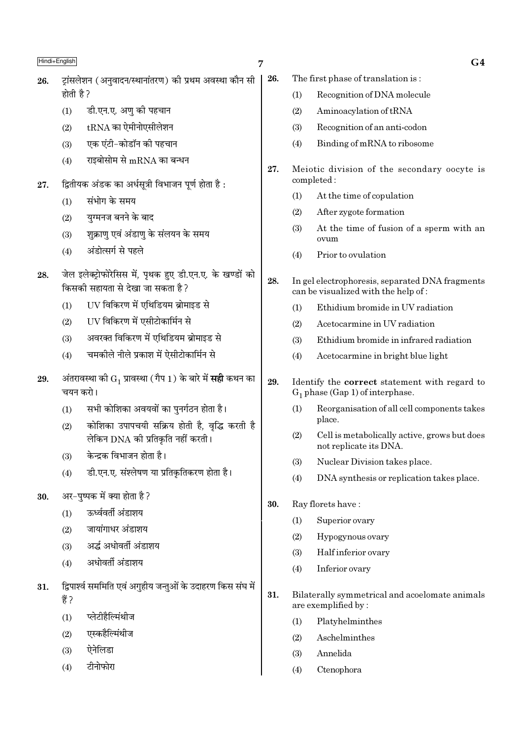26. ट्रांसलेशन (अनुवादन/स्थानांतरण) की प्रथम अवस्था कौन सी होती है?

(1) डी.एन.ए. अणु की पहचान
(2) tRNA का ऐमीनोएसीलेशन
(3) एक एंटी-कोडॉन की पहचान
(4) राइबोसोम से mRNA का बन्धन

27. द्वितीयक अंडक का अर्धसूत्री विभाजन पूर्ण होता है :

(1) संभोग के समय
(2) युग्मनज बनने के बाद
(3) शुक्राणु एवं अंडाणु के संलयन के समय
(4) अंडोत्सर्ग से पहले

28. जेल इलेक्ट्रोफोरेसिस में, पृथक हुए डी.एन.ए. के खण्डों को किसकी सहायता से देखा जा सकता है?

(1) UV विकिरण में एथिडियम ब्रोमाइड से
(2) UV विकिरण में एसीटोकार्मिन से
(3) अवरक्त विकिरण में एथिडियम ब्रोमाइड से
(4) चमकीले नीले प्रकाश में ऐसीटोकार्मिन से

29. अंतरावस्था की $G_1$ प्रावस्था (गैप 1) के बारे में **सही** कथन का चयन करो।

(1) सभी कोशिका अवयवों का पुनर्गठन होता है।
(2) कोशिका उपापचयी सक्रिय होती है, वृद्धि करती है लेकिन DNA की प्रतिकृति नहीं करती।
(3) केन्द्रक विभाजन होता है।
(4) डी.एन.ए. संश्लेषण या प्रतिकृतिकरण होता है।

30. अर-पुष्पक में क्या होता है?

(1) ऊर्ध्ववर्ती अंडाशय
(2) जायांगाधर अंडाशय
(3) अर्द्ध अधोवर्ती अंडाशय
(4) अधोवर्ती अंडाशय

31. द्विपार्श्व सममिति एवं अगुहीय जन्तुओं के उदाहरण किस संघ में हैं?

(1) प्लेटीहैल्मिंथीज
(2) एस्कहैल्मिंथीज
(3) ऐनेलिडा
(4) टीनोफोरा

26. The first phase of translation is :

(1) Recognition of DNA molecule
(2) Aminoacylation of tRNA
(3) Recognition of an anti-codon
(4) Binding of mRNA to ribosome

27. Meiotic division of the secondary oocyte is completed :

(1) At the time of copulation
(2) After zygote formation
(3) At the time of fusion of a sperm with an ovum
(4) Prior to ovulation

28. In gel electrophoresis, separated DNA fragments can be visualized with the help of :

(1) Ethidium bromide in UV radiation
(2) Acetocarmine in UV radiation
(3) Ethidium bromide in infrared radiation
(4) Acetocarmine in bright blue light

29. Identify the **correct** statement with regard to $G_1$ phase (Gap 1) of interphase.

(1) Reorganisation of all cell components takes place.
(2) Cell is metabolically active, grows but does not replicate its DNA.
(3) Nuclear Division takes place.
(4) DNA synthesis or replication takes place.

30. Ray florets have :

(1) Superior ovary
(2) Hypogynous ovary
(3) Half inferior ovary
(4) Inferior ovary

31. Bilaterally symmetrical and acoelomate animals are exemplified by :

(1) Platyhelminthes
(2) Aschelminthes
(3) Annelida
(4) Ctenophora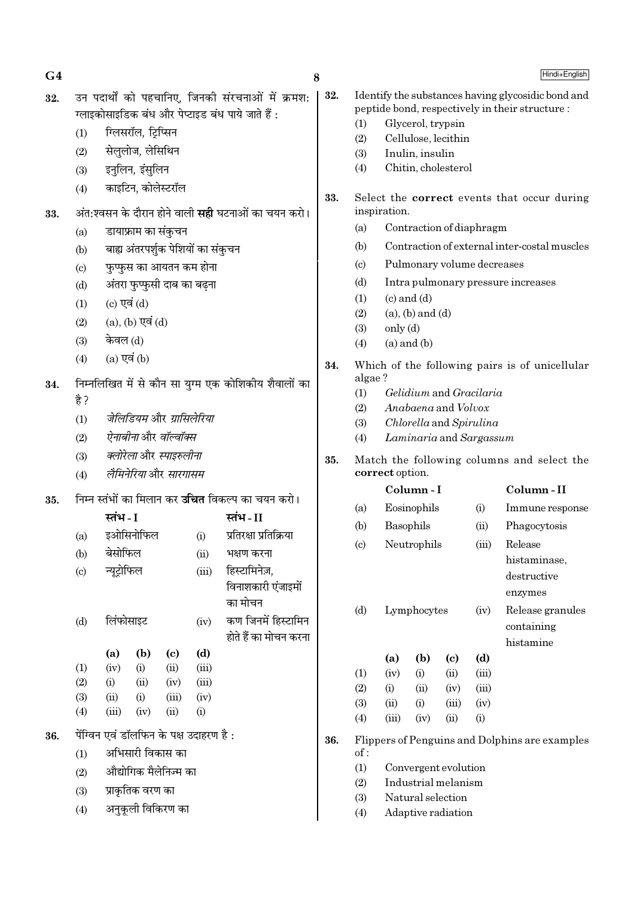32. उन पदार्थों को पहचानिए, जिनकी संरचनाओं में क्रमश: ग्लाइकोसाइडिक बंध और पेप्टाइड बंध पाये जाते हैं :
   (1) ग्लिसरॉल, ट्रिप्सिन
   (2) सेलुलोज, लेसिथिन
   (3) इनुलिन, इंसुलिन
   (4) काइटिन, कोलेस्टरॉल

33. अंत:श्वसन के दौरान होने वाली **सही** घटनाओं का चयन करो।
   (a) डायाफ्राम का संकुचन
   (b) बाह्य अंतरपर्शुक पेशियों का संकुचन
   (c) फुप्फुस का आयतन कम होना
   (d) अंतरा फुप्फुसी दाब का बढ़ना
   (1) (c) एवं (d)
   (2) (a), (b) एवं (d)
   (3) केवल (d)
   (4) (a) एवं (b)

34. निम्नलिखित में से कौन सा युग्म एक कोशिकीय शैवालों का है ?
   (1) *जेलिडियम* और *ग्रासिलेरिया*
   (2) *ऐनाबीना* और *वॉल्वॉक्स*
   (3) *क्लोरेला* और *स्पाइरुलीना*
   (4) *लैमिनेरिया* और *सारगासम*

35. निम्न स्तंभों का मिलान कर **उचित** विकल्प का चयन करो।

| | स्तंभ - I | | स्तंभ - II |
|---|---|---|---|
| (a) | इओसिनोफिल | (i) | प्रतिरक्षा प्रतिक्रिया |
| (b) | बेसोफिल | (ii) | भक्षण करना |
| (c) | न्यूट्रोफिल | (iii) | हिस्टामिनेज़, विनाशकारी एंजाइमों का मोचन |
| (d) | लिंफोसाइट | (iv) | कण जिनमें हिस्टामिन होते हैं का मोचन करना |

| | (a) | (b) | (c) | (d) |
|---|---|---|---|---|
| (1) | (iv) | (i) | (ii) | (iii) |
| (2) | (i) | (ii) | (iv) | (iii) |
| (3) | (ii) | (i) | (iii) | (iv) |
| (4) | (iii) | (iv) | (ii) | (i) |

36. पेंग्विन एवं डॉलफिन के पक्ष उदाहरण है :
   (1) अभिसारी विकास का
   (2) औद्योगिक मैलेनिज्म का
   (3) प्राकृतिक वरण का
   (4) अनुकूली विकिरण का

32. Identify the substances having glycosidic bond and peptide bond, respectively in their structure :
   (1) Glycerol, trypsin
   (2) Cellulose, lecithin
   (3) Inulin, insulin
   (4) Chitin, cholesterol

33. Select the **correct** events that occur during inspiration.
   (a) Contraction of diaphragm
   (b) Contraction of external inter-costal muscles
   (c) Pulmonary volume decreases
   (d) Intra pulmonary pressure increases
   (1) (c) and (d)
   (2) (a), (b) and (d)
   (3) only (d)
   (4) (a) and (b)

34. Which of the following pairs is of unicellular algae ?
   (1) *Gelidium* and *Gracilaria*
   (2) *Anabaena* and *Volvox*
   (3) *Chlorella* and *Spirulina*
   (4) *Laminaria* and *Sargassum*

35. Match the following columns and select the **correct** option.

| | Column - I | | Column - II |
|---|---|---|---|
| (a) | Eosinophils | (i) | Immune response |
| (b) | Basophils | (ii) | Phagocytosis |
| (c) | Neutrophils | (iii) | Release histaminase, destructive enzymes |
| (d) | Lymphocytes | (iv) | Release granules containing histamine |

| | (a) | (b) | (c) | (d) |
|---|---|---|---|---|
| (1) | (iv) | (i) | (ii) | (iii) |
| (2) | (i) | (ii) | (iv) | (iii) |
| (3) | (ii) | (i) | (iii) | (iv) |
| (4) | (iii) | (iv) | (ii) | (i) |

36. Flippers of Penguins and Dolphins are examples of :
   (1) Convergent evolution
   (2) Industrial melanism
   (3) Natural selection
   (4) Adaptive radiation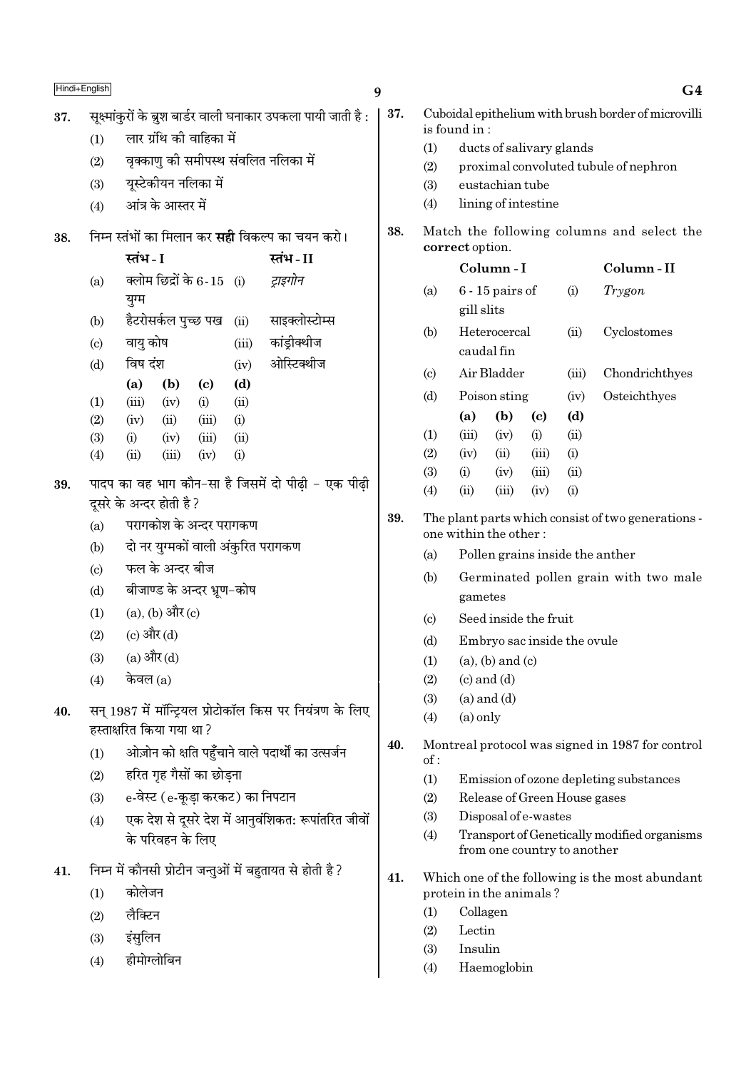37. सूक्ष्मांकुरों के ब्रुश बार्डर वाली घनाकार उपकला पायी जाती है :

(1) लार ग्रंथि की वाहिका में
(2) वृक्काणु की समीपस्थ संवलित नलिका में
(3) यूस्टेकीयन नलिका में
(4) आंत्र के आस्तर में

38. निम्न स्तंभों का मिलान कर **सही** विकल्प का चयन करो।

| | स्तंभ - I | | स्तंभ - II |
|---|---|---|---|
| (a) | क्लोम छिद्रों के 6-15 युग्म | (i) | *ट्राइगोन* |
| (b) | हैटरोसर्कल पुच्छ पख | (ii) | साइक्लोस्टोम्स |
| (c) | वायु कोष | (iii) | कांड्रीक्थीज |
| (d) | विष दंश | (iv) | ओस्टिक्थीज |

| | (a) | (b) | (c) | (d) |
|---|---|---|---|---|
| (1) | (iii) | (iv) | (i) | (ii) |
| (2) | (iv) | (ii) | (iii) | (i) |
| (3) | (i) | (iv) | (iii) | (ii) |
| (4) | (ii) | (iii) | (iv) | (i) |

39. पादप का वह भाग कौन-सा है जिसमें दो पीढ़ी - एक पीढ़ी दूसरे के अन्दर होती है?

(a) परागकोश के अन्दर परागकण
(b) दो नर युग्मकों वाली अंकुरित परागकण
(c) फल के अन्दर बीज
(d) बीजाण्ड के अन्दर भ्रूण-कोष

(1) (a), (b) और (c)
(2) (c) और (d)
(3) (a) और (d)
(4) केवल (a)

40. सन् 1987 में मॉन्ट्रियल प्रोटोकॉल किस पर नियंत्रण के लिए हस्ताक्षरित किया गया था?

(1) ओज़ोन को क्षति पहुँचाने वाले पदार्थों का उत्सर्जन
(2) हरित गृह गैसों का छोड़ना
(3) e-वेस्ट (e-कूड़ा करकट) का निपटान
(4) एक देश से दूसरे देश में आनुवंशिकतः रूपांतरित जीवों के परिवहन के लिए

41. निम्न में कौनसी प्रोटीन जन्तुओं में बहुतायत से होती है?

(1) कोलेजन
(2) लैक्टिन
(3) इंसुलिन
(4) हीमोग्लोबिन

37. Cuboidal epithelium with brush border of microvilli is found in :

(1) ducts of salivary glands
(2) proximal convoluted tubule of nephron
(3) eustachian tube
(4) lining of intestine

38. Match the following columns and select the **correct** option.

| | Column - I | | Column - II |
|---|---|---|---|
| (a) | 6 - 15 pairs of gill slits | (i) | *Trygon* |
| (b) | Heterocercal caudal fin | (ii) | Cyclostomes |
| (c) | Air Bladder | (iii) | Chondrichthyes |
| (d) | Poison sting | (iv) | Osteichthyes |

| | (a) | (b) | (c) | (d) |
|---|---|---|---|---|
| (1) | (iii) | (iv) | (i) | (ii) |
| (2) | (iv) | (ii) | (iii) | (i) |
| (3) | (i) | (iv) | (iii) | (ii) |
| (4) | (ii) | (iii) | (iv) | (i) |

39. The plant parts which consist of two generations - one within the other :

(a) Pollen grains inside the anther
(b) Germinated pollen grain with two male gametes
(c) Seed inside the fruit
(d) Embryo sac inside the ovule

(1) (a), (b) and (c)
(2) (c) and (d)
(3) (a) and (d)
(4) (a) only

40. Montreal protocol was signed in 1987 for control of :

(1) Emission of ozone depleting substances
(2) Release of Green House gases
(3) Disposal of e-wastes
(4) Transport of Genetically modified organisms from one country to another

41. Which one of the following is the most abundant protein in the animals?

(1) Collagen
(2) Lectin
(3) Insulin
(4) Haemoglobin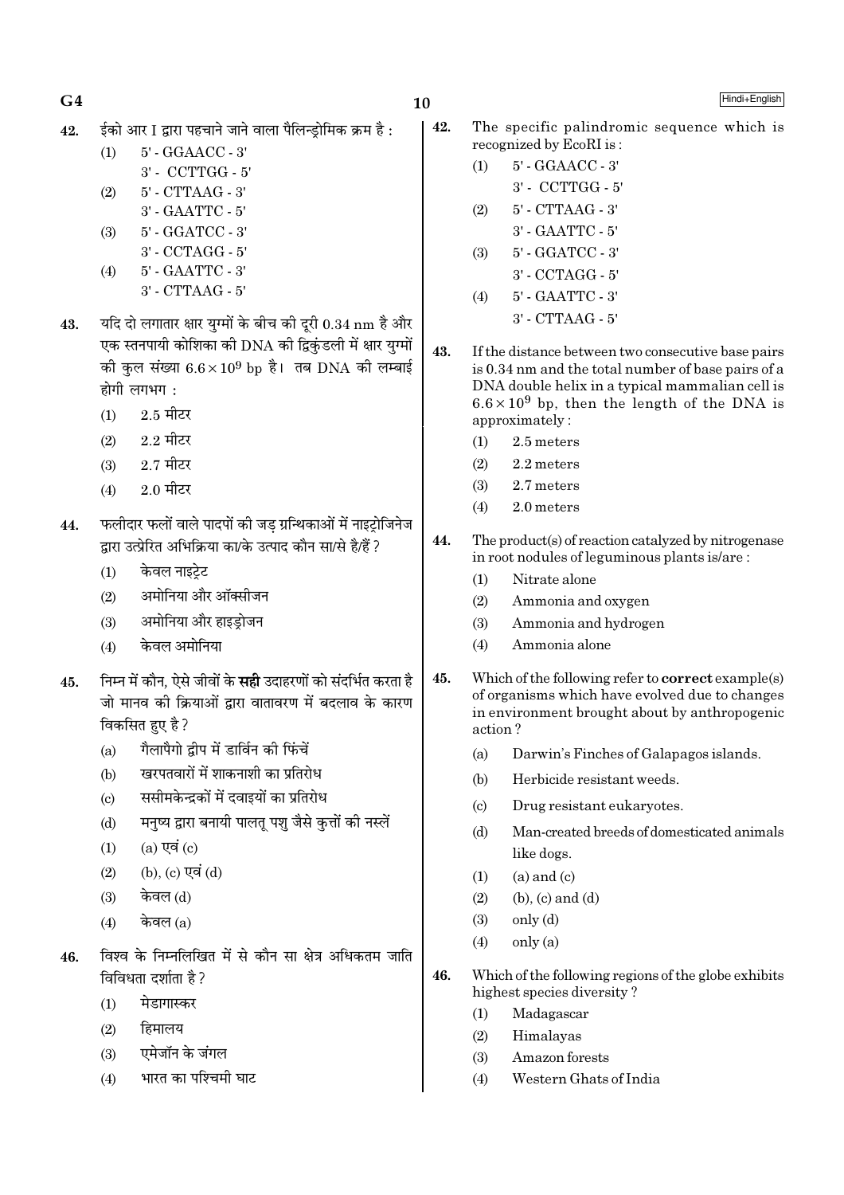42. ईको आर I द्वारा पहचाने जाने वाला पैलिन्ड्रोमिक क्रम है :

(1) 5' - GGAACC - 3'
    3' - CCTTGG - 5'

(2) 5' - CTTAAG - 3'
    3' - GAATTC - 5'

(3) 5' - GGATCC - 3'
    3' - CCTAGG - 5'

(4) 5' - GAATTC - 3'
    3' - CTTAAG - 5'

43. यदि दो लगातार क्षार युग्मों के बीच की दूरी 0.34 nm है और एक स्तनपायी कोशिका की DNA की द्विकुंडली में क्षार युग्मों की कुल संख्या $6.6 \times 10^9$ bp है। तब DNA की लम्बाई होगी लगभग :

(1) 2.5 मीटर
(2) 2.2 मीटर
(3) 2.7 मीटर
(4) 2.0 मीटर

44. फलीदार फलों वाले पादपों की जड़ ग्रन्थिकाओं में नाइट्रोजिनेज द्वारा उत्प्रेरित अभिक्रिया का/के उत्पाद कौन सा/से है/हैं ?

(1) केवल नाइट्रेट
(2) अमोनिया और ऑक्सीजन
(3) अमोनिया और हाइड्रोजन
(4) केवल अमोनिया

45. निम्न में कौन, ऐसे जीवों के **सही** उदाहरणों को संदर्भित करता है जो मानव की क्रियाओं द्वारा वातावरण में बदलाव के कारण विकसित हुए है ?

(a) गैलापैगो द्वीप में डार्विन की फिंचें
(b) खरपतवारों में शाकनाशी का प्रतिरोध
(c) ससीमकेन्द्रकों में दवाइयों का प्रतिरोध
(d) मनुष्य द्वारा बनायी पालतू पशु जैसे कुत्तों की नस्लें

(1) (a) एवं (c)
(2) (b), (c) एवं (d)
(3) केवल (d)
(4) केवल (a)

46. विश्व के निम्नलिखित में से कौन सा क्षेत्र अधिकतम जाति विविधता दर्शाता है ?

(1) मेडागास्कर
(2) हिमालय
(3) एमेजॉन के जंगल
(4) भारत का पश्चिमी घाट

42. The specific palindromic sequence which is recognized by EcoRI is :

(1) 5' - GGAACC - 3'
    3' - CCTTGG - 5'

(2) 5' - CTTAAG - 3'
    3' - GAATTC - 5'

(3) 5' - GGATCC - 3'
    3' - CCTAGG - 5'

(4) 5' - GAATTC - 3'
    3' - CTTAAG - 5'

43. If the distance between two consecutive base pairs is 0.34 nm and the total number of base pairs of a DNA double helix in a typical mammalian cell is $6.6 \times 10^9$ bp, then the length of the DNA is approximately :

(1) 2.5 meters
(2) 2.2 meters
(3) 2.7 meters
(4) 2.0 meters

44. The product(s) of reaction catalyzed by nitrogenase in root nodules of leguminous plants is/are :

(1) Nitrate alone
(2) Ammonia and oxygen
(3) Ammonia and hydrogen
(4) Ammonia alone

45. Which of the following refer to **correct** example(s) of organisms which have evolved due to changes in environment brought about by anthropogenic action ?

(a) Darwin's Finches of Galapagos islands.
(b) Herbicide resistant weeds.
(c) Drug resistant eukaryotes.
(d) Man-created breeds of domesticated animals like dogs.

(1) (a) and (c)
(2) (b), (c) and (d)
(3) only (d)
(4) only (a)

46. Which of the following regions of the globe exhibits highest species diversity ?

(1) Madagascar
(2) Himalayas
(3) Amazon forests
(4) Western Ghats of India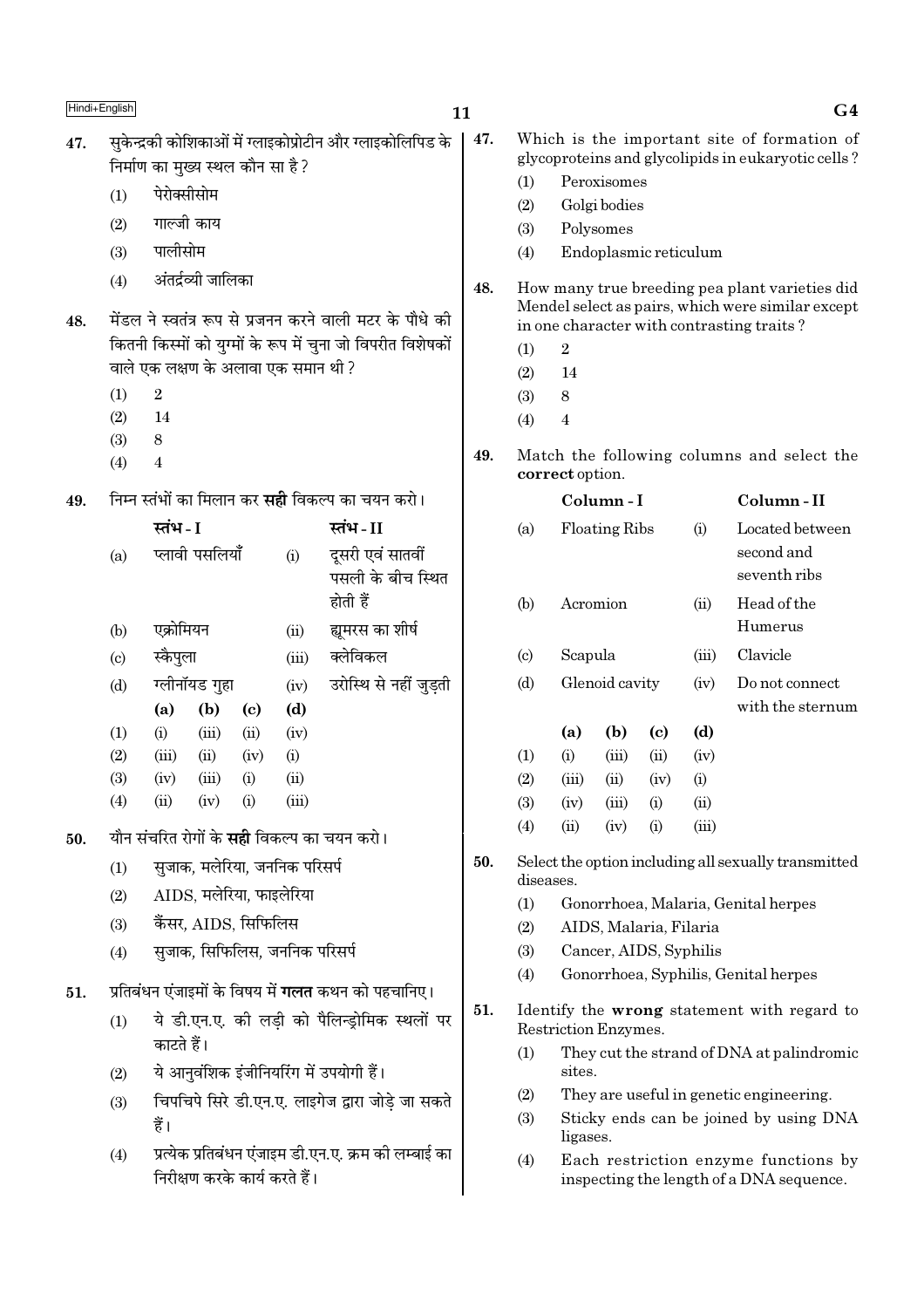47. सुकेन्द्रकी कोशिकाओं में ग्लाइकोप्रोटीन और ग्लाइकोलिपिड के निर्माण का मुख्य स्थल कौन सा है ?

(1) पेरोक्सीसोम
(2) गाल्जी काय
(3) पालीसोम
(4) अंतर्द्रव्यी जालिका

48. मेंडल ने स्वतंत्र रूप से प्रजनन करने वाली मटर के पौधे की कितनी किस्मों को युग्मों के रूप में चुना जो विपरीत विशेषकों वाले एक लक्षण के अलावा एक समान थी ?

(1) 2
(2) 14
(3) 8
(4) 4

49. निम्न स्तंभों का मिलान कर **सही** विकल्प का चयन करो।

| | स्तंभ - I | | स्तंभ - II |
|---|---|---|---|
| (a) | प्लावी पसलियाँ | (i) | दूसरी एवं सातवीं पसली के बीच स्थित होती हैं |
| (b) | एक्रोमियन | (ii) | ह्यूमरस का शीर्ष |
| (c) | स्कैपुला | (iii) | क्लेविकल |
| (d) | ग्लीनॉयड गुहा | (iv) | उरोस्थि से नहीं जुड़ती |

| | (a) | (b) | (c) | (d) |
|---|---|---|---|---|
| (1) | (i) | (iii) | (ii) | (iv) |
| (2) | (iii) | (ii) | (iv) | (i) |
| (3) | (iv) | (iii) | (i) | (ii) |
| (4) | (ii) | (iv) | (i) | (iii) |

50. यौन संचरित रोगों के **सही** विकल्प का चयन करो।

(1) सुजाक, मलेरिया, जननिक परिसर्प
(2) AIDS, मलेरिया, फाइलेरिया
(3) कैंसर, AIDS, सिफिलिस
(4) सुजाक, सिफिलिस, जननिक परिसर्प

51. प्रतिबंधन एंजाइमों के विषय में **गलत** कथन को पहचानिए।

(1) ये डी.एन.ए. की लड़ी को पैलिन्ड्रोमिक स्थलों पर काटते हैं।
(2) ये आनुवंशिक इंजीनियरिंग में उपयोगी हैं।
(3) चिपचिपे सिरे डी.एन.ए. लाइगेज द्वारा जोड़े जा सकते हैं।
(4) प्रत्येक प्रतिबंधन एंजाइम डी.एन.ए. क्रम की लम्बाई का निरीक्षण करके कार्य करते हैं।

47. Which is the important site of formation of glycoproteins and glycolipids in eukaryotic cells ?

(1) Peroxisomes
(2) Golgi bodies
(3) Polysomes
(4) Endoplasmic reticulum

48. How many true breeding pea plant varieties did Mendel select as pairs, which were similar except in one character with contrasting traits ?

(1) 2
(2) 14
(3) 8
(4) 4

49. Match the following columns and select the **correct** option.

| | Column - I | | Column - II |
|---|---|---|---|
| (a) | Floating Ribs | (i) | Located between second and seventh ribs |
| (b) | Acromion | (ii) | Head of the Humerus |
| (c) | Scapula | (iii) | Clavicle |
| (d) | Glenoid cavity | (iv) | Do not connect with the sternum |

| | (a) | (b) | (c) | (d) |
|---|---|---|---|---|
| (1) | (i) | (iii) | (ii) | (iv) |
| (2) | (iii) | (ii) | (iv) | (i) |
| (3) | (iv) | (iii) | (i) | (ii) |
| (4) | (ii) | (iv) | (i) | (iii) |

50. Select the option including all sexually transmitted diseases.

(1) Gonorrhoea, Malaria, Genital herpes
(2) AIDS, Malaria, Filaria
(3) Cancer, AIDS, Syphilis
(4) Gonorrhoea, Syphilis, Genital herpes

51. Identify the **wrong** statement with regard to Restriction Enzymes.

(1) They cut the strand of DNA at palindromic sites.
(2) They are useful in genetic engineering.
(3) Sticky ends can be joined by using DNA ligases.
(4) Each restriction enzyme functions by inspecting the length of a DNA sequence.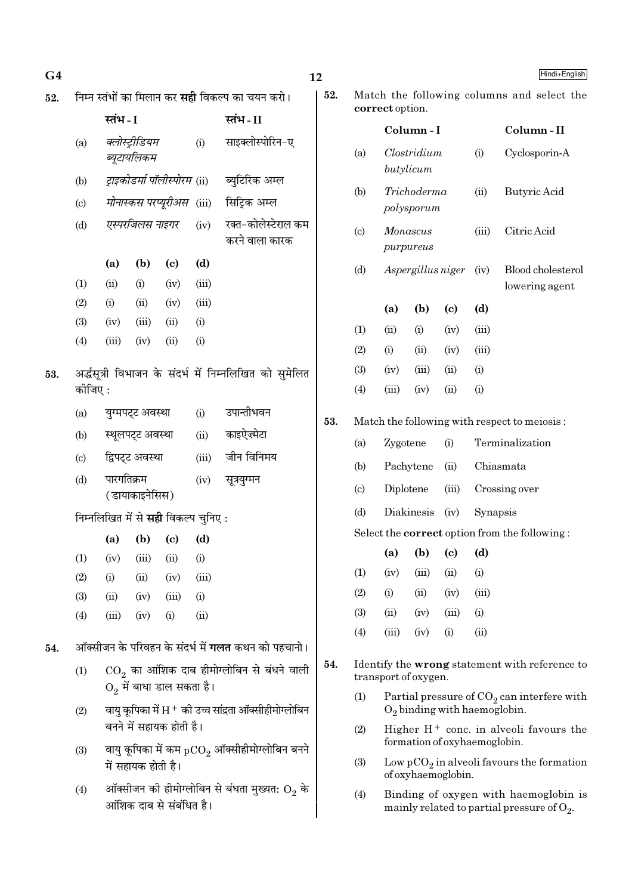52. निम्न स्तंभों का मिलान कर **सही** विकल्प का चयन करो।

| | स्तंभ - I | | स्तंभ - II |
|---|---|---|---|
| (a) | *क्लोस्ट्रीडियम ब्यूटायलिकम* | (i) | साइक्लोस्पोरिन-ए |
| (b) | *ट्राइकोडर्मा पॉलीस्पोरम* | (ii) | ब्युटिरिक अम्ल |
| (c) | *मोनास्कस परप्यूरीअस* | (iii) | सिट्रिक अम्ल |
| (d) | *एस्परजिलस नाइगर* | (iv) | रक्त-कोलेस्टेराल कम करने वाला कारक |

| | (a) | (b) | (c) | (d) |
|---|---|---|---|---|
| (1) | (ii) | (i) | (iv) | (iii) |
| (2) | (i) | (ii) | (iv) | (iii) |
| (3) | (iv) | (iii) | (ii) | (i) |
| (4) | (iii) | (iv) | (ii) | (i) |

53. अर्द्धसूत्री विभाजन के संदर्भ में निम्नलिखित को सुमेलित कीजिए :

| | | | |
|---|---|---|---|
| (a) | युग्मपट्ट अवस्था | (i) | उपान्तीभवन |
| (b) | स्थूलपट्ट अवस्था | (ii) | काइऐज़्मेटा |
| (c) | द्विपट्ट अवस्था | (iii) | जीन विनिमय |
| (d) | पारगतिक्रम (डायाकाइनेसिस) | (iv) | सूत्रयुग्मन |

निम्नलिखित में से **सही** विकल्प चुनिए :

| | (a) | (b) | (c) | (d) |
|---|---|---|---|---|
| (1) | (iv) | (iii) | (ii) | (i) |
| (2) | (i) | (ii) | (iv) | (iii) |
| (3) | (ii) | (iv) | (iii) | (i) |
| (4) | (iii) | (iv) | (i) | (ii) |

54. ऑक्सीजन के परिवहन के संदर्भ में **गलत** कथन को पहचानो।

(1) $CO_2$ का आंशिक दाब हीमोग्लोबिन से बंधने वाली $O_2$ में बाधा डाल सकता है।

(2) वायु कूपिका में $H^+$ की उच्च सांद्रता ऑक्सीहीमोग्लोबिन बनने में सहायक होती है।

(3) वायु कूपिका में कम $pCO_2$ ऑक्सीहीमोग्लोबिन बनने में सहायक होती है।

(4) ऑक्सीजन की हीमोग्लोबिन से बंधता मुख्यत: $O_2$ के आंशिक दाब से संबंधित है।

52. Match the following columns and select the **correct** option.

| | Column - I | | Column - II |
|---|---|---|---|
| (a) | *Clostridium butylicum* | (i) | Cyclosporin-A |
| (b) | *Trichoderma polysporum* | (ii) | Butyric Acid |
| (c) | *Monascus purpureus* | (iii) | Citric Acid |
| (d) | *Aspergillus niger* | (iv) | Blood cholesterol lowering agent |

| | (a) | (b) | (c) | (d) |
|---|---|---|---|---|
| (1) | (ii) | (i) | (iv) | (iii) |
| (2) | (i) | (ii) | (iv) | (iii) |
| (3) | (iv) | (iii) | (ii) | (i) |
| (4) | (iii) | (iv) | (ii) | (i) |

53. Match the following with respect to meiosis :

| | | | |
|---|---|---|---|
| (a) | Zygotene | (i) | Terminalization |
| (b) | Pachytene | (ii) | Chiasmata |
| (c) | Diplotene | (iii) | Crossing over |
| (d) | Diakinesis | (iv) | Synapsis |

Select the **correct** option from the following :

| | (a) | (b) | (c) | (d) |
|---|---|---|---|---|
| (1) | (iv) | (iii) | (ii) | (i) |
| (2) | (i) | (ii) | (iv) | (iii) |
| (3) | (ii) | (iv) | (iii) | (i) |
| (4) | (iii) | (iv) | (i) | (ii) |

54. Identify the **wrong** statement with reference to transport of oxygen.

(1) Partial pressure of $CO_2$ can interfere with $O_2$ binding with haemoglobin.

(2) Higher $H^+$ conc. in alveoli favours the formation of oxyhaemoglobin.

(3) Low $pCO_2$ in alveoli favours the formation of oxyhaemoglobin.

(4) Binding of oxygen with haemoglobin is mainly related to partial pressure of $O_2$.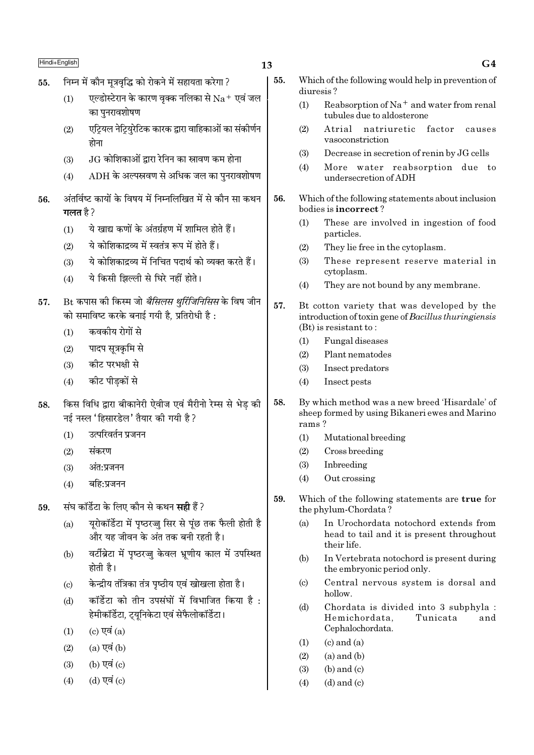55. निम्न में कौन मूत्रवृद्धि को रोकने में सहायता करेगा ?
   (1) एल्डोस्टेरान के कारण वृक्क नलिका से $Na^+$ एवं जल का पुनरावशोषण
   (2) एट्रियल नेट्रियुरेटिक कारक द्वारा वाहिकाओं का संकीर्णन होना
   (3) JG कोशिकाओं द्वारा रेनिन का स्रावण कम होना
   (4) ADH के अल्पस्रवण से अधिक जल का पुनरावशोषण

56. अंतर्विष्ट कायों के विषय में निम्नलिखित में से कौन सा कथन **गलत** है ?
   (1) ये खाद्य कणों के अंतर्ग्रहण में शामिल होते हैं।
   (2) ये कोशिकाद्रव्य में स्वतंत्र रूप में होते हैं।
   (3) ये कोशिकाद्रव्य में निचित पदार्थ को व्यक्त करते हैं।
   (4) ये किसी झिल्ली से घिरे नहीं होते।

57. Bt कपास की किस्म जो *बैसिलस थुरिंजिनिसिस* के विष जीन को समाविष्ट करके बनाई गयी है, प्रतिरोधी है :
   (1) कवकीय रोगों से
   (2) पादप सूत्रकृमि से
   (3) कीट परभक्षी से
   (4) कीट पीड़कों से

58. किस विधि द्वारा बीकानेरी ऐवीज एवं मैरीनो रेम्स से भेड़ की नई नस्ल 'हिसारडेल' तैयार की गयी है ?
   (1) उत्परिवर्तन प्रजनन
   (2) संकरण
   (3) अंत:प्रजनन
   (4) बहि:प्रजनन

59. संघ कॉर्डेटा के लिए कौन से कथन **सही** हैं ?
   (a) यूरोकॉर्डेटा में पृष्ठरज्जु सिर से पूंछ तक फैली होती है और यह जीवन के अंत तक बनी रहती है।
   (b) वर्टीब्रेटा में पृष्ठरज्जु केवल भ्रूणीय काल में उपस्थित होती है।
   (c) केन्द्रीय तंत्रिका तंत्र पृष्ठीय एवं खोखला होता है।
   (d) कॉर्डेटा को तीन उपसंघों में विभाजित किया है : हेमीकॉर्डेटा, ट्यूनिकेटा एवं सेफैलोकॉर्डेटा।
   (1) (c) एवं (a)
   (2) (a) एवं (b)
   (3) (b) एवं (c)
   (4) (d) एवं (c)

55. Which of the following would help in prevention of diuresis ?
   (1) Reabsorption of $Na^+$ and water from renal tubules due to aldosterone
   (2) Atrial natriuretic factor causes vasoconstriction
   (3) Decrease in secretion of renin by JG cells
   (4) More water reabsorption due to undersecretion of ADH

56. Which of the following statements about inclusion bodies is **incorrect** ?
   (1) These are involved in ingestion of food particles.
   (2) They lie free in the cytoplasm.
   (3) These represent reserve material in cytoplasm.
   (4) They are not bound by any membrane.

57. Bt cotton variety that was developed by the introduction of toxin gene of *Bacillus thuringiensis* (Bt) is resistant to :
   (1) Fungal diseases
   (2) Plant nematodes
   (3) Insect predators
   (4) Insect pests

58. By which method was a new breed 'Hisardale' of sheep formed by using Bikaneri ewes and Marino rams ?
   (1) Mutational breeding
   (2) Cross breeding
   (3) Inbreeding
   (4) Out crossing

59. Which of the following statements are **true** for the phylum-Chordata ?
   (a) In Urochordata notochord extends from head to tail and it is present throughout their life.
   (b) In Vertebrata notochord is present during the embryonic period only.
   (c) Central nervous system is dorsal and hollow.
   (d) Chordata is divided into 3 subphyla : Hemichordata, Tunicata and Cephalochordata.
   (1) (c) and (a)
   (2) (a) and (b)
   (3) (b) and (c)
   (4) (d) and (c)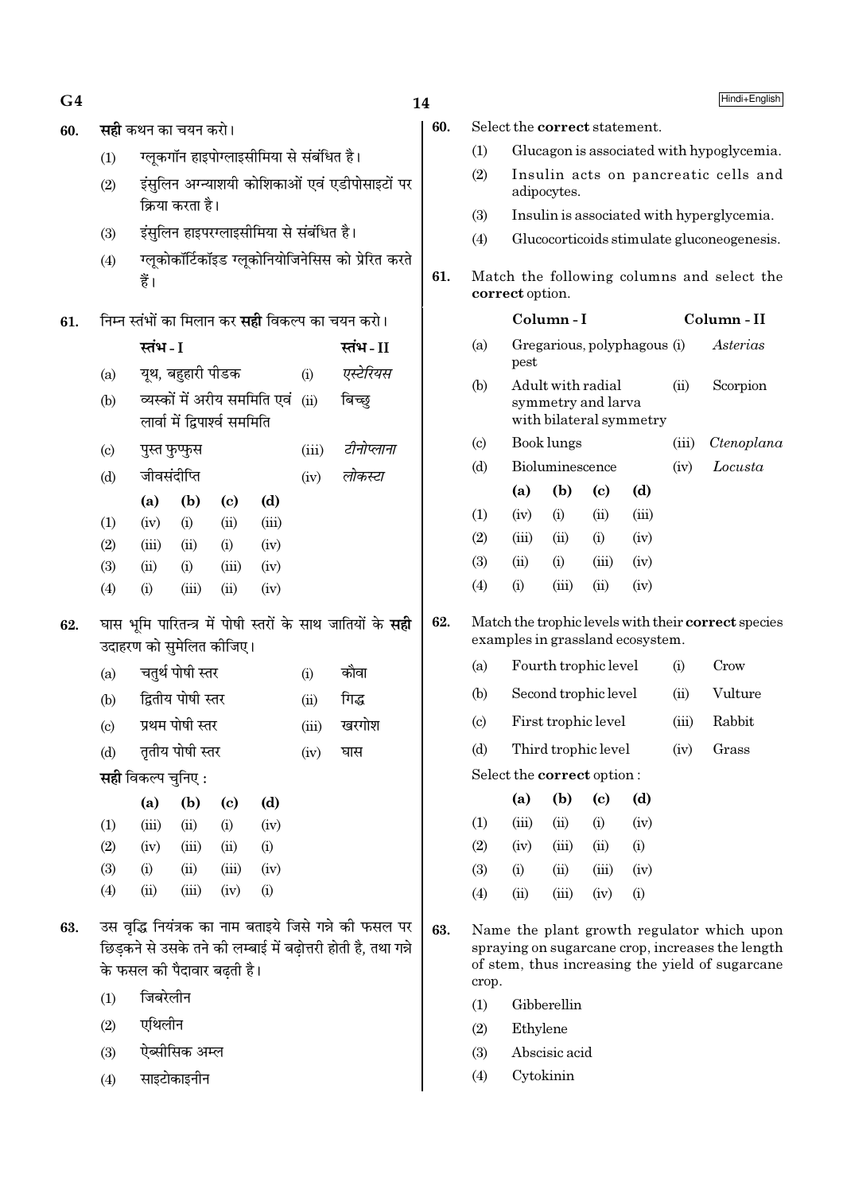60. **सही** कथन का चयन करो।

(1) ग्लूकगॉन हाइपोग्लाइसीमिया से संबंधित है।

(2) इंसुलिन अग्न्याशयी कोशिकाओं एवं एडीपोसाइटों पर क्रिया करता है।

(3) इंसुलिन हाइपरग्लाइसीमिया से संबंधित है।

(4) ग्लूकोकॉर्टिकॉइड ग्लूकोनियोजिनेसिस को प्रेरित करते हैं।

61. निम्न स्तंभों का मिलान कर **सही** विकल्प का चयन करो।

| | स्तंभ - I | | स्तंभ - II |
|---|---|---|---|
| (a) | यूथ, बहुहारी पीडक | (i) | *एस्टेरियस* |
| (b) | व्यस्कों में अरीय सममिति एवं लार्वा में द्विपार्श्व सममिति | (ii) | बिच्छु |
| (c) | पुस्त फुप्फुस | (iii) | *टीनोप्लाना* |
| (d) | जीवसंदीप्ति | (iv) | *लोकस्टा* |

| | (a) | (b) | (c) | (d) |
|---|---|---|---|---|
| (1) | (iv) | (i) | (ii) | (iii) |
| (2) | (iii) | (ii) | (i) | (iv) |
| (3) | (ii) | (i) | (iii) | (iv) |
| (4) | (i) | (iii) | (ii) | (iv) |

62. घास भूमि पारितन्त्र में पोषी स्तरों के साथ जातियों के **सही** उदाहरण को सुमेलित कीजिए।

| | | | |
|---|---|---|---|
| (a) | चतुर्थ पोषी स्तर | (i) | कौवा |
| (b) | द्वितीय पोषी स्तर | (ii) | गिद्ध |
| (c) | प्रथम पोषी स्तर | (iii) | खरगोश |
| (d) | तृतीय पोषी स्तर | (iv) | घास |

**सही** विकल्प चुनिए :

| | (a) | (b) | (c) | (d) |
|---|---|---|---|---|
| (1) | (iii) | (ii) | (i) | (iv) |
| (2) | (iv) | (iii) | (ii) | (i) |
| (3) | (i) | (ii) | (iii) | (iv) |
| (4) | (ii) | (iii) | (iv) | (i) |

63. उस वृद्धि नियंत्रक का नाम बताइये जिसे गन्ने की फसल पर छिड़कने से उसके तने की लम्बाई में बढ़ोत्तरी होती है, तथा गन्ने के फसल की पैदावार बढ़ती है।

(1) जिबरेलीन

(2) एथिलीन

(3) ऐब्सीसिक अम्ल

(4) साइटोकाइनीन

60. Select the **correct** statement.

(1) Glucagon is associated with hypoglycemia.

(2) Insulin acts on pancreatic cells and adipocytes.

(3) Insulin is associated with hyperglycemia.

(4) Glucocorticoids stimulate gluconeogenesis.

61. Match the following columns and select the **correct** option.

| | Column - I | | Column - II |
|---|---|---|---|
| (a) | Gregarious, polyphagous pest | (i) | *Asterias* |
| (b) | Adult with radial symmetry and larva with bilateral symmetry | (ii) | Scorpion |
| (c) | Book lungs | (iii) | *Ctenoplana* |
| (d) | Bioluminescence | (iv) | *Locusta* |

| | (a) | (b) | (c) | (d) |
|---|---|---|---|---|
| (1) | (iv) | (i) | (ii) | (iii) |
| (2) | (iii) | (ii) | (i) | (iv) |
| (3) | (ii) | (i) | (iii) | (iv) |
| (4) | (i) | (iii) | (ii) | (iv) |

62. Match the trophic levels with their **correct** species examples in grassland ecosystem.

| | | | |
|---|---|---|---|
| (a) | Fourth trophic level | (i) | Crow |
| (b) | Second trophic level | (ii) | Vulture |
| (c) | First trophic level | (iii) | Rabbit |
| (d) | Third trophic level | (iv) | Grass |

Select the **correct** option :

| | (a) | (b) | (c) | (d) |
|---|---|---|---|---|
| (1) | (iii) | (ii) | (i) | (iv) |
| (2) | (iv) | (iii) | (ii) | (i) |
| (3) | (i) | (ii) | (iii) | (iv) |
| (4) | (ii) | (iii) | (iv) | (i) |

63. Name the plant growth regulator which upon spraying on sugarcane crop, increases the length of stem, thus increasing the yield of sugarcane crop.

(1) Gibberellin

(2) Ethylene

(3) Abscisic acid

(4) Cytokinin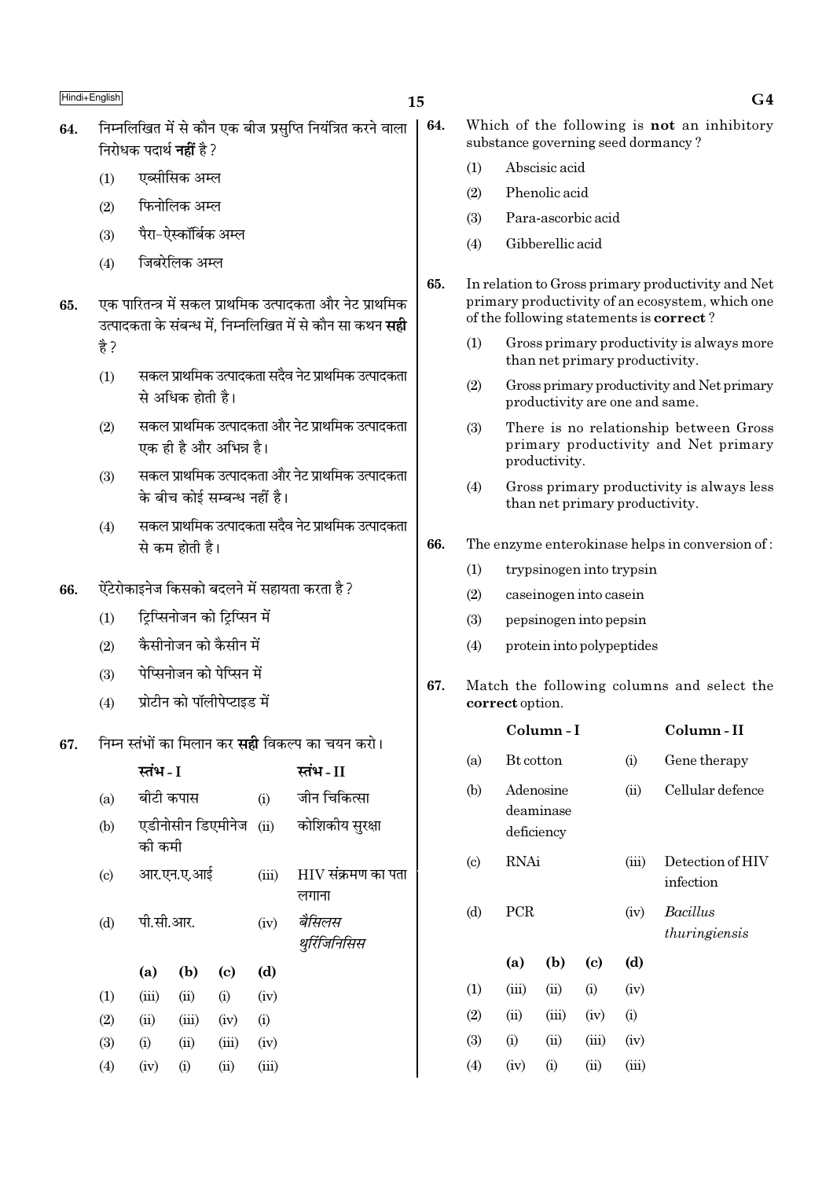64. निम्नलिखित में से कौन एक बीज प्रसुप्ति नियंत्रित करने वाला निरोधक पदार्थ **नहीं** है ?

(1) एब्सीसिक अम्ल
(2) फिनोलिक अम्ल
(3) पैरा–ऐस्कॉर्बिक अम्ल
(4) जिबरेलिक अम्ल

65. एक पारितन्त्र में सकल प्राथमिक उत्पादकता और नेट प्राथमिक उत्पादकता के संबन्ध में, निम्नलिखित में से कौन सा कथन **सही** है ?

(1) सकल प्राथमिक उत्पादकता सदैव नेट प्राथमिक उत्पादकता से अधिक होती है।
(2) सकल प्राथमिक उत्पादकता और नेट प्राथमिक उत्पादकता एक ही है और अभिन्न है।
(3) सकल प्राथमिक उत्पादकता और नेट प्राथमिक उत्पादकता के बीच कोई सम्बन्ध नहीं है।
(4) सकल प्राथमिक उत्पादकता सदैव नेट प्राथमिक उत्पादकता से कम होती है।

66. ऐंटेरोकाइनेज किसको बदलने में सहायता करता है ?

(1) ट्रिप्सिनोजन को ट्रिप्सिन में
(2) कैसीनोजन को कैसीन में
(3) पेप्सिनोजन को पेप्सिन में
(4) प्रोटीन को पॉलीपेप्टाइड में

67. निम्न स्तंभों का मिलान कर **सही** विकल्प का चयन करो।

| | स्तंभ - I | | स्तंभ - II |
|---|---|---|---|
| (a) | बीटी कपास | (i) | जीन चिकित्सा |
| (b) | एडीनोसीन डिएमीनेज की कमी | (ii) | कोशिकीय सुरक्षा |
| (c) | आर.एन.ए.आई | (iii) | HIV संक्रमण का पता लगाना |
| (d) | पी.सी.आर. | (iv) | *बैसिलस थुरिंजिनिसिस* |

| | (a) | (b) | (c) | (d) |
|---|---|---|---|---|
| (1) | (iii) | (ii) | (i) | (iv) |
| (2) | (ii) | (iii) | (iv) | (i) |
| (3) | (i) | (ii) | (iii) | (iv) |
| (4) | (iv) | (i) | (ii) | (iii) |

64. Which of the following is **not** an inhibitory substance governing seed dormancy ?

(1) Abscisic acid
(2) Phenolic acid
(3) Para-ascorbic acid
(4) Gibberellic acid

65. In relation to Gross primary productivity and Net primary productivity of an ecosystem, which one of the following statements is **correct** ?

(1) Gross primary productivity is always more than net primary productivity.
(2) Gross primary productivity and Net primary productivity are one and same.
(3) There is no relationship between Gross primary productivity and Net primary productivity.
(4) Gross primary productivity is always less than net primary productivity.

66. The enzyme enterokinase helps in conversion of :

(1) trypsinogen into trypsin
(2) caseinogen into casein
(3) pepsinogen into pepsin
(4) protein into polypeptides

67. Match the following columns and select the **correct** option.

| | Column - I | | Column - II |
|---|---|---|---|
| (a) | Bt cotton | (i) | Gene therapy |
| (b) | Adenosine deaminase deficiency | (ii) | Cellular defence |
| (c) | RNAi | (iii) | Detection of HIV infection |
| (d) | PCR | (iv) | *Bacillus thuringiensis* |

| | (a) | (b) | (c) | (d) |
|---|---|---|---|---|
| (1) | (iii) | (ii) | (i) | (iv) |
| (2) | (ii) | (iii) | (iv) | (i) |
| (3) | (i) | (ii) | (iii) | (iv) |
| (4) | (iv) | (i) | (ii) | (iii) |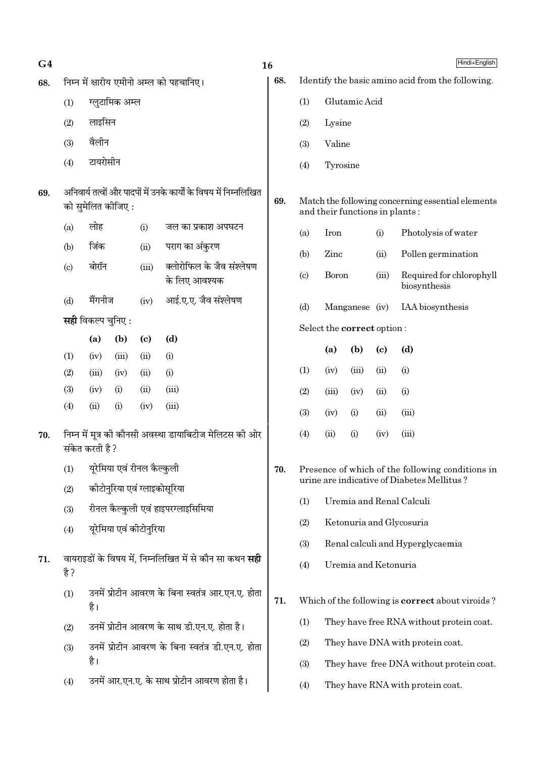68. निम्न में क्षारीय एमीनो अम्ल को पहचानिए।

(1) ग्लुटामिक अम्ल

(2) लाइसिन

(3) वैलीन

(4) टायरोसीन

69. अनिवार्य तत्वों और पादपों में उनके कार्यों के विषय में निम्नलिखित को सुमेलित कीजिए :

| | | | |
|---|---|---|---|
| (a) | लोह | (i) | जल का प्रकाश अपघटन |
| (b) | जिंक | (ii) | पराग का अंकुरण |
| (c) | बोरॉन | (iii) | क्लोरोफिल के जैव संश्लेषण के लिए आवश्यक |
| (d) | मैंगनीज | (iv) | आई.ए.ए. जैव संश्लेषण |

**सही** विकल्प चुनिए :

| | (a) | (b) | (c) | (d) |
|---|---|---|---|---|
| (1) | (iv) | (iii) | (ii) | (i) |
| (2) | (iii) | (iv) | (ii) | (i) |
| (3) | (iv) | (i) | (ii) | (iii) |
| (4) | (ii) | (i) | (iv) | (iii) |

70. निम्न में मूत्र की कौनसी अवस्था डायाबिटीज मेलिटस की ओर संकेत करती है ?

(1) यूरेमिया एवं रीनल कैल्कुली

(2) कीटोनुरिया एवं ग्लाइकोसूरिया

(3) रीनल कैल्कुली एवं हाइपरग्लाइसिमिया

(4) यूरेमिया एवं कीटोनुरिया

71. वायराइडों के विषय में, निम्नलिखित में से कौन सा कथन **सही** है ?

(1) उनमें प्रोटीन आवरण के बिना स्वतंत्र आर.एन.ए. होता है।

(2) उनमें प्रोटीन आवरण के साथ डी.एन.ए. होता है।

(3) उनमें प्रोटीन आवरण के बिना स्वतंत्र डी.एन.ए. होता है।

(4) उनमें आर.एन.ए. के साथ प्रोटीन आवरण होता है।

68. Identify the basic amino acid from the following.

(1) Glutamic Acid

(2) Lysine

(3) Valine

(4) Tyrosine

69. Match the following concerning essential elements and their functions in plants :

| | | | |
|---|---|---|---|
| (a) | Iron | (i) | Photolysis of water |
| (b) | Zinc | (ii) | Pollen germination |
| (c) | Boron | (iii) | Required for chlorophyll biosynthesis |
| (d) | Manganese | (iv) | IAA biosynthesis |

Select the **correct** option :

| | (a) | (b) | (c) | (d) |
|---|---|---|---|---|
| (1) | (iv) | (iii) | (ii) | (i) |
| (2) | (iii) | (iv) | (ii) | (i) |
| (3) | (iv) | (i) | (ii) | (iii) |
| (4) | (ii) | (i) | (iv) | (iii) |

70. Presence of which of the following conditions in urine are indicative of Diabetes Mellitus ?

(1) Uremia and Renal Calculi

(2) Ketonuria and Glycosuria

(3) Renal calculi and Hyperglycaemia

(4) Uremia and Ketonuria

71. Which of the following is **correct** about viroids ?

(1) They have free RNA without protein coat.

(2) They have DNA with protein coat.

(3) They have free DNA without protein coat.

(4) They have RNA with protein coat.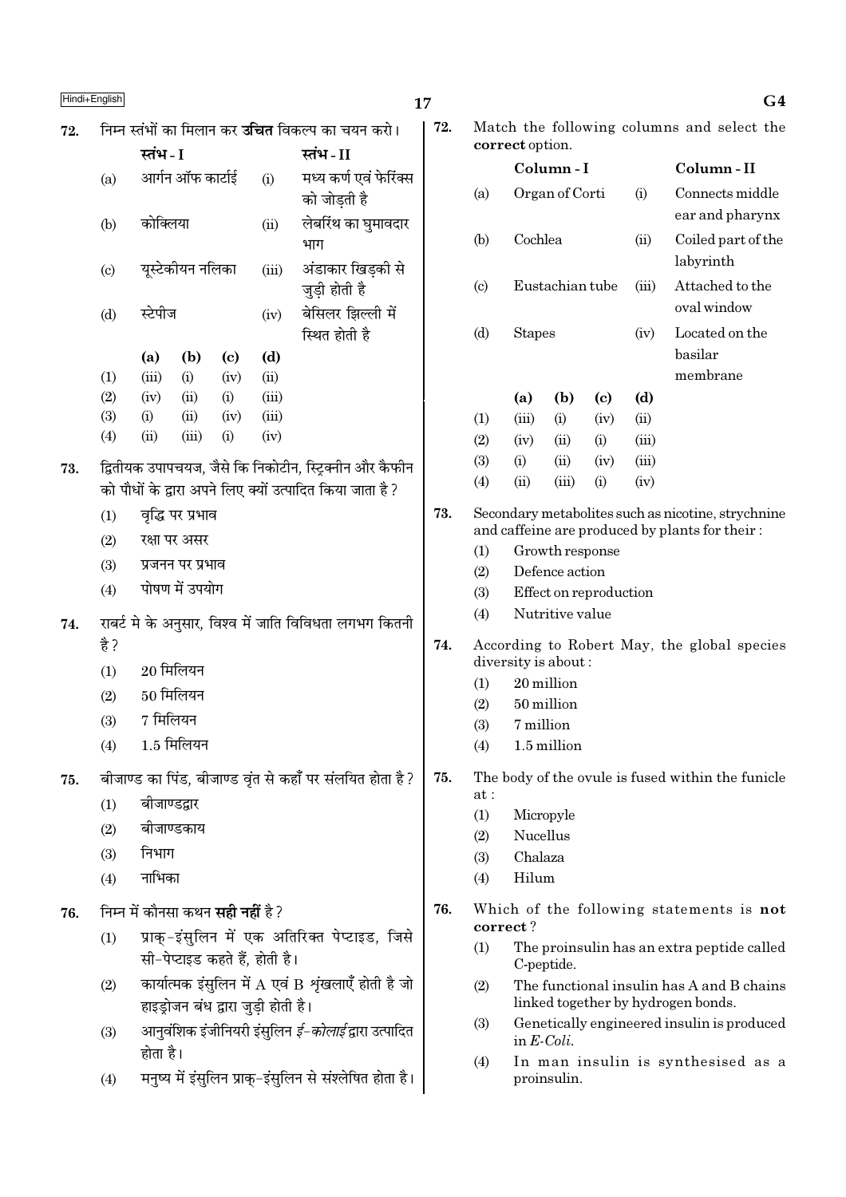72. निम्न स्तंभों का मिलान कर **उचित** विकल्प का चयन करो।

| | स्तंभ - I | | स्तंभ - II |
|---|---|---|---|
| (a) | आर्गन ऑफ कार्टाई | (i) | मध्य कर्ण एवं फेरिंक्स को जोड़ती है |
| (b) | कोक्लिया | (ii) | लेबरिंथ का घुमावदार भाग |
| (c) | यूस्टेकीयन नलिका | (iii) | अंडाकार खिड़की से जुड़ी होती है |
| (d) | स्टेपीज | (iv) | बेसिलर झिल्ली में स्थित होती है |

| | (a) | (b) | (c) | (d) |
|---|---|---|---|---|
| (1) | (iii) | (i) | (iv) | (ii) |
| (2) | (iv) | (ii) | (i) | (iii) |
| (3) | (i) | (ii) | (iv) | (iii) |
| (4) | (ii) | (iii) | (i) | (iv) |

73. द्वितीयक उपापचयज, जैसे कि निकोटीन, स्ट्रिक्नीन और कैफीन को पौधों के द्वारा अपने लिए क्यों उत्पादित किया जाता है ?

(1) वृद्धि पर प्रभाव
(2) रक्षा पर असर
(3) प्रजनन पर प्रभाव
(4) पोषण में उपयोग

74. राबर्ट मे के अनुसार, विश्व में जाति विविधता लगभग कितनी है ?

(1) 20 मिलियन
(2) 50 मिलियन
(3) 7 मिलियन
(4) 1.5 मिलियन

75. बीजाण्ड का पिंड, बीजाण्ड वृंत से कहाँ पर संलयित होता है ?

(1) बीजाण्डद्वार
(2) बीजाण्डकाय
(3) निभाग
(4) नाभिका

76. निम्न में कौनसा कथन **सही नहीं** है ?

(1) प्राक्-इंसुलिन में एक अतिरिक्त पेप्टाइड, जिसे सी-पेप्टाइड कहते हैं, होती है।
(2) कार्यात्मक इंसुलिन में A एवं B शृंखलाएँ होती है जो हाइड्रोजन बंध द्वारा जुड़ी होती है।
(3) आनुवंशिक इंजीनियरी इंसुलिन *ई-कोलाई* द्वारा उत्पादित होता है।
(4) मनुष्य में इंसुलिन प्राक्-इंसुलिन से संश्लेषित होता है।

72. Match the following columns and select the **correct** option.

| | Column - I | | Column - II |
|---|---|---|---|
| (a) | Organ of Corti | (i) | Connects middle ear and pharynx |
| (b) | Cochlea | (ii) | Coiled part of the labyrinth |
| (c) | Eustachian tube | (iii) | Attached to the oval window |
| (d) | Stapes | (iv) | Located on the basilar membrane |

| | (a) | (b) | (c) | (d) |
|---|---|---|---|---|
| (1) | (iii) | (i) | (iv) | (ii) |
| (2) | (iv) | (ii) | (i) | (iii) |
| (3) | (i) | (ii) | (iv) | (iii) |
| (4) | (ii) | (iii) | (i) | (iv) |

73. Secondary metabolites such as nicotine, strychnine and caffeine are produced by plants for their :

(1) Growth response
(2) Defence action
(3) Effect on reproduction
(4) Nutritive value

74. According to Robert May, the global species diversity is about :

(1) 20 million
(2) 50 million
(3) 7 million
(4) 1.5 million

75. The body of the ovule is fused within the funicle at :

(1) Micropyle
(2) Nucellus
(3) Chalaza
(4) Hilum

76. Which of the following statements is **not correct** ?

(1) The proinsulin has an extra peptide called C-peptide.
(2) The functional insulin has A and B chains linked together by hydrogen bonds.
(3) Genetically engineered insulin is produced in *E-Coli*.
(4) In man insulin is synthesised as a proinsulin.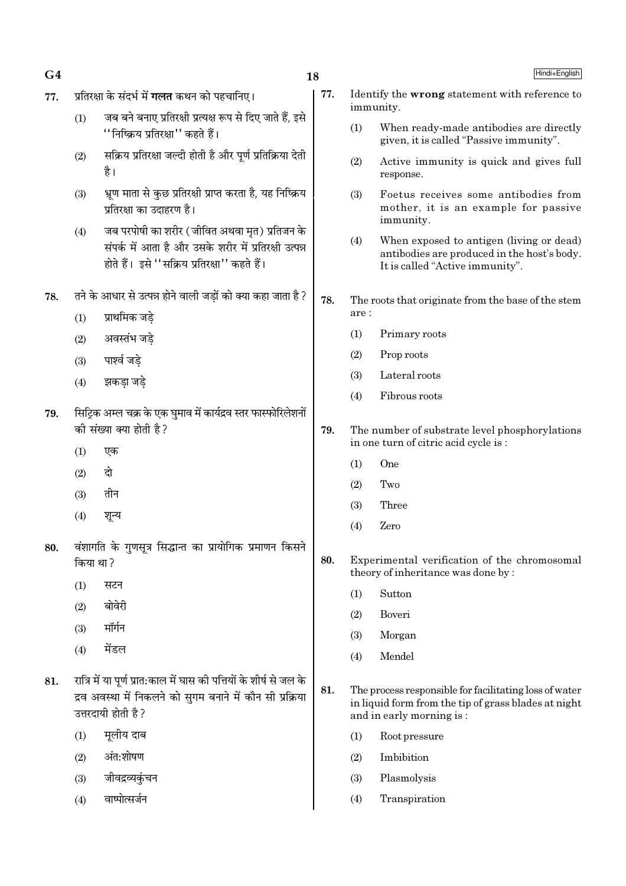77. प्रतिरक्षा के संदर्भ में **गलत** कथन को पहचानिए।

(1) जब बने बनाए प्रतिरक्षी प्रत्यक्ष रूप से दिए जाते हैं, इसे "निष्क्रिय प्रतिरक्षा" कहते हैं।

(2) सक्रिय प्रतिरक्षा जल्दी होती है और पूर्ण प्रतिक्रिया देती है।

(3) भ्रूण माता से कुछ प्रतिरक्षी प्राप्त करता है, यह निष्क्रिय प्रतिरक्षा का उदाहरण है।

(4) जब परपोषी का शरीर (जीवित अथवा मृत) प्रतिजन के संपर्क में आता है और उसके शरीर में प्रतिरक्षी उत्पन्न होते हैं। इसे "सक्रिय प्रतिरक्षा" कहते हैं।

78. तने के आधार से उत्पन्न होने वाली जड़ों को क्या कहा जाता है?

(1) प्राथमिक जड़े

(2) अवस्तंभ जड़े

(3) पार्श्व जड़े

(4) झकड़ा जड़े

79. सिट्रिक अम्ल चक्र के एक घुमाव में कार्यद्रव स्तर फास्फोरिलेशनों की संख्या क्या होती है?

(1) एक

(2) दो

(3) तीन

(4) शून्य

80. वंशागति के गुणसूत्र सिद्धान्त का प्रायोगिक प्रमाणन किसने किया था?

(1) सटन

(2) बोवेरी

(3) मॉर्गन

(4) मेंडल

81. रात्रि में या पूर्ण प्रात:काल में घास की पत्तियों के शीर्ष से जल के द्रव अवस्था में निकलने को सुगम बनाने में कौन सी प्रक्रिया उत्तरदायी होती है?

(1) मूलीय दाब

(2) अंत:शोषण

(3) जीवद्रव्यकुंचन

(4) वाष्पोत्सर्जन

77. Identify the **wrong** statement with reference to immunity.

(1) When ready-made antibodies are directly given, it is called "Passive immunity".

(2) Active immunity is quick and gives full response.

(3) Foetus receives some antibodies from mother, it is an example for passive immunity.

(4) When exposed to antigen (living or dead) antibodies are produced in the host's body. It is called "Active immunity".

78. The roots that originate from the base of the stem are :

(1) Primary roots

(2) Prop roots

(3) Lateral roots

(4) Fibrous roots

79. The number of substrate level phosphorylations in one turn of citric acid cycle is :

(1) One

(2) Two

(3) Three

(4) Zero

80. Experimental verification of the chromosomal theory of inheritance was done by :

(1) Sutton

(2) Boveri

(3) Morgan

(4) Mendel

81. The process responsible for facilitating loss of water in liquid form from the tip of grass blades at night and in early morning is :

(1) Root pressure

(2) Imbibition

(3) Plasmolysis

(4) Transpiration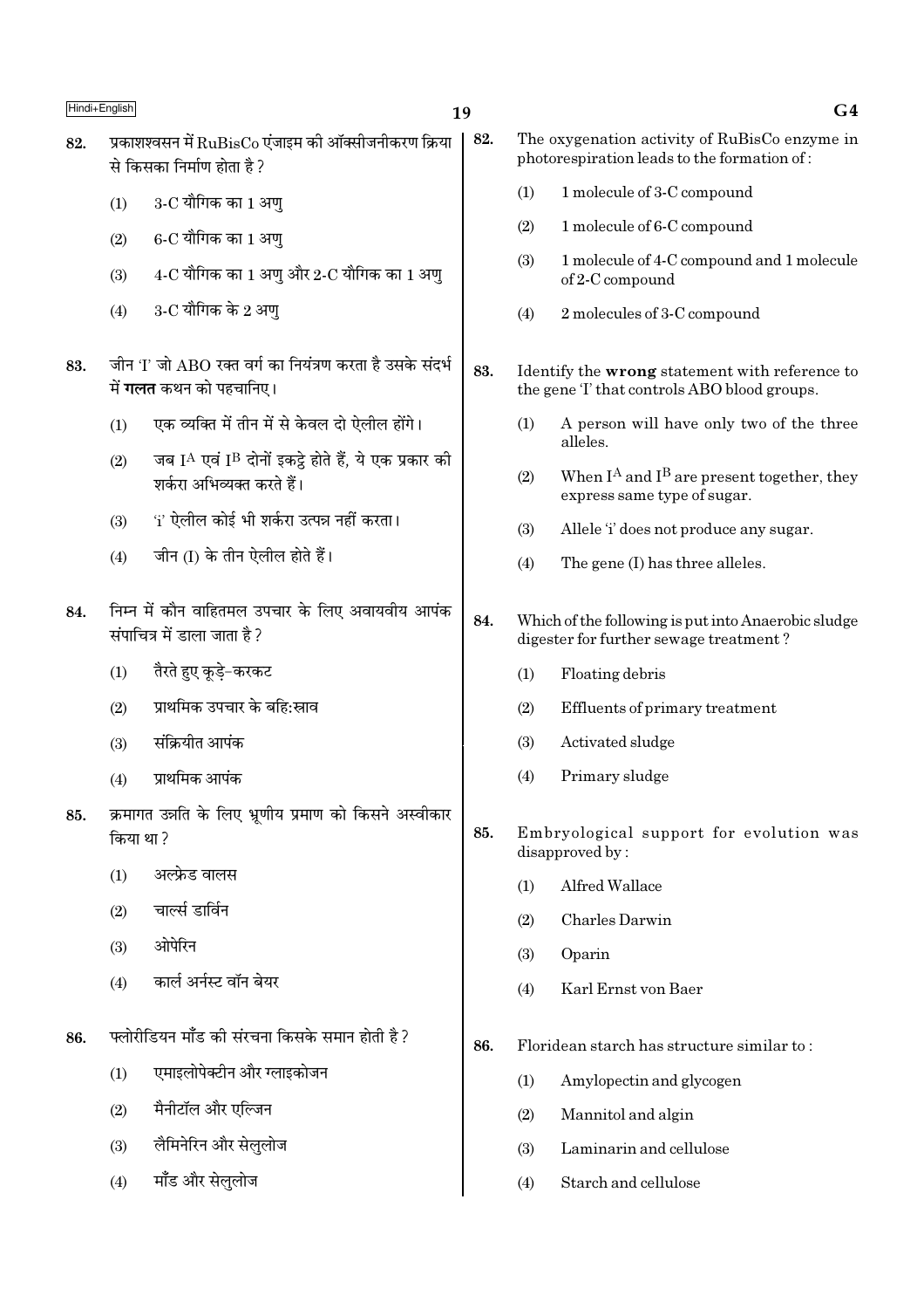82. प्रकाशश्वसन में RuBisCo एंजाइम की ऑक्सीजनीकरण क्रिया से किसका निर्माण होता है?

(1) 3-C यौगिक का 1 अणु

(2) 6-C यौगिक का 1 अणु

(3) 4-C यौगिक का 1 अणु और 2-C यौगिक का 1 अणु

(4) 3-C यौगिक के 2 अणु

83. जीन 'I' जो ABO रक्त वर्ग का नियंत्रण करता है उसके संदर्भ में **गलत** कथन को पहचानिए।

(1) एक व्यक्ति में तीन में से केवल दो ऐलील होंगे।

(2) जब $I^A$ एवं $I^B$ दोनों इकट्ठे होते हैं, ये एक प्रकार की शर्करा अभिव्यक्त करते हैं।

(3) 'i' ऐलील कोई भी शर्करा उत्पन्न नहीं करता।

(4) जीन (I) के तीन ऐलील होते हैं।

84. निम्न में कौन वाहितमल उपचार के लिए अवायवीय आपंक संपाचित्र में डाला जाता है?

(1) तैरते हुए कूड़े-करकट

(2) प्राथमिक उपचार के बहि:स्राव

(3) संक्रियीत आपंक

(4) प्राथमिक आपंक

85. क्रमागत उन्नति के लिए भ्रूणीय प्रमाण को किसने अस्वीकार किया था?

(1) अल्फ्रेड वालस

(2) चार्ल्स डार्विन

(3) ओपेरिन

(4) कार्ल अर्नस्ट वॉन बेयर

86. फ्लोरीडियन माँड की संरचना किसके समान होती है?

(1) एमाइलोपेक्टीन और ग्लाइकोजन

(2) मैनीटॉल और एल्जिन

(3) लैमिनेरिन और सेलुलोज

(4) माँड और सेलुलोज

82. The oxygenation activity of RuBisCo enzyme in photorespiration leads to the formation of :

(1) 1 molecule of 3-C compound

(2) 1 molecule of 6-C compound

(3) 1 molecule of 4-C compound and 1 molecule of 2-C compound

(4) 2 molecules of 3-C compound

83. Identify the **wrong** statement with reference to the gene 'I' that controls ABO blood groups.

(1) A person will have only two of the three alleles.

(2) When $I^A$ and $I^B$ are present together, they express same type of sugar.

(3) Allele 'i' does not produce any sugar.

(4) The gene (I) has three alleles.

84. Which of the following is put into Anaerobic sludge digester for further sewage treatment ?

(1) Floating debris

(2) Effluents of primary treatment

(3) Activated sludge

(4) Primary sludge

85. Embryological support for evolution was disapproved by :

(1) Alfred Wallace

(2) Charles Darwin

(3) Oparin

(4) Karl Ernst von Baer

86. Floridean starch has structure similar to :

(1) Amylopectin and glycogen

(2) Mannitol and algin

(3) Laminarin and cellulose

(4) Starch and cellulose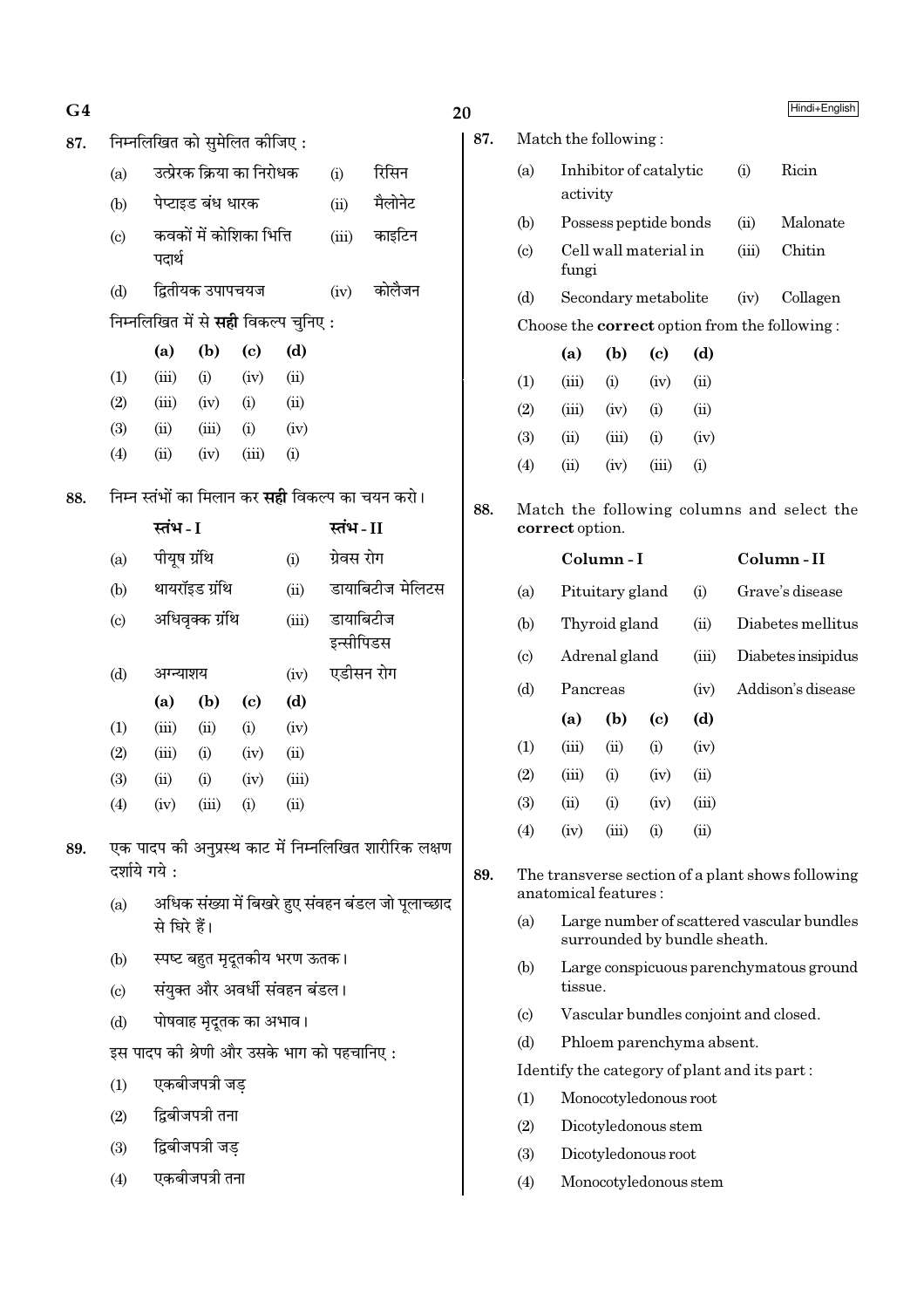**87.** निम्नलिखित को सुमेलित कीजिए :

| | | | |
|---|---|---|---|
| (a) | उत्प्रेरक क्रिया का निरोधक | (i) | रिसिन |
| (b) | पेप्टाइड बंध धारक | (ii) | मैलोनेट |
| (c) | कवकों में कोशिका भित्ति पदार्थ | (iii) | काइटिन |
| (d) | द्वितीयक उपापचयज | (iv) | कोलैजन |

निम्नलिखित में से **सही** विकल्प चुनिए :

| | (a) | (b) | (c) | (d) |
|---|---|---|---|---|
| (1) | (iii) | (i) | (iv) | (ii) |
| (2) | (iii) | (iv) | (i) | (ii) |
| (3) | (ii) | (iii) | (i) | (iv) |
| (4) | (ii) | (iv) | (iii) | (i) |

**88.** निम्न स्तंभों का मिलान कर **सही** विकल्प का चयन करो।

| | स्तंभ - I | | स्तंभ - II |
|---|---|---|---|
| (a) | पीयूष ग्रंथि | (i) | ग्रेवस रोग |
| (b) | थायरॉइड ग्रंथि | (ii) | डायाबिटीज मेलिटस |
| (c) | अधिवृक्क ग्रंथि | (iii) | डायाबिटीज इन्सीपिडस |
| (d) | अग्न्याशय | (iv) | एडीसन रोग |

| | (a) | (b) | (c) | (d) |
|---|---|---|---|---|
| (1) | (iii) | (ii) | (i) | (iv) |
| (2) | (iii) | (i) | (iv) | (ii) |
| (3) | (ii) | (i) | (iv) | (iii) |
| (4) | (iv) | (iii) | (i) | (ii) |

**89.** एक पादप की अनुप्रस्थ काट में निम्नलिखित शारीरिक लक्षण दर्शाये गये :

(a) अधिक संख्या में बिखरे हुए संवहन बंडल जो पूलाच्छाद से घिरे हैं।

(b) स्पष्ट बहुत मृदूतकीय भरण ऊतक।

(c) संयुक्त और अवर्धी संवहन बंडल।

(d) पोषवाह मृदूतक का अभाव।

इस पादप की श्रेणी और उसके भाग को पहचानिए :

(1) एकबीजपत्री जड़

(2) द्विबीजपत्री तना

(3) द्विबीजपत्री जड़

(4) एकबीजपत्री तना

---

**87.** Match the following :

| | | | |
|---|---|---|---|
| (a) | Inhibitor of catalytic activity | (i) | Ricin |
| (b) | Possess peptide bonds | (ii) | Malonate |
| (c) | Cell wall material in fungi | (iii) | Chitin |
| (d) | Secondary metabolite | (iv) | Collagen |

Choose the **correct** option from the following :

| | (a) | (b) | (c) | (d) |
|---|---|---|---|---|
| (1) | (iii) | (i) | (iv) | (ii) |
| (2) | (iii) | (iv) | (i) | (ii) |
| (3) | (ii) | (iii) | (i) | (iv) |
| (4) | (ii) | (iv) | (iii) | (i) |

**88.** Match the following columns and select the **correct** option.

| | Column - I | | Column - II |
|---|---|---|---|
| (a) | Pituitary gland | (i) | Grave's disease |
| (b) | Thyroid gland | (ii) | Diabetes mellitus |
| (c) | Adrenal gland | (iii) | Diabetes insipidus |
| (d) | Pancreas | (iv) | Addison's disease |

| | (a) | (b) | (c) | (d) |
|---|---|---|---|---|
| (1) | (iii) | (ii) | (i) | (iv) |
| (2) | (iii) | (i) | (iv) | (ii) |
| (3) | (ii) | (i) | (iv) | (iii) |
| (4) | (iv) | (iii) | (i) | (ii) |

**89.** The transverse section of a plant shows following anatomical features :

(a) Large number of scattered vascular bundles surrounded by bundle sheath.

(b) Large conspicuous parenchymatous ground tissue.

(c) Vascular bundles conjoint and closed.

(d) Phloem parenchyma absent.

Identify the category of plant and its part :

(1) Monocotyledonous root

(2) Dicotyledonous stem

(3) Dicotyledonous root

(4) Monocotyledonous stem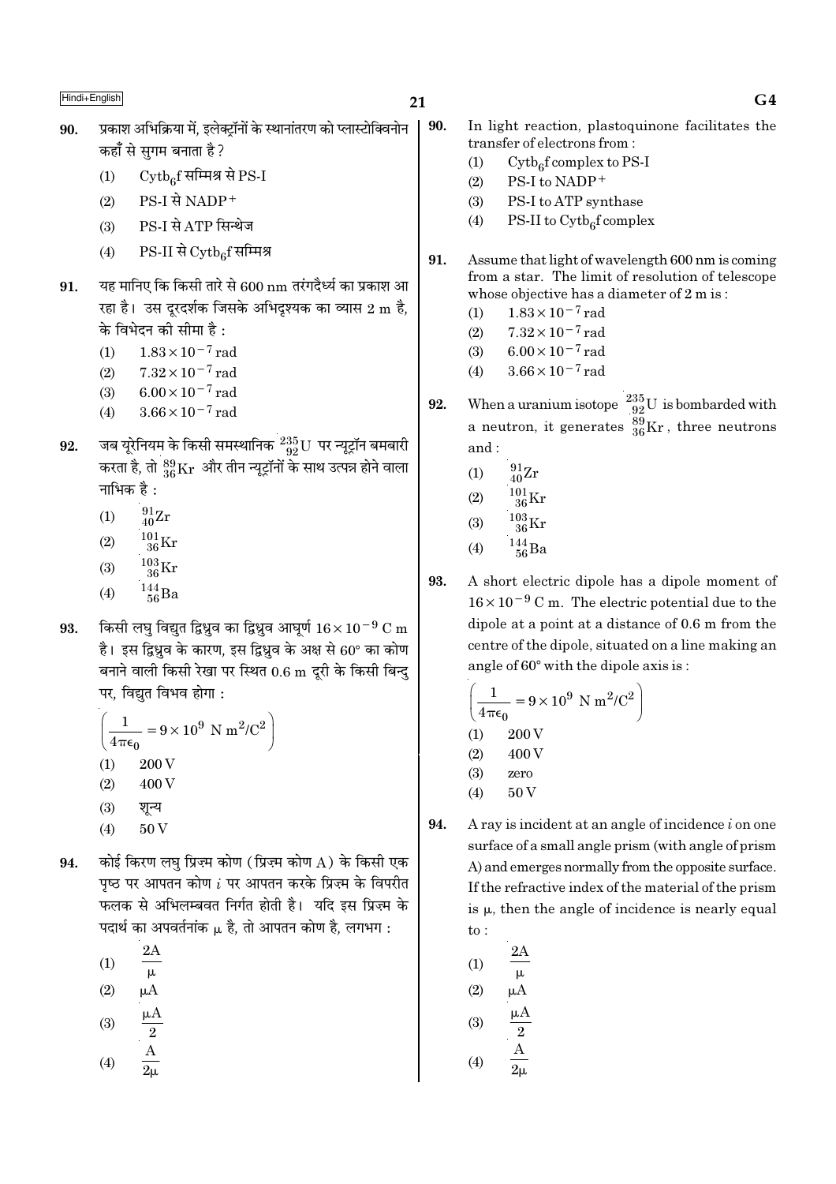90. प्रकाश अभिक्रिया में, इलेक्ट्रॉनों के स्थानांतरण को प्लास्टोक्विनोन कहाँ से सुगम बनाता है ?

(1) $Cytb_6f$ सम्मिश्र से PS-I

(2) PS-I से $NADP^+$

(3) PS-I से ATP सिन्थेज

(4) PS-II से $Cytb_6f$ सम्मिश्र

91. यह मानिए कि किसी तारे से 600 nm तरंगदैर्ध्य का प्रकाश आ रहा है। उस दूरदर्शक जिसके अभिदृश्यक का व्यास 2 m है, के विभेदन की सीमा है :

(1) $1.83 \times 10^{-7}$ rad

(2) $7.32 \times 10^{-7}$ rad

(3) $6.00 \times 10^{-7}$ rad

(4) $3.66 \times 10^{-7}$ rad

92. जब यूरेनियम के किसी समस्थानिक $^{235}_{92}U$ पर न्यूट्रॉन बमबारी करता है, तो $^{89}_{36}Kr$ और तीन न्यूट्रॉनों के साथ उत्पन्न होने वाला नाभिक है :

(1) $^{91}_{40}Zr$

(2) $^{101}_{36}Kr$

(3) $^{103}_{36}Kr$

(4) $^{144}_{56}Ba$

93. किसी लघु विद्युत द्विध्रुव का द्विध्रुव आघूर्ण $16 \times 10^{-9}$ C m है। इस द्विध्रुव के कारण, इस द्विध्रुव के अक्ष से 60° का कोण बनाने वाली किसी रेखा पर स्थित 0.6 m दूरी के किसी बिन्दु पर, विद्युत विभव होगा :

$\left(\frac{1}{4\pi\epsilon_0} = 9 \times 10^9 \text{ N m}^2/\text{C}^2\right)$

(1) 200 V

(2) 400 V

(3) शून्य

(4) 50 V

94. कोई किरण लघु प्रिज़्म कोण (प्रिज़्म कोण A) के किसी एक पृष्ठ पर आपतन कोण $i$ पर आपतन करके प्रिज़्म के विपरीत फलक से अभिलम्बवत निर्गत होती है। यदि इस प्रिज़्म के पदार्थ का अपवर्तनांक $\mu$ है, तो आपतन कोण है, लगभग :

(1) $\frac{2A}{\mu}$

(2) $\mu A$

(3) $\frac{\mu A}{2}$

(4) $\frac{A}{2\mu}$

90. In light reaction, plastoquinone facilitates the transfer of electrons from :

(1) $Cytb_6f$ complex to PS-I

(2) PS-I to $NADP^+$

(3) PS-I to ATP synthase

(4) PS-II to $Cytb_6f$ complex

91. Assume that light of wavelength 600 nm is coming from a star. The limit of resolution of telescope whose objective has a diameter of 2 m is :

(1) $1.83 \times 10^{-7}$ rad

(2) $7.32 \times 10^{-7}$ rad

(3) $6.00 \times 10^{-7}$ rad

(4) $3.66 \times 10^{-7}$ rad

92. When a uranium isotope $^{235}_{92}U$ is bombarded with a neutron, it generates $^{89}_{36}Kr$, three neutrons and :

(1) $^{91}_{40}Zr$

(2) $^{101}_{36}Kr$

(3) $^{103}_{36}Kr$

(4) $^{144}_{56}Ba$

93. A short electric dipole has a dipole moment of $16 \times 10^{-9}$ C m. The electric potential due to the dipole at a point at a distance of 0.6 m from the centre of the dipole, situated on a line making an angle of 60° with the dipole axis is :

$\left(\frac{1}{4\pi\epsilon_0} = 9 \times 10^9 \text{ N m}^2/\text{C}^2\right)$

(1) 200 V

(2) 400 V

(3) zero

(4) 50 V

94. A ray is incident at an angle of incidence $i$ on one surface of a small angle prism (with angle of prism A) and emerges normally from the opposite surface. If the refractive index of the material of the prism is $\mu$, then the angle of incidence is nearly equal to :

(1) $\frac{2A}{\mu}$

(2) $\mu A$

(3) $\frac{\mu A}{2}$

(4) $\frac{A}{2\mu}$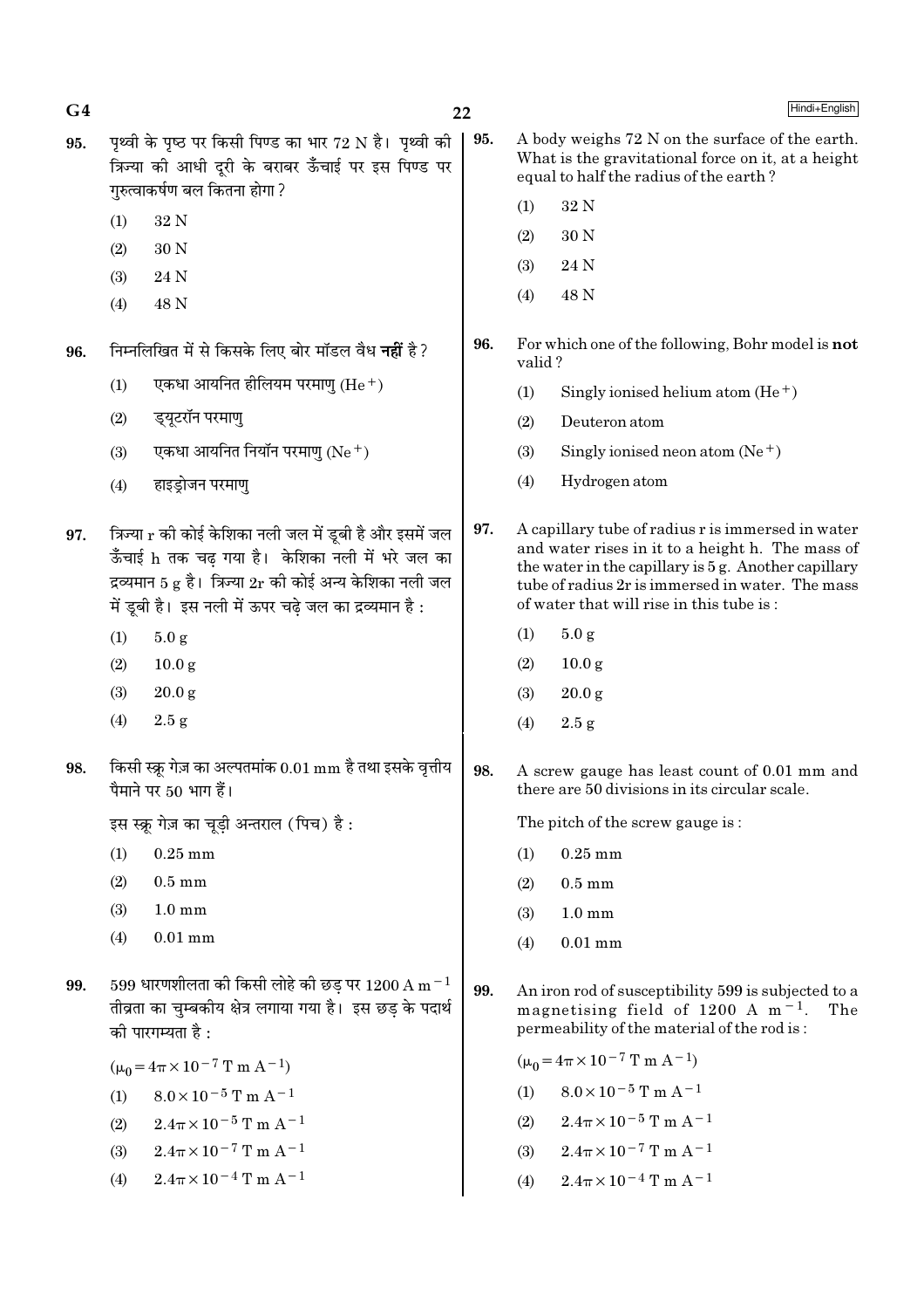95. पृथ्वी के पृष्ठ पर किसी पिण्ड का भार 72 N है। पृथ्वी की त्रिज्या की आधी दूरी के बराबर ऊँचाई पर इस पिण्ड पर गुरुत्वाकर्षण बल कितना होगा ?

(1) 32 N

(2) 30 N

(3) 24 N

(4) 48 N

96. निम्नलिखित में से किसके लिए बोर मॉडल वैध **नहीं** है ?

(1) एकधा आयनित हीलियम परमाणु ($He^+$)

(2) ड्यूटरॉन परमाणु

(3) एकधा आयनित नियॉन परमाणु ($Ne^+$)

(4) हाइड्रोजन परमाणु

97. त्रिज्या r की कोई केशिका नली जल में डूबी है और इसमें जल ऊँचाई h तक चढ़ गया है। केशिका नली में भरे जल का द्रव्यमान 5 g है। त्रिज्या 2r की कोई अन्य केशिका नली जल में डूबी है। इस नली में ऊपर चढ़े जल का द्रव्यमान है :

(1) 5.0 g

(2) 10.0 g

(3) 20.0 g

(4) 2.5 g

98. किसी स्क्रू गेज़ का अल्पतमांक 0.01 mm है तथा इसके वृत्तीय पैमाने पर 50 भाग हैं।

इस स्क्रू गेज़ का चूड़ी अन्तराल (पिच) है :

(1) 0.25 mm

(2) 0.5 mm

(3) 1.0 mm

(4) 0.01 mm

99. 599 धारणशीलता की किसी लोहे की छड़ पर 1200 $A\ m^{-1}$ तीव्रता का चुम्बकीय क्षेत्र लगाया गया है। इस छड़ के पदार्थ की पारगम्यता है :

($\mu_0 = 4\pi \times 10^{-7}\ T\ m\ A^{-1}$)

(1) $8.0 \times 10^{-5}\ T\ m\ A^{-1}$

(2) $2.4\pi \times 10^{-5}\ T\ m\ A^{-1}$

(3) $2.4\pi \times 10^{-7}\ T\ m\ A^{-1}$

(4) $2.4\pi \times 10^{-4}\ T\ m\ A^{-1}$

95. A body weighs 72 N on the surface of the earth. What is the gravitational force on it, at a height equal to half the radius of the earth ?

(1) 32 N

(2) 30 N

(3) 24 N

(4) 48 N

96. For which one of the following, Bohr model is **not** valid ?

(1) Singly ionised helium atom ($He^+$)

(2) Deuteron atom

(3) Singly ionised neon atom ($Ne^+$)

(4) Hydrogen atom

97. A capillary tube of radius r is immersed in water and water rises in it to a height h. The mass of the water in the capillary is 5 g. Another capillary tube of radius 2r is immersed in water. The mass of water that will rise in this tube is :

(1) 5.0 g

(2) 10.0 g

(3) 20.0 g

(4) 2.5 g

98. A screw gauge has least count of 0.01 mm and there are 50 divisions in its circular scale.

The pitch of the screw gauge is :

(1) 0.25 mm

(2) 0.5 mm

(3) 1.0 mm

(4) 0.01 mm

99. An iron rod of susceptibility 599 is subjected to a magnetising field of 1200 $A\ m^{-1}$. The permeability of the material of the rod is :

($\mu_0 = 4\pi \times 10^{-7}\ T\ m\ A^{-1}$)

(1) $8.0 \times 10^{-5}\ T\ m\ A^{-1}$

(2) $2.4\pi \times 10^{-5}\ T\ m\ A^{-1}$

(3) $2.4\pi \times 10^{-7}\ T\ m\ A^{-1}$

(4) $2.4\pi \times 10^{-4}\ T\ m\ A^{-1}$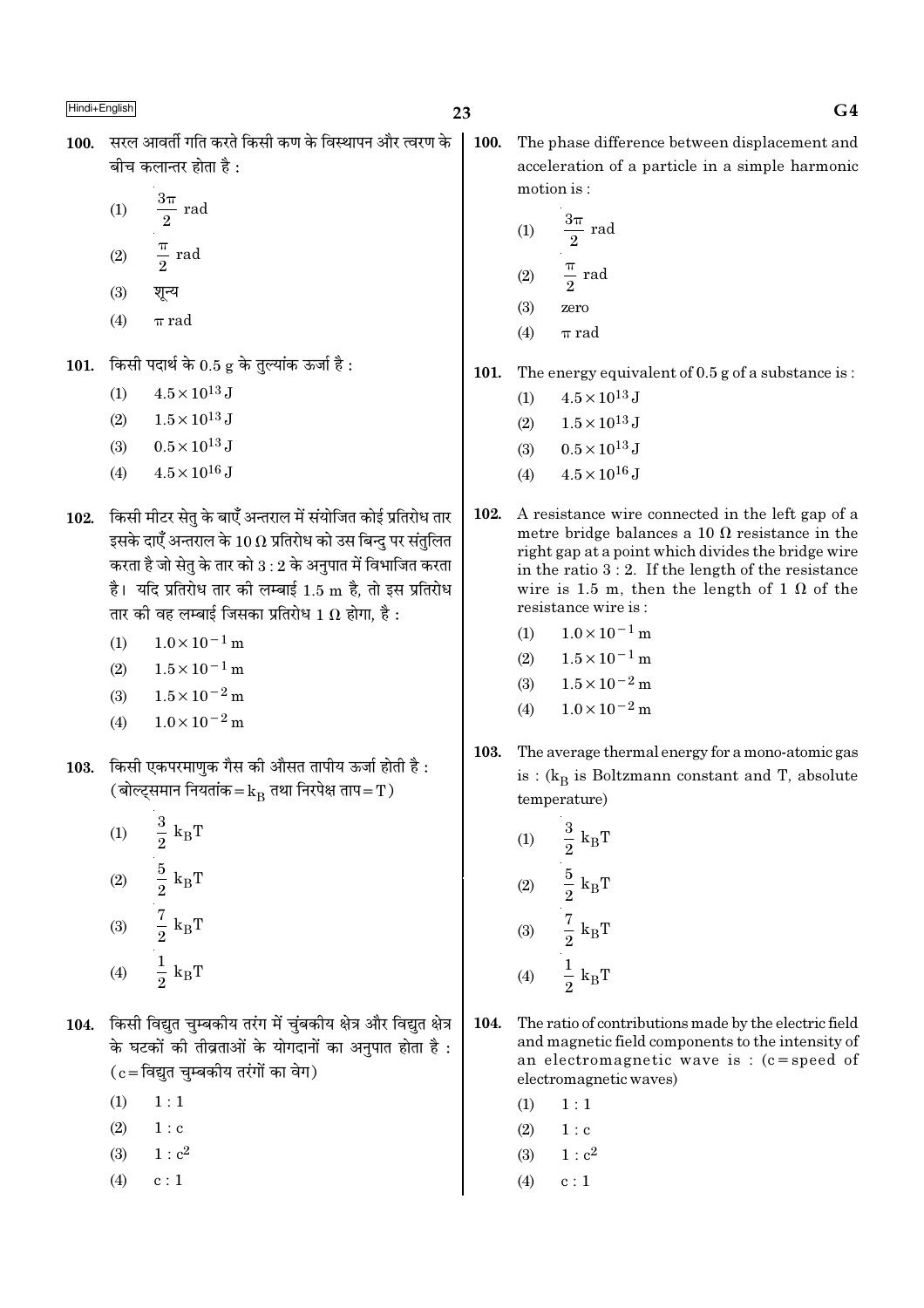100. सरल आवर्ती गति करते किसी कण के विस्थापन और त्वरण के बीच कलान्तर होता है :

(1) $\frac{3\pi}{2}$ rad

(2) $\frac{\pi}{2}$ rad

(3) शून्य

(4) $\pi$ rad

101. किसी पदार्थ के 0.5 g के तुल्यांक ऊर्जा है :

(1) $4.5 \times 10^{13}$ J

(2) $1.5 \times 10^{13}$ J

(3) $0.5 \times 10^{13}$ J

(4) $4.5 \times 10^{16}$ J

102. किसी मीटर सेतु के बाएँ अन्तराल में संयोजित कोई प्रतिरोध तार इसके दाएँ अन्तराल के 10 Ω प्रतिरोध को उस बिन्दु पर संतुलित करता है जो सेतु के तार को 3 : 2 के अनुपात में विभाजित करता है। यदि प्रतिरोध तार की लम्बाई 1.5 m है, तो इस प्रतिरोध तार की वह लम्बाई जिसका प्रतिरोध 1 Ω होगा, है :

(1) $1.0 \times 10^{-1}$ m

(2) $1.5 \times 10^{-1}$ m

(3) $1.5 \times 10^{-2}$ m

(4) $1.0 \times 10^{-2}$ m

103. किसी एकपरमाणुक गैस की औसत तापीय ऊर्जा होती है : (बोल्ट्समान नियतांक $= k_B$ तथा निरपेक्ष ताप $= T$)

(1) $\frac{3}{2} k_B T$

(2) $\frac{5}{2} k_B T$

(3) $\frac{7}{2} k_B T$

(4) $\frac{1}{2} k_B T$

104. किसी विद्युत चुम्बकीय तरंग में चुंबकीय क्षेत्र और विद्युत क्षेत्र के घटकों की तीव्रताओं के योगदानों का अनुपात होता है : ($c =$ विद्युत चुम्बकीय तरंगों का वेग)

(1) 1 : 1

(2) 1 : c

(3) 1 : $c^2$

(4) c : 1

100. The phase difference between displacement and acceleration of a particle in a simple harmonic motion is :

(1) $\frac{3\pi}{2}$ rad

(2) $\frac{\pi}{2}$ rad

(3) zero

(4) $\pi$ rad

101. The energy equivalent of 0.5 g of a substance is :

(1) $4.5 \times 10^{13}$ J

(2) $1.5 \times 10^{13}$ J

(3) $0.5 \times 10^{13}$ J

(4) $4.5 \times 10^{16}$ J

102. A resistance wire connected in the left gap of a metre bridge balances a 10 Ω resistance in the right gap at a point which divides the bridge wire in the ratio 3 : 2. If the length of the resistance wire is 1.5 m, then the length of 1 Ω of the resistance wire is :

(1) $1.0 \times 10^{-1}$ m

(2) $1.5 \times 10^{-1}$ m

(3) $1.5 \times 10^{-2}$ m

(4) $1.0 \times 10^{-2}$ m

103. The average thermal energy for a mono-atomic gas is : ($k_B$ is Boltzmann constant and T, absolute temperature)

(1) $\frac{3}{2} k_B T$

(2) $\frac{5}{2} k_B T$

(3) $\frac{7}{2} k_B T$

(4) $\frac{1}{2} k_B T$

104. The ratio of contributions made by the electric field and magnetic field components to the intensity of an electromagnetic wave is : ($c =$ speed of electromagnetic waves)

(1) 1 : 1

(2) 1 : c

(3) 1 : $c^2$

(4) c : 1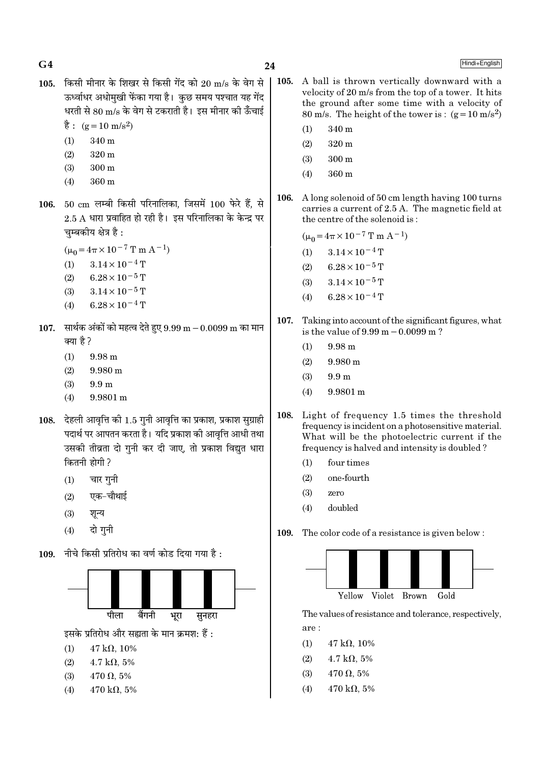105. किसी मीनार के शिखर से किसी गेंद को 20 m/s के वेग से ऊर्ध्वाधर अधोमुखी फेंका गया है। कुछ समय पश्चात यह गेंद धरती से 80 m/s के वेग से टकराती है। इस मीनार की ऊँचाई है : $(g = 10\ m/s^2)$

(1) 340 m
(2) 320 m
(3) 300 m
(4) 360 m

106. 50 cm लम्बी किसी परिनालिका, जिसमें 100 फेरे हैं, से 2.5 A धारा प्रवाहित हो रही है। इस परिनालिका के केन्द्र पर चुम्बकीय क्षेत्र है :

$(\mu_0 = 4\pi \times 10^{-7}\ T\ m\ A^{-1})$

(1) $3.14 \times 10^{-4}$ T
(2) $6.28 \times 10^{-5}$ T
(3) $3.14 \times 10^{-5}$ T
(4) $6.28 \times 10^{-4}$ T

107. सार्थक अंकों को महत्व देते हुए 9.99 m − 0.0099 m का मान क्या है ?

(1) 9.98 m
(2) 9.980 m
(3) 9.9 m
(4) 9.9801 m

108. देहली आवृत्ति की 1.5 गुनी आवृत्ति का प्रकाश, प्रकाश सुग्राही पदार्थ पर आपतन करता है। यदि प्रकाश की आवृत्ति आधी तथा उसकी तीव्रता दो गुनी कर दी जाए, तो प्रकाश विद्युत धारा कितनी होगी ?

(1) चार गुनी
(2) एक-चौथाई
(3) शून्य
(4) दो गुनी

109. नीचे किसी प्रतिरोध का वर्ण कोड दिया गया है :

पीला बैंगनी भूरा सुनहरा

इसके प्रतिरोध और सह्यता के मान क्रमश: हैं :

(1) 47 kΩ, 10%
(2) 4.7 kΩ, 5%
(3) 470 Ω, 5%
(4) 470 kΩ, 5%

105. A ball is thrown vertically downward with a velocity of 20 m/s from the top of a tower. It hits the ground after some time with a velocity of 80 m/s. The height of the tower is : $(g = 10\ m/s^2)$

(1) 340 m
(2) 320 m
(3) 300 m
(4) 360 m

106. A long solenoid of 50 cm length having 100 turns carries a current of 2.5 A. The magnetic field at the centre of the solenoid is :

$(\mu_0 = 4\pi \times 10^{-7}\ T\ m\ A^{-1})$

(1) $3.14 \times 10^{-4}$ T
(2) $6.28 \times 10^{-5}$ T
(3) $3.14 \times 10^{-5}$ T
(4) $6.28 \times 10^{-4}$ T

107. Taking into account of the significant figures, what is the value of 9.99 m − 0.0099 m ?

(1) 9.98 m
(2) 9.980 m
(3) 9.9 m
(4) 9.9801 m

108. Light of frequency 1.5 times the threshold frequency is incident on a photosensitive material. What will be the photoelectric current if the frequency is halved and intensity is doubled ?

(1) four times
(2) one-fourth
(3) zero
(4) doubled

109. The color code of a resistance is given below :

Yellow Violet Brown Gold

The values of resistance and tolerance, respectively, are :

(1) 47 kΩ, 10%
(2) 4.7 kΩ, 5%
(3) 470 Ω, 5%
(4) 470 kΩ, 5%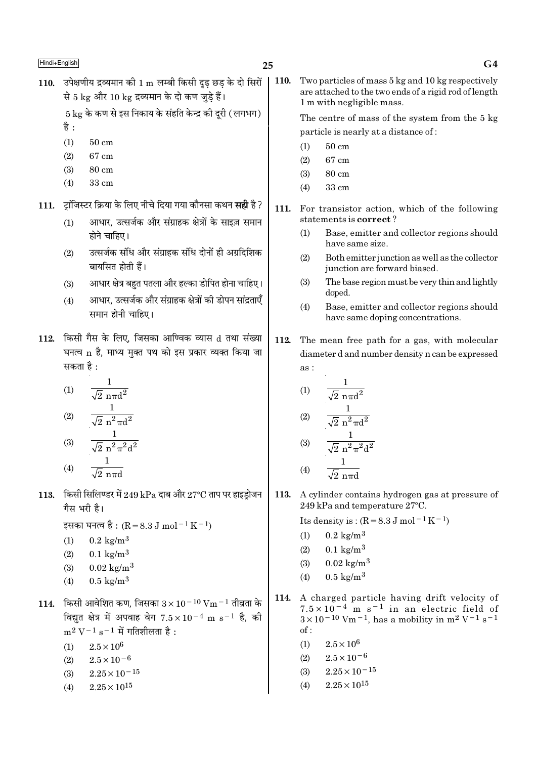110. उपेक्षणीय द्रव्यमान की 1 m लम्बी किसी दृढ़ छड़ के दो सिरों से 5 kg और 10 kg द्रव्यमान के दो कण जुड़े हैं।

5 kg के कण से इस निकाय के संहति केन्द्र की दूरी (लगभग) है :

(1) 50 cm
(2) 67 cm
(3) 80 cm
(4) 33 cm

111. ट्रांजिस्टर क्रिया के लिए नीचे दिया गया कौनसा कथन **सही** है ?

(1) आधार, उत्सर्जक और संग्राहक क्षेत्रों के साइज़ समान होने चाहिए।
(2) उत्सर्जक संधि और संग्राहक संधि दोनों ही अग्रदिशिक बायसित होती हैं।
(3) आधार क्षेत्र बहुत पतला और हल्का डोपित होना चाहिए।
(4) आधार, उत्सर्जक और संग्राहक क्षेत्रों की डोपन सांद्रताएँ समान होनी चाहिए।

112. किसी गैस के लिए, जिसका आण्विक व्यास d तथा संख्या घनत्व n है, माध्य मुक्त पथ को इस प्रकार व्यक्त किया जा सकता है :

(1) $\dfrac{1}{\sqrt{2}\, n\pi d^2}$
(2) $\dfrac{1}{\sqrt{2}\, n^2\pi d^2}$
(3) $\dfrac{1}{\sqrt{2}\, n^2\pi^2 d^2}$
(4) $\dfrac{1}{\sqrt{2}\, n\pi d}$

113. किसी सिलिण्डर में 249 kPa दाब और 27°C ताप पर हाइड्रोजन गैस भरी है।

इसका घनत्व है : ($R = 8.3\ J\ mol^{-1} K^{-1}$)

(1) $0.2\ kg/m^3$
(2) $0.1\ kg/m^3$
(3) $0.02\ kg/m^3$
(4) $0.5\ kg/m^3$

114. किसी आवेशित कण, जिसका $3 \times 10^{-10}\ Vm^{-1}$ तीव्रता के विद्युत क्षेत्र में अपवाह वेग $7.5 \times 10^{-4}\ m\ s^{-1}$ है, की $m^2\ V^{-1}\ s^{-1}$ में गतिशीलता है :

(1) $2.5 \times 10^{6}$
(2) $2.5 \times 10^{-6}$
(3) $2.25 \times 10^{-15}$
(4) $2.25 \times 10^{15}$

110. Two particles of mass 5 kg and 10 kg respectively are attached to the two ends of a rigid rod of length 1 m with negligible mass.

The centre of mass of the system from the 5 kg particle is nearly at a distance of :

(1) 50 cm
(2) 67 cm
(3) 80 cm
(4) 33 cm

111. For transistor action, which of the following statements is **correct** ?

(1) Base, emitter and collector regions should have same size.
(2) Both emitter junction as well as the collector junction are forward biased.
(3) The base region must be very thin and lightly doped.
(4) Base, emitter and collector regions should have same doping concentrations.

112. The mean free path for a gas, with molecular diameter d and number density n can be expressed as :

(1) $\dfrac{1}{\sqrt{2}\, n\pi d^2}$
(2) $\dfrac{1}{\sqrt{2}\, n^2\pi d^2}$
(3) $\dfrac{1}{\sqrt{2}\, n^2\pi^2 d^2}$
(4) $\dfrac{1}{\sqrt{2}\, n\pi d}$

113. A cylinder contains hydrogen gas at pressure of 249 kPa and temperature 27°C.

Its density is : ($R = 8.3\ J\ mol^{-1} K^{-1}$)

(1) $0.2\ kg/m^3$
(2) $0.1\ kg/m^3$
(3) $0.02\ kg/m^3$
(4) $0.5\ kg/m^3$

114. A charged particle having drift velocity of $7.5 \times 10^{-4}\ m\ s^{-1}$ in an electric field of $3 \times 10^{-10}\ Vm^{-1}$, has a mobility in $m^2\ V^{-1}\ s^{-1}$ of :

(1) $2.5 \times 10^{6}$
(2) $2.5 \times 10^{-6}$
(3) $2.25 \times 10^{-15}$
(4) $2.25 \times 10^{15}$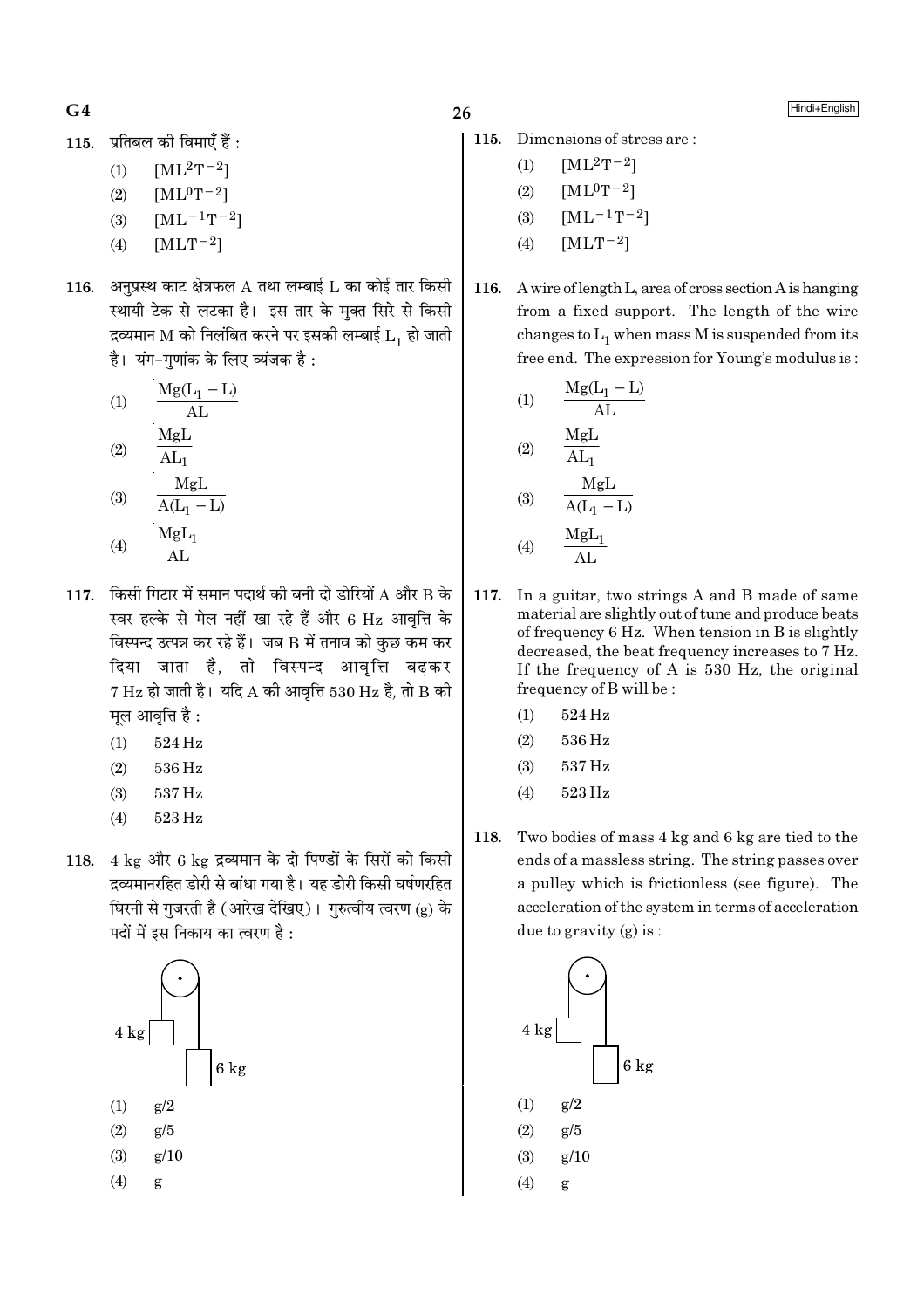115. प्रतिबल की विमाएँ हैं :

(1) $[ML^2T^{-2}]$
(2) $[ML^0T^{-2}]$
(3) $[ML^{-1}T^{-2}]$
(4) $[MLT^{-2}]$

116. अनुप्रस्थ काट क्षेत्रफल A तथा लम्बाई L का कोई तार किसी स्थायी टेक से लटका है। इस तार के मुक्त सिरे से किसी द्रव्यमान M को निलंबित करने पर इसकी लम्बाई $L_1$ हो जाती है। यंग-गुणांक के लिए व्यंजक है :

(1) $\frac{Mg(L_1 - L)}{AL}$
(2) $\frac{MgL}{AL_1}$
(3) $\frac{MgL}{A(L_1 - L)}$
(4) $\frac{MgL_1}{AL}$

117. किसी गिटार में समान पदार्थ की बनी दो डोरियों A और B के स्वर हल्के से मेल नहीं खा रहे हैं और 6 Hz आवृत्ति के विस्पन्द उत्पन्न कर रहे हैं। जब B में तनाव को कुछ कम कर दिया जाता है, तो विस्पन्द आवृत्ति बढ़कर 7 Hz हो जाती है। यदि A की आवृत्ति 530 Hz है, तो B की मूल आवृत्ति है :

(1) 524 Hz
(2) 536 Hz
(3) 537 Hz
(4) 523 Hz

118. 4 kg और 6 kg द्रव्यमान के दो पिण्डों के सिरों को किसी द्रव्यमानरहित डोरी से बांधा गया है। यह डोरी किसी घर्षणरहित घिरनी से गुजरती है (आरेख देखिए)। गुरुत्वीय त्वरण (g) के पदों में इस निकाय का त्वरण है :

4 kg

6 kg

(1) g/2
(2) g/5
(3) g/10
(4) g

115. Dimensions of stress are :

(1) $[ML^2T^{-2}]$
(2) $[ML^0T^{-2}]$
(3) $[ML^{-1}T^{-2}]$
(4) $[MLT^{-2}]$

116. A wire of length L, area of cross section A is hanging from a fixed support. The length of the wire changes to $L_1$ when mass M is suspended from its free end. The expression for Young's modulus is :

(1) $\frac{Mg(L_1 - L)}{AL}$
(2) $\frac{MgL}{AL_1}$
(3) $\frac{MgL}{A(L_1 - L)}$
(4) $\frac{MgL_1}{AL}$

117. In a guitar, two strings A and B made of same material are slightly out of tune and produce beats of frequency 6 Hz. When tension in B is slightly decreased, the beat frequency increases to 7 Hz. If the frequency of A is 530 Hz, the original frequency of B will be :

(1) 524 Hz
(2) 536 Hz
(3) 537 Hz
(4) 523 Hz

118. Two bodies of mass 4 kg and 6 kg are tied to the ends of a massless string. The string passes over a pulley which is frictionless (see figure). The acceleration of the system in terms of acceleration due to gravity (g) is :

4 kg

6 kg

(1) g/2
(2) g/5
(3) g/10
(4) g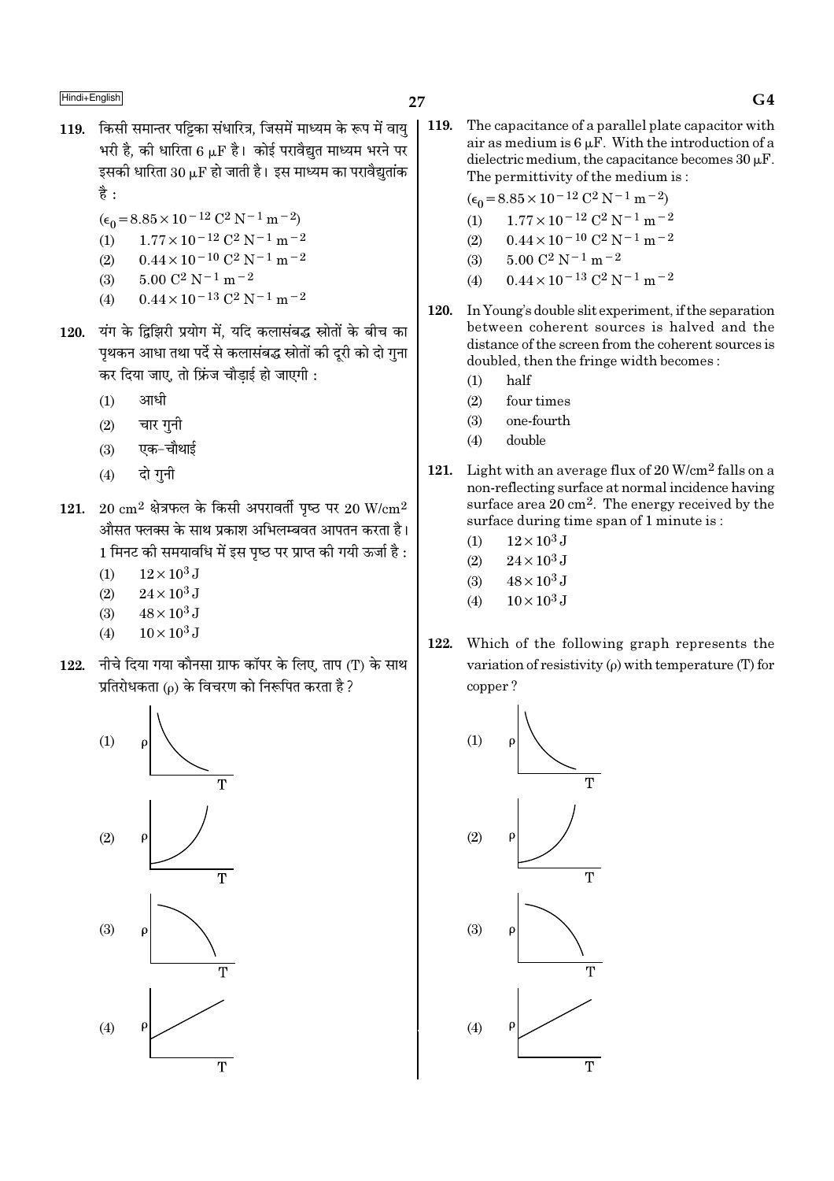119. किसी समान्तर पट्टिका संधारित्र, जिसमें माध्यम के रूप में वायु भरी है, की धारिता 6 $\mu$F है। कोई परावैद्युत माध्यम भरने पर इसकी धारिता 30 $\mu$F हो जाती है। इस माध्यम का परावैद्युतांक है :

($\epsilon_0 = 8.85 \times 10^{-12}\ C^2\ N^{-1}\ m^{-2}$)

(1) $1.77 \times 10^{-12}\ C^2\ N^{-1}\ m^{-2}$
(2) $0.44 \times 10^{-10}\ C^2\ N^{-1}\ m^{-2}$
(3) $5.00\ C^2\ N^{-1}\ m^{-2}$
(4) $0.44 \times 10^{-13}\ C^2\ N^{-1}\ m^{-2}$

120. यंग के द्विझिरी प्रयोग में, यदि कलासंबद्ध स्रोतों के बीच का पृथकन आधा तथा पर्दे से कलासंबद्ध स्रोतों की दूरी को दो गुना कर दिया जाए, तो फ्रिंज चौड़ाई हो जाएगी :

(1) आधी
(2) चार गुनी
(3) एक-चौथाई
(4) दो गुनी

121. 20 cm$^2$ क्षेत्रफल के किसी अपरावर्ती पृष्ठ पर 20 W/cm$^2$ औसत फ्लक्स के साथ प्रकाश अभिलम्बवत आपतन करता है। 1 मिनट की समयावधि में इस पृष्ठ पर प्राप्त की गयी ऊर्जा है :

(1) $12 \times 10^3$ J
(2) $24 \times 10^3$ J
(3) $48 \times 10^3$ J
(4) $10 \times 10^3$ J

122. नीचे दिया गया कौनसा ग्राफ कॉपर के लिए, ताप (T) के साथ प्रतिरोधकता ($\rho$) के विचरण को निरूपित करता है?

(1)
(2)
(3)
(4)

119. The capacitance of a parallel plate capacitor with air as medium is 6 $\mu$F. With the introduction of a dielectric medium, the capacitance becomes 30 $\mu$F. The permittivity of the medium is :

($\epsilon_0 = 8.85 \times 10^{-12}\ C^2\ N^{-1}\ m^{-2}$)

(1) $1.77 \times 10^{-12}\ C^2\ N^{-1}\ m^{-2}$
(2) $0.44 \times 10^{-10}\ C^2\ N^{-1}\ m^{-2}$
(3) $5.00\ C^2\ N^{-1}\ m^{-2}$
(4) $0.44 \times 10^{-13}\ C^2\ N^{-1}\ m^{-2}$

120. In Young's double slit experiment, if the separation between coherent sources is halved and the distance of the screen from the coherent sources is doubled, then the fringe width becomes :

(1) half
(2) four times
(3) one-fourth
(4) double

121. Light with an average flux of 20 W/cm$^2$ falls on a non-reflecting surface at normal incidence having surface area 20 cm$^2$. The energy received by the surface during time span of 1 minute is :

(1) $12 \times 10^3$ J
(2) $24 \times 10^3$ J
(3) $48 \times 10^3$ J
(4) $10 \times 10^3$ J

122. Which of the following graph represents the variation of resistivity ($\rho$) with temperature (T) for copper ?

(1)
(2)
(3)
(4)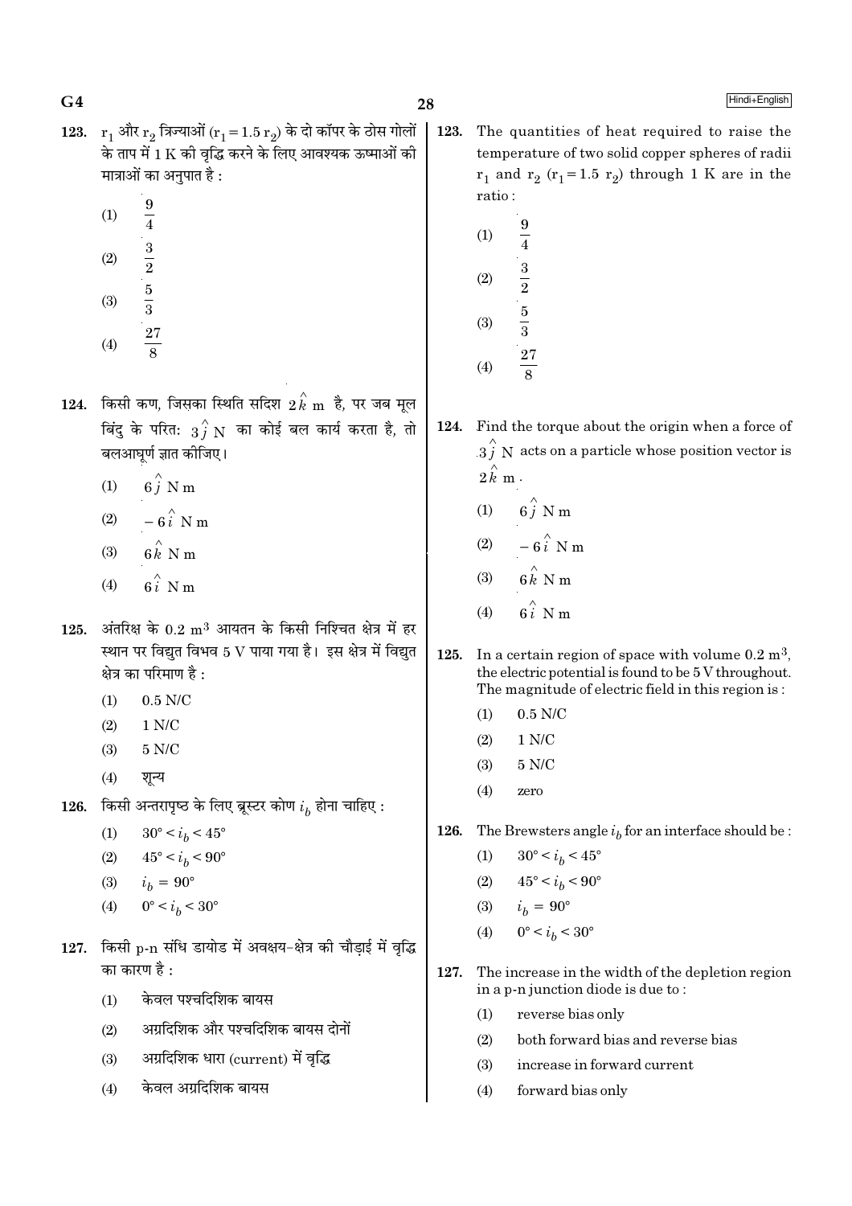**123.** $r_1$ और $r_2$ त्रिज्याओं ($r_1 = 1.5\, r_2$) के दो कॉपर के ठोस गोलों के ताप में 1 K की वृद्धि करने के लिए आवश्यक ऊष्माओं की मात्राओं का अनुपात है :

(1) $\frac{9}{4}$

(2) $\frac{3}{2}$

(3) $\frac{5}{3}$

(4) $\frac{27}{8}$

**124.** किसी कण, जिसका स्थिति सदिश $2\hat{k}$ m है, पर जब मूल बिंदु के परितः $3\hat{j}$ N का कोई बल कार्य करता है, तो बलआघूर्ण ज्ञात कीजिए।

(1) $6\hat{j}$ N m

(2) $-6\hat{i}$ N m

(3) $6\hat{k}$ N m

(4) $6\hat{i}$ N m

**125.** अंतरिक्ष के 0.2 $m^3$ आयतन के किसी निश्चित क्षेत्र में हर स्थान पर विद्युत विभव 5 V पाया गया है। इस क्षेत्र में विद्युत क्षेत्र का परिमाण है :

(1) 0.5 N/C

(2) 1 N/C

(3) 5 N/C

(4) शून्य

**126.** किसी अन्तरापृष्ठ के लिए ब्रूस्टर कोण $i_b$ होना चाहिए :

(1) $30° < i_b < 45°$

(2) $45° < i_b < 90°$

(3) $i_b = 90°$

(4) $0° < i_b < 30°$

**127.** किसी p-n संधि डायोड में अवक्षय-क्षेत्र की चौड़ाई में वृद्धि का कारण है :

(1) केवल पश्चदिशिक बायस

(2) अग्रदिशिक और पश्चदिशिक बायस दोनों

(3) अग्रदिशिक धारा (current) में वृद्धि

(4) केवल अग्रदिशिक बायस

**123.** The quantities of heat required to raise the temperature of two solid copper spheres of radii $r_1$ and $r_2$ ($r_1 = 1.5\, r_2$) through 1 K are in the ratio :

(1) $\frac{9}{4}$

(2) $\frac{3}{2}$

(3) $\frac{5}{3}$

(4) $\frac{27}{8}$

**124.** Find the torque about the origin when a force of $3\hat{j}$ N acts on a particle whose position vector is $2\hat{k}$ m.

(1) $6\hat{j}$ N m

(2) $-6\hat{i}$ N m

(3) $6\hat{k}$ N m

(4) $6\hat{i}$ N m

**125.** In a certain region of space with volume 0.2 $m^3$, the electric potential is found to be 5 V throughout. The magnitude of electric field in this region is :

(1) 0.5 N/C

(2) 1 N/C

(3) 5 N/C

(4) zero

**126.** The Brewsters angle $i_b$ for an interface should be :

(1) $30° < i_b < 45°$

(2) $45° < i_b < 90°$

(3) $i_b = 90°$

(4) $0° < i_b < 30°$

**127.** The increase in the width of the depletion region in a p-n junction diode is due to :

(1) reverse bias only

(2) both forward bias and reverse bias

(3) increase in forward current

(4) forward bias only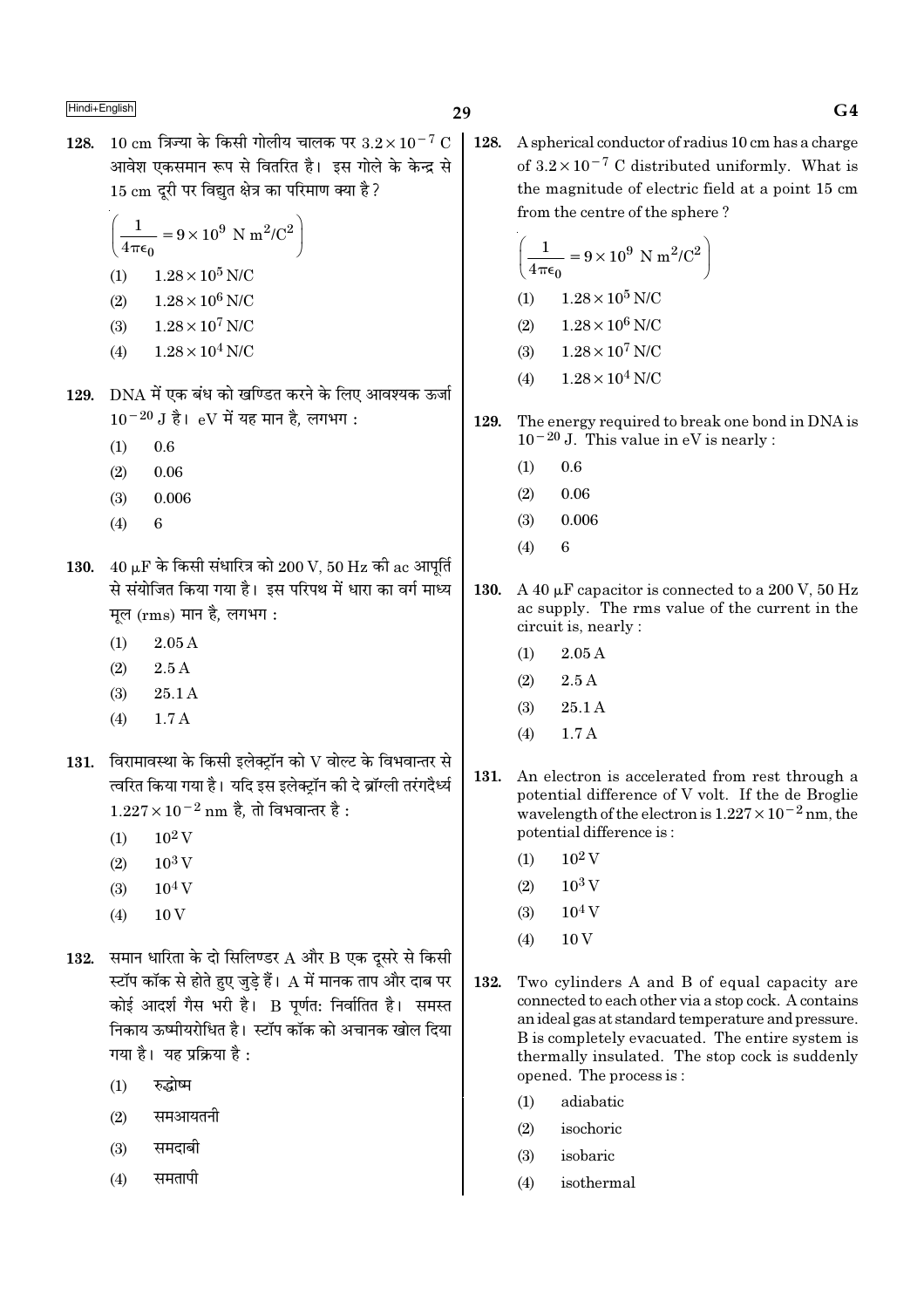128. 10 cm त्रिज्या के किसी गोलीय चालक पर $3.2 \times 10^{-7}$ C आवेश एकसमान रूप से वितरित है। इस गोले के केन्द्र से 15 cm दूरी पर विद्युत क्षेत्र का परिमाण क्या है?

$\left(\frac{1}{4\pi\epsilon_0} = 9 \times 10^9 \text{ N m}^2/\text{C}^2\right)$

(1) $1.28 \times 10^5$ N/C
(2) $1.28 \times 10^6$ N/C
(3) $1.28 \times 10^7$ N/C
(4) $1.28 \times 10^4$ N/C

129. DNA में एक बंध को खण्डित करने के लिए आवश्यक ऊर्जा $10^{-20}$ J है। eV में यह मान है, लगभग :

(1) 0.6
(2) 0.06
(3) 0.006
(4) 6

130. 40 $\mu$F के किसी संधारित्र को 200 V, 50 Hz की ac आपूर्ति से संयोजित किया गया है। इस परिपथ में धारा का वर्ग माध्य मूल (rms) मान है, लगभग :

(1) 2.05 A
(2) 2.5 A
(3) 25.1 A
(4) 1.7 A

131. विरामावस्था के किसी इलेक्ट्रॉन को V वोल्ट के विभवान्तर से त्वरित किया गया है। यदि इस इलेक्ट्रॉन की दे ब्रॉग्ली तरंगदैर्ध्य $1.227 \times 10^{-2}$ nm है, तो विभवान्तर है :

(1) $10^2$ V
(2) $10^3$ V
(3) $10^4$ V
(4) 10 V

132. समान धारिता के दो सिलिण्डर A और B एक दूसरे से किसी स्टॉप कॉक से होते हुए जुड़े हैं। A में मानक ताप और दाब पर कोई आदर्श गैस भरी है। B पूर्णत: निर्वातित है। समस्त निकाय ऊष्मीयरोधित है। स्टॉप कॉक को अचानक खोल दिया गया है। यह प्रक्रिया है :

(1) रुद्धोष्म
(2) समआयतनी
(3) समदाबी
(4) समतापी

128. A spherical conductor of radius 10 cm has a charge of $3.2 \times 10^{-7}$ C distributed uniformly. What is the magnitude of electric field at a point 15 cm from the centre of the sphere?

$\left(\frac{1}{4\pi\epsilon_0} = 9 \times 10^9 \text{ N m}^2/\text{C}^2\right)$

(1) $1.28 \times 10^5$ N/C
(2) $1.28 \times 10^6$ N/C
(3) $1.28 \times 10^7$ N/C
(4) $1.28 \times 10^4$ N/C

129. The energy required to break one bond in DNA is $10^{-20}$ J. This value in eV is nearly :

(1) 0.6
(2) 0.06
(3) 0.006
(4) 6

130. A 40 $\mu$F capacitor is connected to a 200 V, 50 Hz ac supply. The rms value of the current in the circuit is, nearly :

(1) 2.05 A
(2) 2.5 A
(3) 25.1 A
(4) 1.7 A

131. An electron is accelerated from rest through a potential difference of V volt. If the de Broglie wavelength of the electron is $1.227 \times 10^{-2}$ nm, the potential difference is :

(1) $10^2$ V
(2) $10^3$ V
(3) $10^4$ V
(4) 10 V

132. Two cylinders A and B of equal capacity are connected to each other via a stop cock. A contains an ideal gas at standard temperature and pressure. B is completely evacuated. The entire system is thermally insulated. The stop cock is suddenly opened. The process is :

(1) adiabatic
(2) isochoric
(3) isobaric
(4) isothermal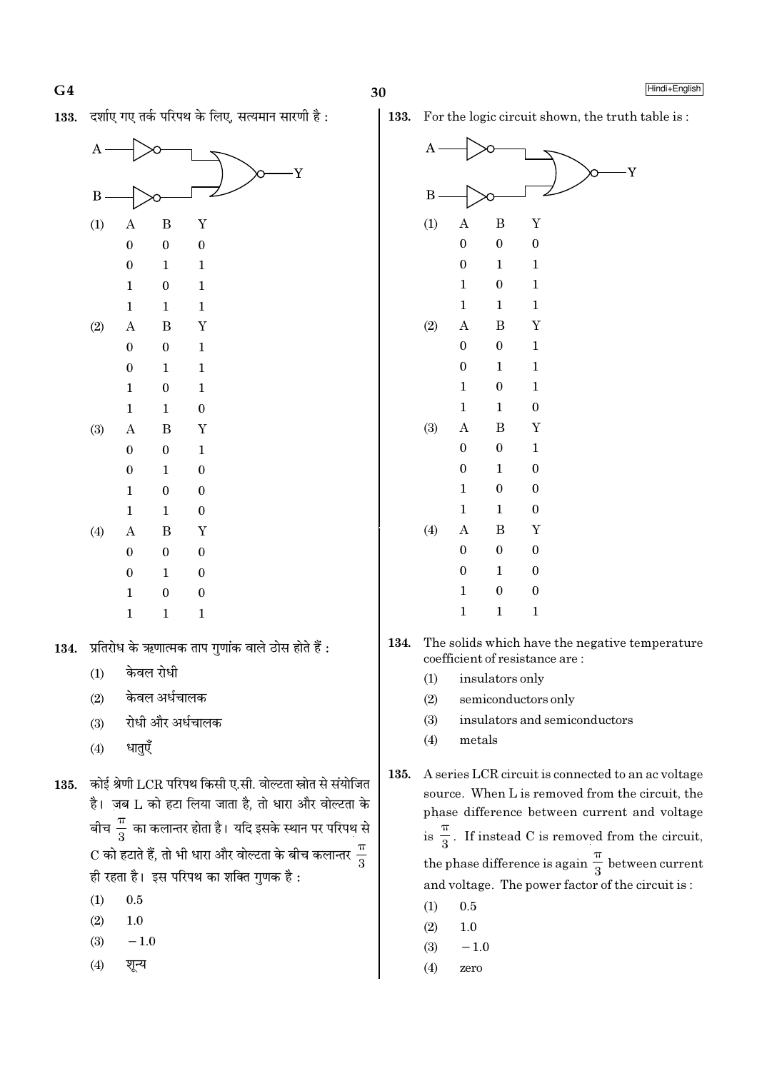133. दर्शाए गए तर्क परिपथ के लिए, सत्यमान सारणी है :

(1)

| A | B | Y |
|---|---|---|
| 0 | 0 | 0 |
| 0 | 1 | 1 |
| 1 | 0 | 1 |
| 1 | 1 | 1 |

(2)

| A | B | Y |
|---|---|---|
| 0 | 0 | 1 |
| 0 | 1 | 1 |
| 1 | 0 | 1 |
| 1 | 1 | 0 |

(3)

| A | B | Y |
|---|---|---|
| 0 | 0 | 1 |
| 0 | 1 | 0 |
| 1 | 0 | 0 |
| 1 | 1 | 0 |

(4)

| A | B | Y |
|---|---|---|
| 0 | 0 | 0 |
| 0 | 1 | 0 |
| 1 | 0 | 0 |
| 1 | 1 | 1 |

134. प्रतिरोध के ऋणात्मक ताप गुणांक वाले ठोस होते हैं :

(1) केवल रोधी

(2) केवल अर्धचालक

(3) रोधी और अर्धचालक

(4) धातुएँ

135. कोई श्रेणी LCR परिपथ किसी ए.सी. वोल्टता स्रोत से संयोजित है। जब L को हटा लिया जाता है, तो धारा और वोल्टता के बीच $\frac{\pi}{3}$ का कलान्तर होता है। यदि इसके स्थान पर परिपथ से C को हटाते हैं, तो भी धारा और वोल्टता के बीच कलान्तर $\frac{\pi}{3}$ ही रहता है। इस परिपथ का शक्ति गुणक है :

(1) 0.5

(2) 1.0

(3) $-1.0$

(4) शून्य

133. For the logic circuit shown, the truth table is :

(1)

| A | B | Y |
|---|---|---|
| 0 | 0 | 0 |
| 0 | 1 | 1 |
| 1 | 0 | 1 |
| 1 | 1 | 1 |

(2)

| A | B | Y |
|---|---|---|
| 0 | 0 | 1 |
| 0 | 1 | 1 |
| 1 | 0 | 1 |
| 1 | 1 | 0 |

(3)

| A | B | Y |
|---|---|---|
| 0 | 0 | 1 |
| 0 | 1 | 0 |
| 1 | 0 | 0 |
| 1 | 1 | 0 |

(4)

| A | B | Y |
|---|---|---|
| 0 | 0 | 0 |
| 0 | 1 | 0 |
| 1 | 0 | 0 |
| 1 | 1 | 1 |

134. The solids which have the negative temperature coefficient of resistance are :

(1) insulators only

(2) semiconductors only

(3) insulators and semiconductors

(4) metals

135. A series LCR circuit is connected to an ac voltage source. When L is removed from the circuit, the phase difference between current and voltage is $\frac{\pi}{3}$. If instead C is removed from the circuit, the phase difference is again $\frac{\pi}{3}$ between current and voltage. The power factor of the circuit is :

(1) 0.5

(2) 1.0

(3) $-1.0$

(4) zero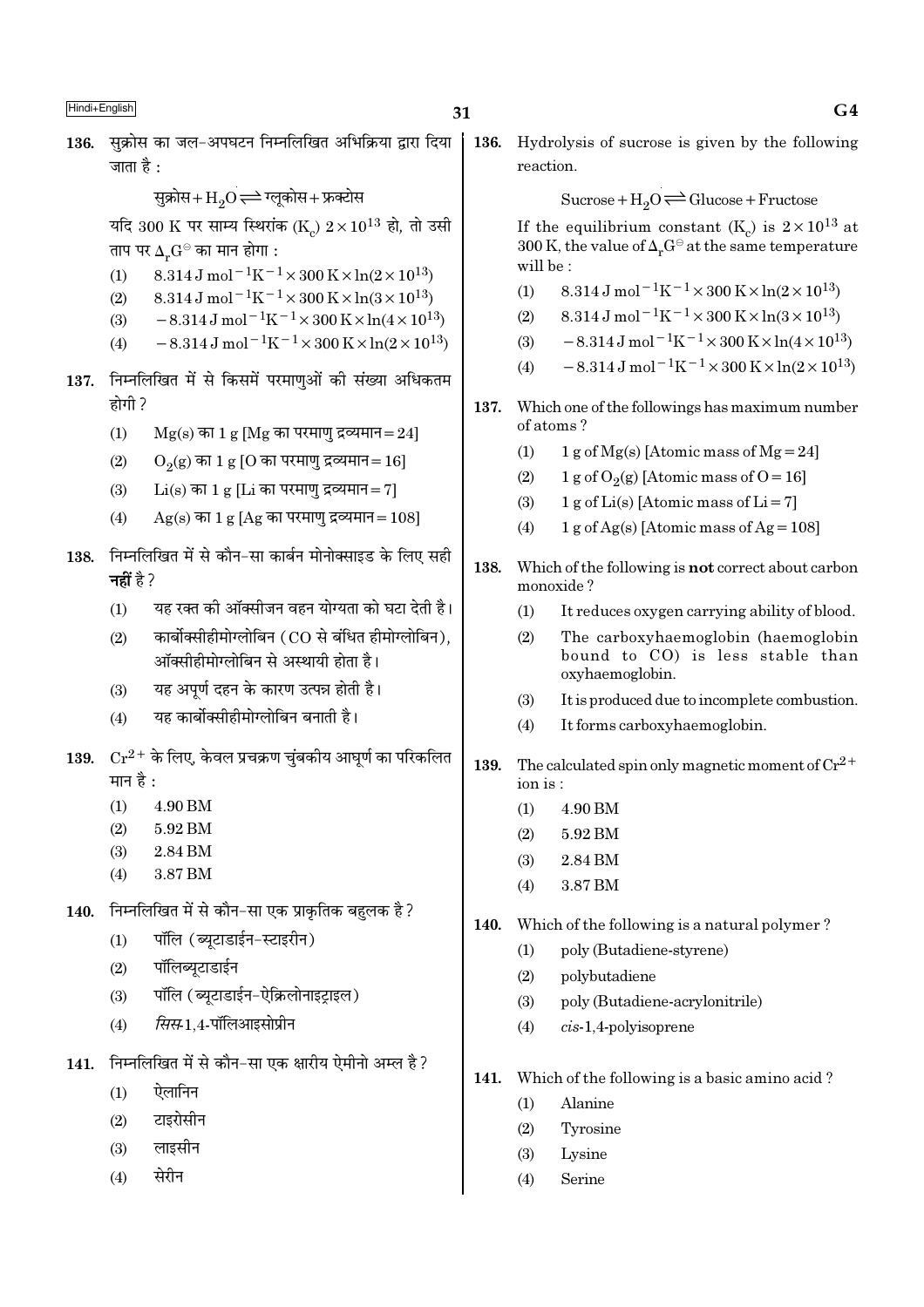136. सुक्रोस का जल-अपघटन निम्नलिखित अभिक्रिया द्वारा दिया जाता है :

सुक्रोस + $H_2O \rightleftharpoons$ ग्लूकोस + फ्रक्टोस

यदि 300 K पर साम्य स्थिरांक ($K_c$) $2 \times 10^{13}$ हो, तो उसी ताप पर $\Delta_r G^{\ominus}$ का मान होगा :

(1) $8.314 \text{ J mol}^{-1}\text{K}^{-1} \times 300 \text{ K} \times \ln(2 \times 10^{13})$

(2) $8.314 \text{ J mol}^{-1}\text{K}^{-1} \times 300 \text{ K} \times \ln(3 \times 10^{13})$

(3) $-8.314 \text{ J mol}^{-1}\text{K}^{-1} \times 300 \text{ K} \times \ln(4 \times 10^{13})$

(4) $-8.314 \text{ J mol}^{-1}\text{K}^{-1} \times 300 \text{ K} \times \ln(2 \times 10^{13})$

137. निम्नलिखित में से किसमें परमाणुओं की संख्या अधिकतम होगी ?

(1) Mg(s) का 1 g [Mg का परमाणु द्रव्यमान = 24]

(2) $O_2$(g) का 1 g [O का परमाणु द्रव्यमान = 16]

(3) Li(s) का 1 g [Li का परमाणु द्रव्यमान = 7]

(4) Ag(s) का 1 g [Ag का परमाणु द्रव्यमान = 108]

138. निम्नलिखित में से कौन-सा कार्बन मोनोक्साइड के लिए सही **नहीं** है ?

(1) यह रक्त की ऑक्सीजन वहन योग्यता को घटा देती है।

(2) कार्बोक्सीहीमोग्लोबिन (CO से बंधित हीमोग्लोबिन), ऑक्सीहीमोग्लोबिन से अस्थायी होता है।

(3) यह अपूर्ण दहन के कारण उत्पन्न होती है।

(4) यह कार्बोक्सीहीमोग्लोबिन बनाती है।

139. $Cr^{2+}$ के लिए, केवल प्रचक्रण चुंबकीय आघूर्ण का परिकलित मान है :

(1) 4.90 BM

(2) 5.92 BM

(3) 2.84 BM

(4) 3.87 BM

140. निम्नलिखित में से कौन-सा एक प्राकृतिक बहुलक है ?

(1) पॉलि (ब्यूटाडाईन-स्टाइरीन)

(2) पॉलिब्यूटाडाईन

(3) पॉलि (ब्यूटाडाईन-ऐक्रिलोनाइट्राइल)

(4) *सिस*-1,4-पॉलिआइसोप्रीन

141. निम्नलिखित में से कौन-सा एक क्षारीय ऐमीनो अम्ल है ?

(1) ऐलानिन

(2) टाइरोसीन

(3) लाइसीन

(4) सेरीन

136. Hydrolysis of sucrose is given by the following reaction.

Sucrose + $H_2O \rightleftharpoons$ Glucose + Fructose

If the equilibrium constant ($K_c$) is $2 \times 10^{13}$ at 300 K, the value of $\Delta_r G^{\ominus}$ at the same temperature will be :

(1) $8.314 \text{ J mol}^{-1}\text{K}^{-1} \times 300 \text{ K} \times \ln(2 \times 10^{13})$

(2) $8.314 \text{ J mol}^{-1}\text{K}^{-1} \times 300 \text{ K} \times \ln(3 \times 10^{13})$

(3) $-8.314 \text{ J mol}^{-1}\text{K}^{-1} \times 300 \text{ K} \times \ln(4 \times 10^{13})$

(4) $-8.314 \text{ J mol}^{-1}\text{K}^{-1} \times 300 \text{ K} \times \ln(2 \times 10^{13})$

137. Which one of the followings has maximum number of atoms ?

(1) 1 g of Mg(s) [Atomic mass of Mg = 24]

(2) 1 g of $O_2$(g) [Atomic mass of O = 16]

(3) 1 g of Li(s) [Atomic mass of Li = 7]

(4) 1 g of Ag(s) [Atomic mass of Ag = 108]

138. Which of the following is **not** correct about carbon monoxide ?

(1) It reduces oxygen carrying ability of blood.

(2) The carboxyhaemoglobin (haemoglobin bound to CO) is less stable than oxyhaemoglobin.

(3) It is produced due to incomplete combustion.

(4) It forms carboxyhaemoglobin.

139. The calculated spin only magnetic moment of $Cr^{2+}$ ion is :

(1) 4.90 BM

(2) 5.92 BM

(3) 2.84 BM

(4) 3.87 BM

140. Which of the following is a natural polymer ?

(1) poly (Butadiene-styrene)

(2) polybutadiene

(3) poly (Butadiene-acrylonitrile)

(4) *cis*-1,4-polyisoprene

141. Which of the following is a basic amino acid ?

(1) Alanine

(2) Tyrosine

(3) Lysine

(4) Serine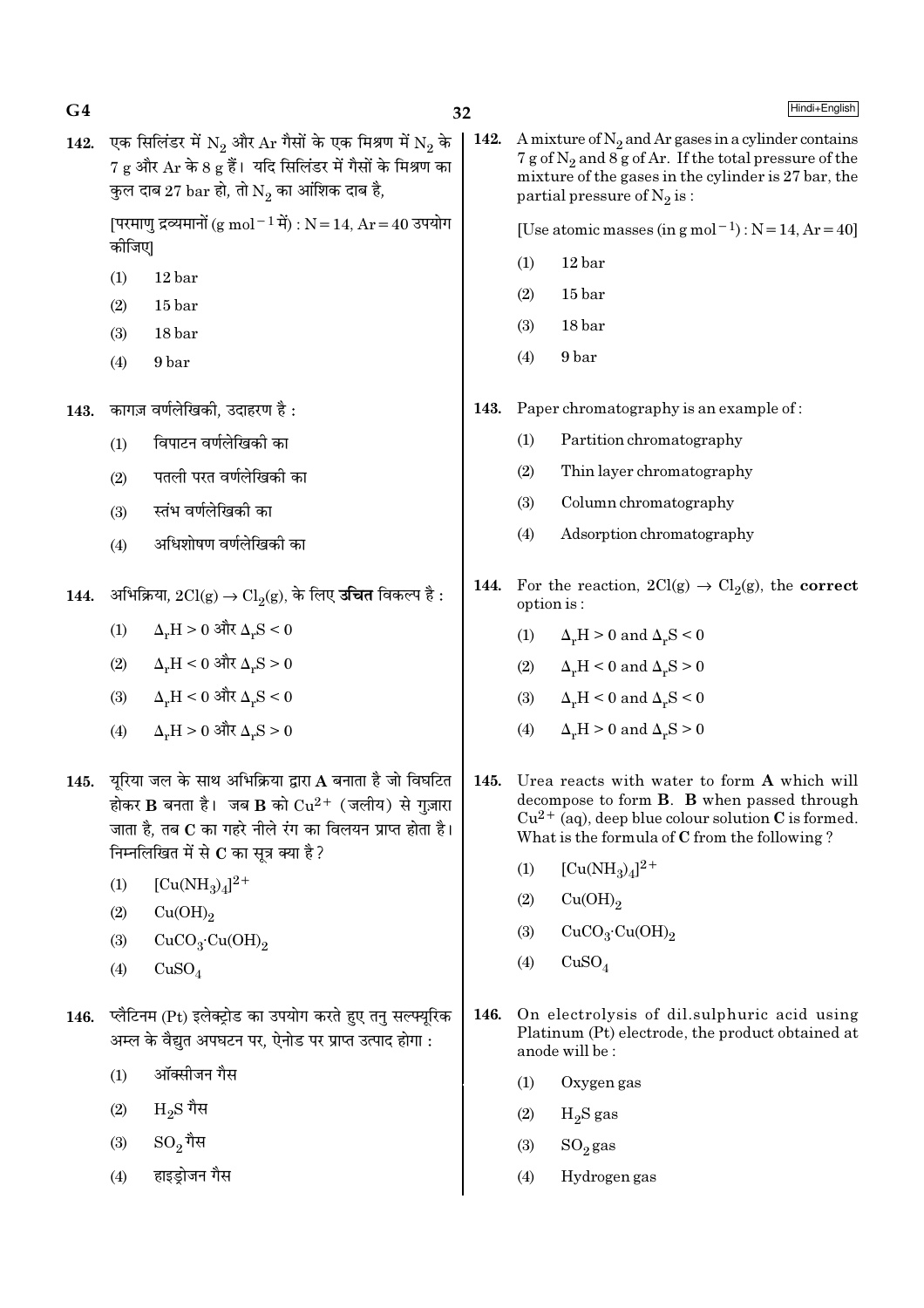142. एक सिलिंडर में $N_2$ और Ar गैसों के एक मिश्रण में $N_2$ के 7 g और Ar के 8 g हैं। यदि सिलिंडर में गैसों के मिश्रण का कुल दाब 27 bar हो, तो $N_2$ का आंशिक दाब है,

[परमाणु द्रव्यमानों ($g\ mol^{-1}$ में) : N = 14, Ar = 40 उपयोग कीजिए]

(1) 12 bar

(2) 15 bar

(3) 18 bar

(4) 9 bar

143. कागज़ वर्णलेखिकी, उदाहरण है :

(1) विपाटन वर्णलेखिकी का

(2) पतली परत वर्णलेखिकी का

(3) स्तंभ वर्णलेखिकी का

(4) अधिशोषण वर्णलेखिकी का

144. अभिक्रिया, $2Cl(g) \rightarrow Cl_2(g)$, के लिए **उचित** विकल्प है :

(1) $\Delta_r H > 0$ और $\Delta_r S < 0$

(2) $\Delta_r H < 0$ और $\Delta_r S > 0$

(3) $\Delta_r H < 0$ और $\Delta_r S < 0$

(4) $\Delta_r H > 0$ और $\Delta_r S > 0$

145. यूरिया जल के साथ अभिक्रिया द्वारा **A** बनाता है जो विघटित होकर **B** बनता है। जब **B** को $Cu^{2+}$ (जलीय) से गुज़ारा जाता है, तब **C** का गहरे नीले रंग का विलयन प्राप्त होता है। निम्नलिखित में से **C** का सूत्र क्या है?

(1) $[Cu(NH_3)_4]^{2+}$

(2) $Cu(OH)_2$

(3) $CuCO_3 \cdot Cu(OH)_2$

(4) $CuSO_4$

146. प्लैटिनम (Pt) इलेक्ट्रोड का उपयोग करते हुए तनु सल्फ्यूरिक अम्ल के वैद्युत अपघटन पर, ऐनोड पर प्राप्त उत्पाद होगा :

(1) ऑक्सीजन गैस

(2) $H_2S$ गैस

(3) $SO_2$ गैस

(4) हाइड्रोजन गैस

142. A mixture of $N_2$ and Ar gases in a cylinder contains 7 g of $N_2$ and 8 g of Ar. If the total pressure of the mixture of the gases in the cylinder is 27 bar, the partial pressure of $N_2$ is :

[Use atomic masses (in $g\ mol^{-1}$) : N = 14, Ar = 40]

(1) 12 bar

(2) 15 bar

(3) 18 bar

(4) 9 bar

143. Paper chromatography is an example of :

(1) Partition chromatography

(2) Thin layer chromatography

(3) Column chromatography

(4) Adsorption chromatography

144. For the reaction, $2Cl(g) \rightarrow Cl_2(g)$, the **correct** option is :

(1) $\Delta_r H > 0$ and $\Delta_r S < 0$

(2) $\Delta_r H < 0$ and $\Delta_r S > 0$

(3) $\Delta_r H < 0$ and $\Delta_r S < 0$

(4) $\Delta_r H > 0$ and $\Delta_r S > 0$

145. Urea reacts with water to form **A** which will decompose to form **B**. **B** when passed through $Cu^{2+}$ (aq), deep blue colour solution **C** is formed. What is the formula of **C** from the following ?

(1) $[Cu(NH_3)_4]^{2+}$

(2) $Cu(OH)_2$

(3) $CuCO_3 \cdot Cu(OH)_2$

(4) $CuSO_4$

146. On electrolysis of dil.sulphuric acid using Platinum (Pt) electrode, the product obtained at anode will be :

(1) Oxygen gas

(2) $H_2S$ gas

(3) $SO_2$ gas

(4) Hydrogen gas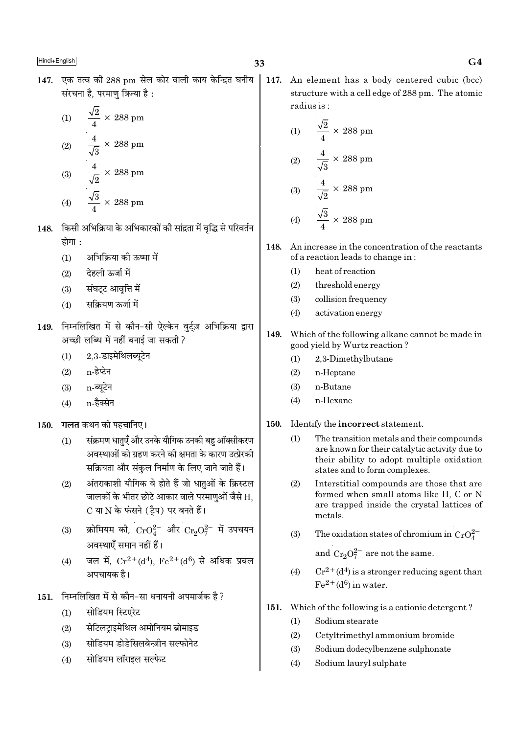147. एक तत्व की 288 pm सेल कोर वाली काय केन्द्रित घनीय संरचना है, परमाणु त्रिज्या है :

(1) $\frac{\sqrt{2}}{4} \times 288$ pm

(2) $\frac{4}{\sqrt{3}} \times 288$ pm

(3) $\frac{4}{\sqrt{2}} \times 288$ pm

(4) $\frac{\sqrt{3}}{4} \times 288$ pm

148. किसी अभिक्रिया के अभिकारकों की सांद्रता में वृद्धि से परिवर्तन होगा :

(1) अभिक्रिया की ऊष्मा में

(2) देहली ऊर्जा में

(3) संघट्ट आवृत्ति में

(4) सक्रियण ऊर्जा में

149. निम्नलिखित में से कौन-सी ऐल्केन वुर्ट्ज़ अभिक्रिया द्वारा अच्छी लब्धि में नहीं बनाई जा सकती ?

(1) 2,3-डाइमेथिलब्यूटेन

(2) n-हेप्टेन

(3) n-ब्यूटेन

(4) n-हैक्सेन

150. **गलत** कथन को पहचानिए।

(1) संक्रमण धातुएँ और उनके यौगिक उनकी बहु ऑक्सीकरण अवस्थाओं को ग्रहण करने की क्षमता के कारण उत्प्रेरकी सक्रियता और संकुल निर्माण के लिए जाने जाते हैं।

(2) अंतराकाशी यौगिक वे होते हैं जो धातुओं के क्रिस्टल जालकों के भीतर छोटे आकार वाले परमाणुओं जैसे H, C या N के फंसने (ट्रैप) पर बनते हैं।

(3) क्रोमियम की, $CrO_4^{2-}$ और $Cr_2O_7^{2-}$ में उपचयन अवस्थाएँ समान नहीं हैं।

(4) जल में, $Cr^{2+}(d^4)$, $Fe^{2+}(d^6)$ से अधिक प्रबल अपचायक है।

151. निम्नलिखित में से कौन-सा धनायनी अपमार्जक है ?

(1) सोडियम स्टिएरेट

(2) सेटिलट्राइमेथिल अमोनियम ब्रोमाइड

(3) सोडियम डोडेसिलबेन्ज़ीन सल्फोनेट

(4) सोडियम लॉराइल सल्फेट

147. An element has a body centered cubic (bcc) structure with a cell edge of 288 pm. The atomic radius is :

(1) $\frac{\sqrt{2}}{4} \times 288$ pm

(2) $\frac{4}{\sqrt{3}} \times 288$ pm

(3) $\frac{4}{\sqrt{2}} \times 288$ pm

(4) $\frac{\sqrt{3}}{4} \times 288$ pm

148. An increase in the concentration of the reactants of a reaction leads to change in :

(1) heat of reaction

(2) threshold energy

(3) collision frequency

(4) activation energy

149. Which of the following alkane cannot be made in good yield by Wurtz reaction ?

(1) 2,3-Dimethylbutane

(2) n-Heptane

(3) n-Butane

(4) n-Hexane

150. Identify the **incorrect** statement.

(1) The transition metals and their compounds are known for their catalytic activity due to their ability to adopt multiple oxidation states and to form complexes.

(2) Interstitial compounds are those that are formed when small atoms like H, C or N are trapped inside the crystal lattices of metals.

(3) The oxidation states of chromium in $CrO_4^{2-}$ and $Cr_2O_7^{2-}$ are not the same.

(4) $Cr^{2+}(d^4)$ is a stronger reducing agent than $Fe^{2+}(d^6)$ in water.

151. Which of the following is a cationic detergent ?

(1) Sodium stearate

(2) Cetyltrimethyl ammonium bromide

(3) Sodium dodecylbenzene sulphonate

(4) Sodium lauryl sulphate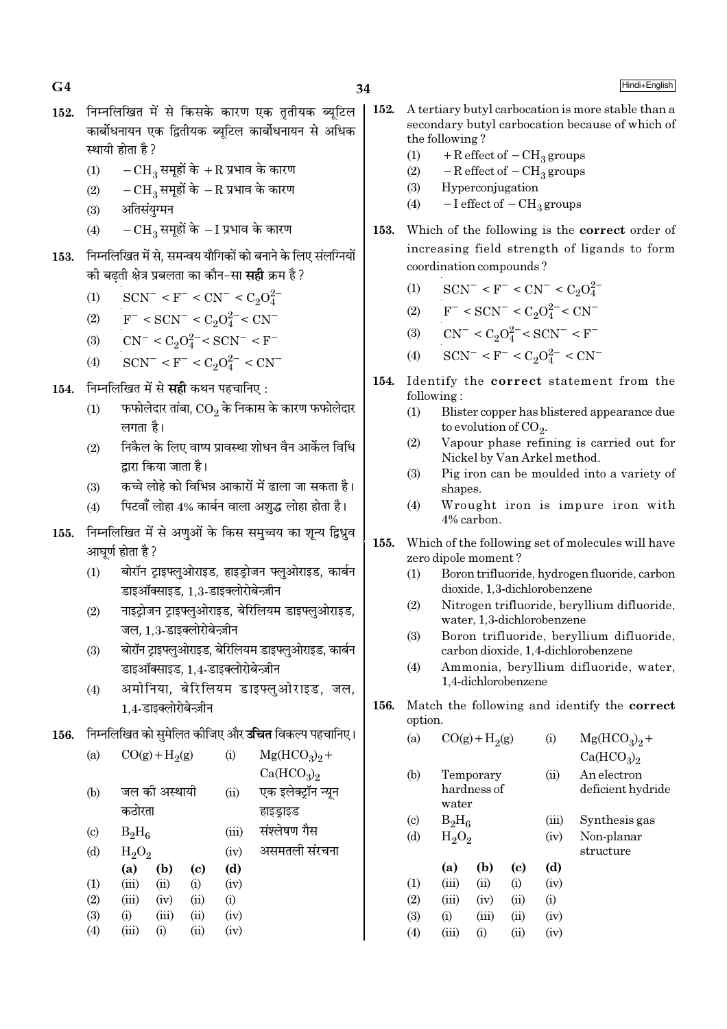152. निम्नलिखित में से किसके कारण एक तृतीयक ब्यूटिल कार्बोधनायन एक द्वितीयक ब्यूटिल कार्बोधनायन से अधिक स्थायी होता है ?

(1) $-CH_3$ समूहों के $+R$ प्रभाव के कारण
(2) $-CH_3$ समूहों के $-R$ प्रभाव के कारण
(3) अतिसंयुग्मन
(4) $-CH_3$ समूहों के $-I$ प्रभाव के कारण

153. निम्नलिखित में से, समन्वय यौगिकों को बनाने के लिए संलग्नियों की बढ़ती क्षेत्र प्रबलता का कौन-सा **सही** क्रम है ?

(1) $SCN^- < F^- < CN^- < C_2O_4^{2-}$
(2) $F^- < SCN^- < C_2O_4^{2-} < CN^-$
(3) $CN^- < C_2O_4^{2-} < SCN^- < F^-$
(4) $SCN^- < F^- < C_2O_4^{2-} < CN^-$

154. निम्नलिखित में से **सही** कथन पहचानिए :

(1) फफोलेदार तांबा, $CO_2$ के निकास के कारण फफोलेदार लगता है।
(2) निकैल के लिए वाष्प प्रावस्था शोधन वैन आर्केल विधि द्वारा किया जाता है।
(3) कच्चे लोहे को विभिन्न आकारों में ढाला जा सकता है।
(4) पिटवाँ लोहा 4% कार्बन वाला अशुद्ध लोहा होता है।

155. निम्नलिखित में से अणुओं के किस समुच्चय का शून्य द्विध्रुव आघूर्ण होता है ?

(1) बोरॉन ट्राइफ्लुओराइड, हाइड्रोजन फ्लुओराइड, कार्बन डाइऑक्साइड, 1,3-डाइक्लोरोबेन्ज़ीन
(2) नाइट्रोजन ट्राइफ्लुओराइड, बेरिलियम डाइफ्लुओराइड, जल, 1,3-डाइक्लोरोबेन्ज़ीन
(3) बोरॉन ट्राइफ्लुओराइड, बेरिलियम डाइफ्लुओराइड, कार्बन डाइऑक्साइड, 1,4-डाइक्लोरोबेन्ज़ीन
(4) अमोनिया, बेरिलियम डाइफ्लुओराइड, जल, 1,4-डाइक्लोरोबेन्ज़ीन

156. निम्नलिखित को सुमेलित कीजिए और **उचित** विकल्प पहचानिए।

| | | | |
|---|---|---|---|
| (a) | $CO(g) + H_2(g)$ | (i) | $Mg(HCO_3)_2 + Ca(HCO_3)_2$ |
| (b) | जल की अस्थायी कठोरता | (ii) | एक इलेक्ट्रॉन न्यून हाइड्राइड |
| (c) | $B_2H_6$ | (iii) | संश्लेषण गैस |
| (d) | $H_2O_2$ | (iv) | असमतली संरचना |

| | (a) | (b) | (c) | (d) |
|---|---|---|---|---|
| (1) | (iii) | (ii) | (i) | (iv) |
| (2) | (iii) | (iv) | (ii) | (i) |
| (3) | (i) | (iii) | (ii) | (iv) |
| (4) | (iii) | (i) | (ii) | (iv) |

152. A tertiary butyl carbocation is more stable than a secondary butyl carbocation because of which of the following ?

(1) $+R$ effect of $-CH_3$ groups
(2) $-R$ effect of $-CH_3$ groups
(3) Hyperconjugation
(4) $-I$ effect of $-CH_3$ groups

153. Which of the following is the **correct** order of increasing field strength of ligands to form coordination compounds ?

(1) $SCN^- < F^- < CN^- < C_2O_4^{2-}$
(2) $F^- < SCN^- < C_2O_4^{2-} < CN^-$
(3) $CN^- < C_2O_4^{2-} < SCN^- < F^-$
(4) $SCN^- < F^- < C_2O_4^{2-} < CN^-$

154. Identify the **correct** statement from the following :

(1) Blister copper has blistered appearance due to evolution of $CO_2$.
(2) Vapour phase refining is carried out for Nickel by Van Arkel method.
(3) Pig iron can be moulded into a variety of shapes.
(4) Wrought iron is impure iron with 4% carbon.

155. Which of the following set of molecules will have zero dipole moment ?

(1) Boron trifluoride, hydrogen fluoride, carbon dioxide, 1,3-dichlorobenzene
(2) Nitrogen trifluoride, beryllium difluoride, water, 1,3-dichlorobenzene
(3) Boron trifluoride, beryllium difluoride, carbon dioxide, 1,4-dichlorobenzene
(4) Ammonia, beryllium difluoride, water, 1,4-dichlorobenzene

156. Match the following and identify the **correct** option.

| | | | |
|---|---|---|---|
| (a) | $CO(g) + H_2(g)$ | (i) | $Mg(HCO_3)_2 + Ca(HCO_3)_2$ |
| (b) | Temporary hardness of water | (ii) | An electron deficient hydride |
| (c) | $B_2H_6$ | (iii) | Synthesis gas |
| (d) | $H_2O_2$ | (iv) | Non-planar structure |

| | (a) | (b) | (c) | (d) |
|---|---|---|---|---|
| (1) | (iii) | (ii) | (i) | (iv) |
| (2) | (iii) | (iv) | (ii) | (i) |
| (3) | (i) | (iii) | (ii) | (iv) |
| (4) | (iii) | (i) | (ii) | (iv) |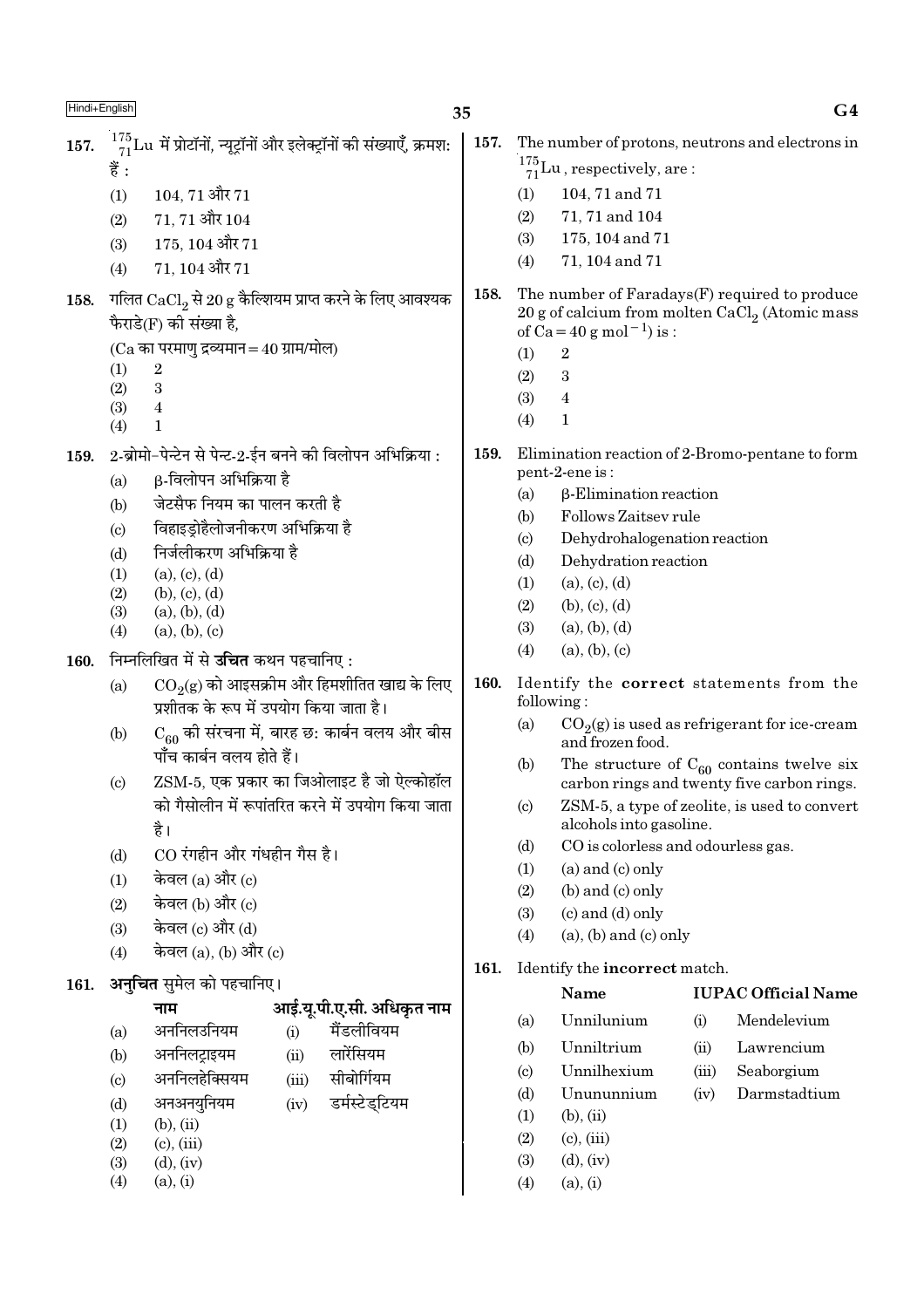157. $^{175}_{71}Lu$ में प्रोटॉनों, न्यूट्रॉनों और इलेक्ट्रॉनों की संख्याएँ, क्रमश: हैं :

(1) 104, 71 और 71
(2) 71, 71 और 104
(3) 175, 104 और 71
(4) 71, 104 और 71

158. गलित $CaCl_2$ से 20 g कैल्शियम प्राप्त करने के लिए आवश्यक फैराडे(F) की संख्या है,
(Ca का परमाणु द्रव्यमान = 40 ग्राम/मोल)

(1) 2
(2) 3
(3) 4
(4) 1

159. 2-ब्रोमो-पेन्टेन से पेन्ट-2-ईन बनने की विलोपन अभिक्रिया :

(a) β-विलोपन अभिक्रिया है
(b) जेटसैफ नियम का पालन करती है
(c) विहाइड्रोहैलोजनीकरण अभिक्रिया है
(d) निर्जलीकरण अभिक्रिया है

(1) (a), (c), (d)
(2) (b), (c), (d)
(3) (a), (b), (d)
(4) (a), (b), (c)

160. निम्नलिखित में से **उचित** कथन पहचानिए :

(a) $CO_2$(g) को आइसक्रीम और हिमशीतित खाद्य के लिए प्रशीतक के रूप में उपयोग किया जाता है।
(b) $C_{60}$ की संरचना में, बारह छ: कार्बन वलय और बीस पाँच कार्बन वलय होते हैं।
(c) ZSM-5, एक प्रकार का जिओलाइट है जो ऐल्कोहॉल को गैसोलीन में रूपांतरित करने में उपयोग किया जाता है।
(d) CO रंगहीन और गंधहीन गैस है।

(1) केवल (a) और (c)
(2) केवल (b) और (c)
(3) केवल (c) और (d)
(4) केवल (a), (b) और (c)

161. **अनुचित** सुमेल को पहचानिए।

| | नाम | | आई.यू.पी.ए.सी. अधिकृत नाम |
|---|---|---|---|
| (a) | अननिलउनियम | (i) | मैंडलीवियम |
| (b) | अननिलट्राइयम | (ii) | लारेंसियम |
| (c) | अननिलहेक्सियम | (iii) | सीबोर्गियम |
| (d) | अनअनयुनियम | (iv) | डर्मस्टेड्टियम |

(1) (b), (ii)
(2) (c), (iii)
(3) (d), (iv)
(4) (a), (i)

157. The number of protons, neutrons and electrons in $^{175}_{71}Lu$, respectively, are :

(1) 104, 71 and 71
(2) 71, 71 and 104
(3) 175, 104 and 71
(4) 71, 104 and 71

158. The number of Faradays(F) required to produce 20 g of calcium from molten $CaCl_2$ (Atomic mass of Ca = 40 g $mol^{-1}$) is :

(1) 2
(2) 3
(3) 4
(4) 1

159. Elimination reaction of 2-Bromo-pentane to form pent-2-ene is :

(a) β-Elimination reaction
(b) Follows Zaitsev rule
(c) Dehydrohalogenation reaction
(d) Dehydration reaction

(1) (a), (c), (d)
(2) (b), (c), (d)
(3) (a), (b), (d)
(4) (a), (b), (c)

160. Identify the **correct** statements from the following :

(a) $CO_2$(g) is used as refrigerant for ice-cream and frozen food.
(b) The structure of $C_{60}$ contains twelve six carbon rings and twenty five carbon rings.
(c) ZSM-5, a type of zeolite, is used to convert alcohols into gasoline.
(d) CO is colorless and odourless gas.

(1) (a) and (c) only
(2) (b) and (c) only
(3) (c) and (d) only
(4) (a), (b) and (c) only

161. Identify the **incorrect** match.

| | Name | | IUPAC Official Name |
|---|---|---|---|
| (a) | Unnilunium | (i) | Mendelevium |
| (b) | Unniltrium | (ii) | Lawrencium |
| (c) | Unnilhexium | (iii) | Seaborgium |
| (d) | Unununnium | (iv) | Darmstadtium |

(1) (b), (ii)
(2) (c), (iii)
(3) (d), (iv)
(4) (a), (i)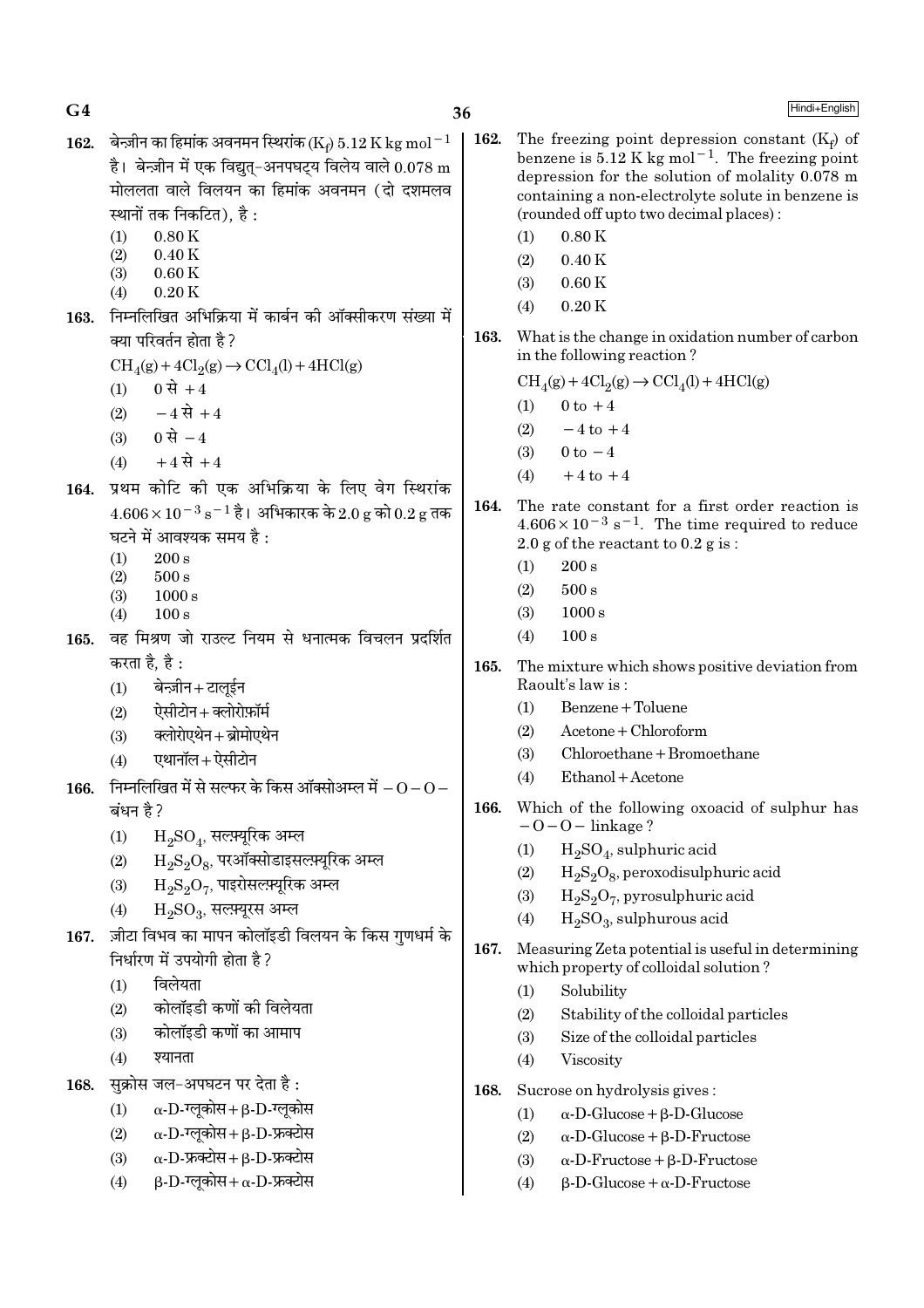162. बेन्ज़ीन का हिमांक अवनमन स्थिरांक ($K_f$) 5.12 K kg $mol^{-1}$ है। बेन्ज़ीन में एक विद्युत्-अनपघट्य विलेय वाले 0.078 m मोललता वाले विलयन का हिमांक अवनमन (दो दशमलव स्थानों तक निकटित), है :

(1) 0.80 K
(2) 0.40 K
(3) 0.60 K
(4) 0.20 K

163. निम्नलिखित अभिक्रिया में कार्बन की ऑक्सीकरण संख्या में क्या परिवर्तन होता है ?

$CH_4(g) + 4Cl_2(g) \rightarrow CCl_4(l) + 4HCl(g)$

(1) 0 से +4
(2) −4 से +4
(3) 0 से −4
(4) +4 से +4

164. प्रथम कोटि की एक अभिक्रिया के लिए वेग स्थिरांक $4.606 \times 10^{-3}\ s^{-1}$ है। अभिकारक के 2.0 g को 0.2 g तक घटने में आवश्यक समय है :

(1) 200 s
(2) 500 s
(3) 1000 s
(4) 100 s

165. वह मिश्रण जो राउल्ट नियम से धनात्मक विचलन प्रदर्शित करता है, है :

(1) बेन्ज़ीन + टालूईन
(2) ऐसीटोन + क्लोरोफ़ॉर्म
(3) क्लोरोएथेन + ब्रोमोएथेन
(4) एथानॉल + ऐसीटोन

166. निम्नलिखित में से सल्फर के किस ऑक्सोअम्ल में –O–O– बंधन है ?

(1) $H_2SO_4$, सल्फ़्यूरिक अम्ल
(2) $H_2S_2O_8$, परऑक्सोडाइसल्फ़्यूरिक अम्ल
(3) $H_2S_2O_7$, पाइरोसल्फ़्यूरिक अम्ल
(4) $H_2SO_3$, सल्फ़्यूरस अम्ल

167. ज़ीटा विभव का मापन कोलॉइडी विलयन के किस गुणधर्म के निर्धारण में उपयोगी होता है ?

(1) विलेयता
(2) कोलॉइडी कणों की विलेयता
(3) कोलॉइडी कणों का आमाप
(4) श्यानता

168. सुक्रोस जल-अपघटन पर देता है :

(1) α-D-ग्लूकोस + β-D-ग्लूकोस
(2) α-D-ग्लूकोस + β-D-फ्रक्टोस
(3) α-D-फ्रक्टोस + β-D-फ्रक्टोस
(4) β-D-ग्लूकोस + α-D-फ्रक्टोस

162. The freezing point depression constant ($K_f$) of benzene is 5.12 K kg $mol^{-1}$. The freezing point depression for the solution of molality 0.078 m containing a non-electrolyte solute in benzene is (rounded off upto two decimal places) :

(1) 0.80 K
(2) 0.40 K
(3) 0.60 K
(4) 0.20 K

163. What is the change in oxidation number of carbon in the following reaction ?

$CH_4(g) + 4Cl_2(g) \rightarrow CCl_4(l) + 4HCl(g)$

(1) 0 to +4
(2) −4 to +4
(3) 0 to −4
(4) +4 to +4

164. The rate constant for a first order reaction is $4.606 \times 10^{-3}\ s^{-1}$. The time required to reduce 2.0 g of the reactant to 0.2 g is :

(1) 200 s
(2) 500 s
(3) 1000 s
(4) 100 s

165. The mixture which shows positive deviation from Raoult's law is :

(1) Benzene + Toluene
(2) Acetone + Chloroform
(3) Chloroethane + Bromoethane
(4) Ethanol + Acetone

166. Which of the following oxoacid of sulphur has –O–O– linkage ?

(1) $H_2SO_4$, sulphuric acid
(2) $H_2S_2O_8$, peroxodisulphuric acid
(3) $H_2S_2O_7$, pyrosulphuric acid
(4) $H_2SO_3$, sulphurous acid

167. Measuring Zeta potential is useful in determining which property of colloidal solution ?

(1) Solubility
(2) Stability of the colloidal particles
(3) Size of the colloidal particles
(4) Viscosity

168. Sucrose on hydrolysis gives :

(1) α-D-Glucose + β-D-Glucose
(2) α-D-Glucose + β-D-Fructose
(3) α-D-Fructose + β-D-Fructose
(4) β-D-Glucose + α-D-Fructose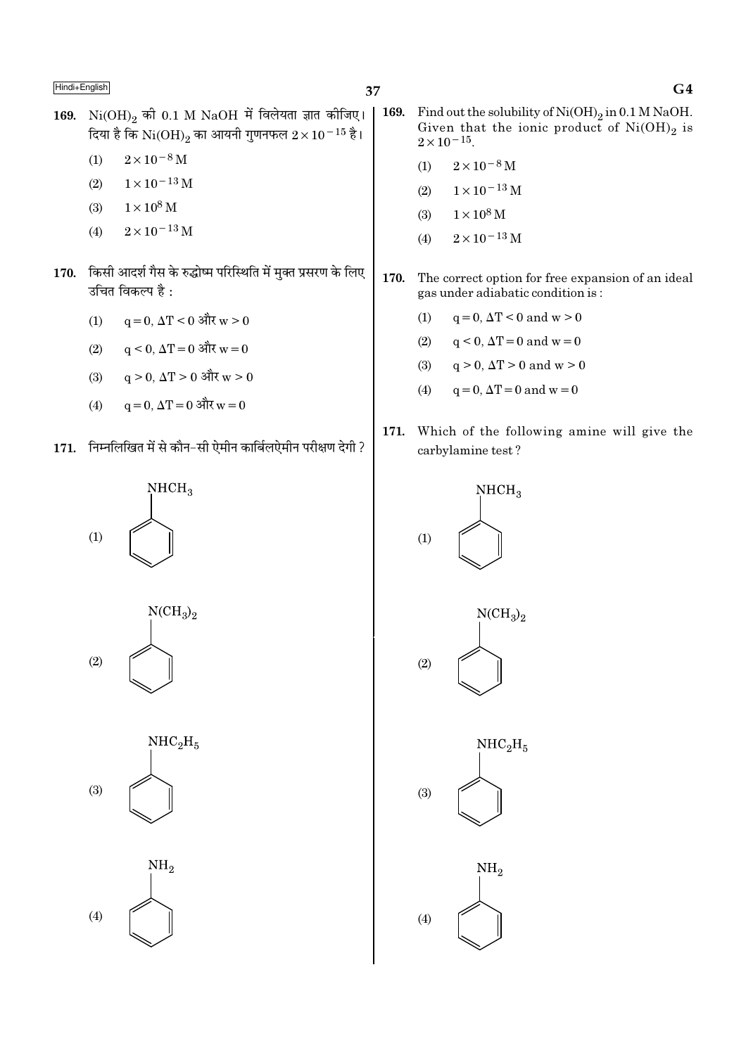169. $Ni(OH)_2$ की 0.1 M NaOH में विलेयता ज्ञात कीजिए। दिया है कि $Ni(OH)_2$ का आयनी गुणनफल $2 \times 10^{-15}$ है।

(1) $2 \times 10^{-8}$ M

(2) $1 \times 10^{-13}$ M

(3) $1 \times 10^{8}$ M

(4) $2 \times 10^{-13}$ M

170. किसी आदर्श गैस के रुद्धोष्म परिस्थिति में मुक्त प्रसरण के लिए उचित विकल्प है :

(1) $q = 0, \Delta T < 0$ और $w > 0$

(2) $q < 0, \Delta T = 0$ और $w = 0$

(3) $q > 0, \Delta T > 0$ और $w > 0$

(4) $q = 0, \Delta T = 0$ और $w = 0$

171. निम्नलिखित में से कौन-सी ऐमीन कार्बिलऐमीन परीक्षण देगी ?

(1) $C_6H_5NHCH_3$

(2) $C_6H_5N(CH_3)_2$

(3) $C_6H_5NHC_2H_5$

(4) $C_6H_5NH_2$

169. Find out the solubility of $Ni(OH)_2$ in 0.1 M NaOH. Given that the ionic product of $Ni(OH)_2$ is $2 \times 10^{-15}$.

(1) $2 \times 10^{-8}$ M

(2) $1 \times 10^{-13}$ M

(3) $1 \times 10^{8}$ M

(4) $2 \times 10^{-13}$ M

170. The correct option for free expansion of an ideal gas under adiabatic condition is :

(1) $q = 0, \Delta T < 0$ and $w > 0$

(2) $q < 0, \Delta T = 0$ and $w = 0$

(3) $q > 0, \Delta T > 0$ and $w > 0$

(4) $q = 0, \Delta T = 0$ and $w = 0$

171. Which of the following amine will give the carbylamine test ?

(1) $C_6H_5NHCH_3$

(2) $C_6H_5N(CH_3)_2$

(3) $C_6H_5NHC_2H_5$

(4) $C_6H_5NH_2$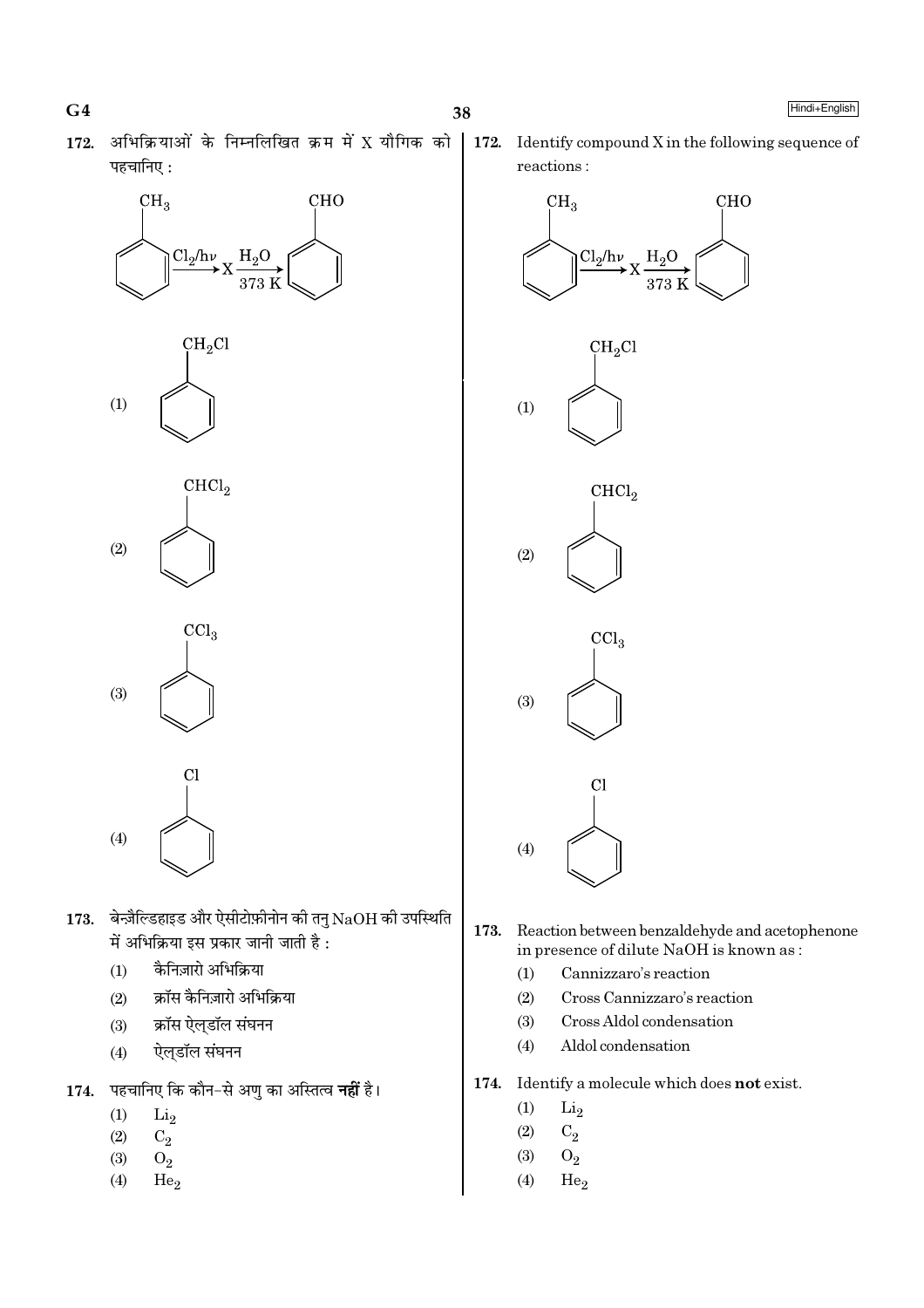**172.** अभिक्रियाओं के निम्नलिखित क्रम में X यौगिक को पहचानिए :

$$C_6H_5CH_3 \xrightarrow{Cl_2/h\nu} X \xrightarrow[373\ K]{H_2O} C_6H_5CHO$$

(1) $C_6H_5CH_2Cl$

(2) $C_6H_5CHCl_2$

(3) $C_6H_5CCl_3$

(4) $C_6H_5Cl$

**173.** बेन्ज़ैल्डिहाइड और ऐसीटोफ़ीनोन की तनु NaOH की उपस्थिति में अभिक्रिया इस प्रकार जानी जाती है :

(1) कैनिज़ारो अभिक्रिया

(2) क्रॉस कैनिज़ारो अभिक्रिया

(3) क्रॉस ऐल्डॉल संघनन

(4) ऐल्डॉल संघनन

**174.** पहचानिए कि कौन-से अणु का अस्तित्व **नहीं** है।

(1) $Li_2$

(2) $C_2$

(3) $O_2$

(4) $He_2$

---

**172.** Identify compound X in the following sequence of reactions :

$$C_6H_5CH_3 \xrightarrow{Cl_2/h\nu} X \xrightarrow[373\ K]{H_2O} C_6H_5CHO$$

(1) $C_6H_5CH_2Cl$

(2) $C_6H_5CHCl_2$

(3) $C_6H_5CCl_3$

(4) $C_6H_5Cl$

**173.** Reaction between benzaldehyde and acetophenone in presence of dilute NaOH is known as :

(1) Cannizzaro's reaction

(2) Cross Cannizzaro's reaction

(3) Cross Aldol condensation

(4) Aldol condensation

**174.** Identify a molecule which does **not** exist.

(1) $Li_2$

(2) $C_2$

(3) $O_2$

(4) $He_2$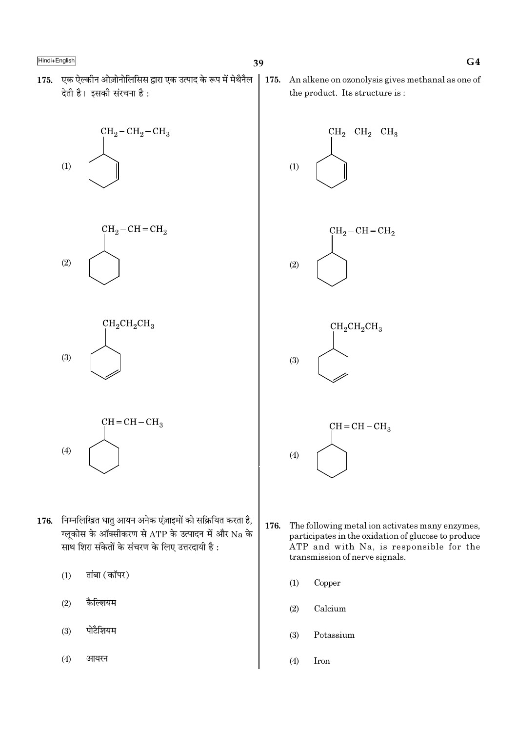175. एक ऐल्कीन ओज़ोनोलिसिस द्वारा एक उत्पाद के रूप में मेथैनैल देती है। इसकी संरचना है :

(1) $CH_2-CH_2-CH_3$ substituted cyclohexene

(2) $CH_2-CH=CH_2$ substituted cyclohexane

(3) $CH_2CH_2CH_3$ substituted cyclohexene

(4) $CH=CH-CH_3$ substituted cyclohexane

175. An alkene on ozonolysis gives methanal as one of the product. Its structure is :

(1) $CH_2-CH_2-CH_3$ substituted cyclohexene

(2) $CH_2-CH=CH_2$ substituted cyclohexane

(3) $CH_2CH_2CH_3$ substituted cyclohexene

(4) $CH=CH-CH_3$ substituted cyclohexane

176. निम्नलिखित धातु आयन अनेक एंज़ाइमों को सक्रियित करता है, ग्लूकोस के ऑक्सीकरण से ATP के उत्पादन में और Na के साथ शिरा संकेतों के संचरण के लिए उत्तरदायी है :

(1) तांबा (कॉपर)

(2) कैल्शियम

(3) पोटैशियम

(4) आयरन

176. The following metal ion activates many enzymes, participates in the oxidation of glucose to produce ATP and with Na, is responsible for the transmission of nerve signals.

(1) Copper

(2) Calcium

(3) Potassium

(4) Iron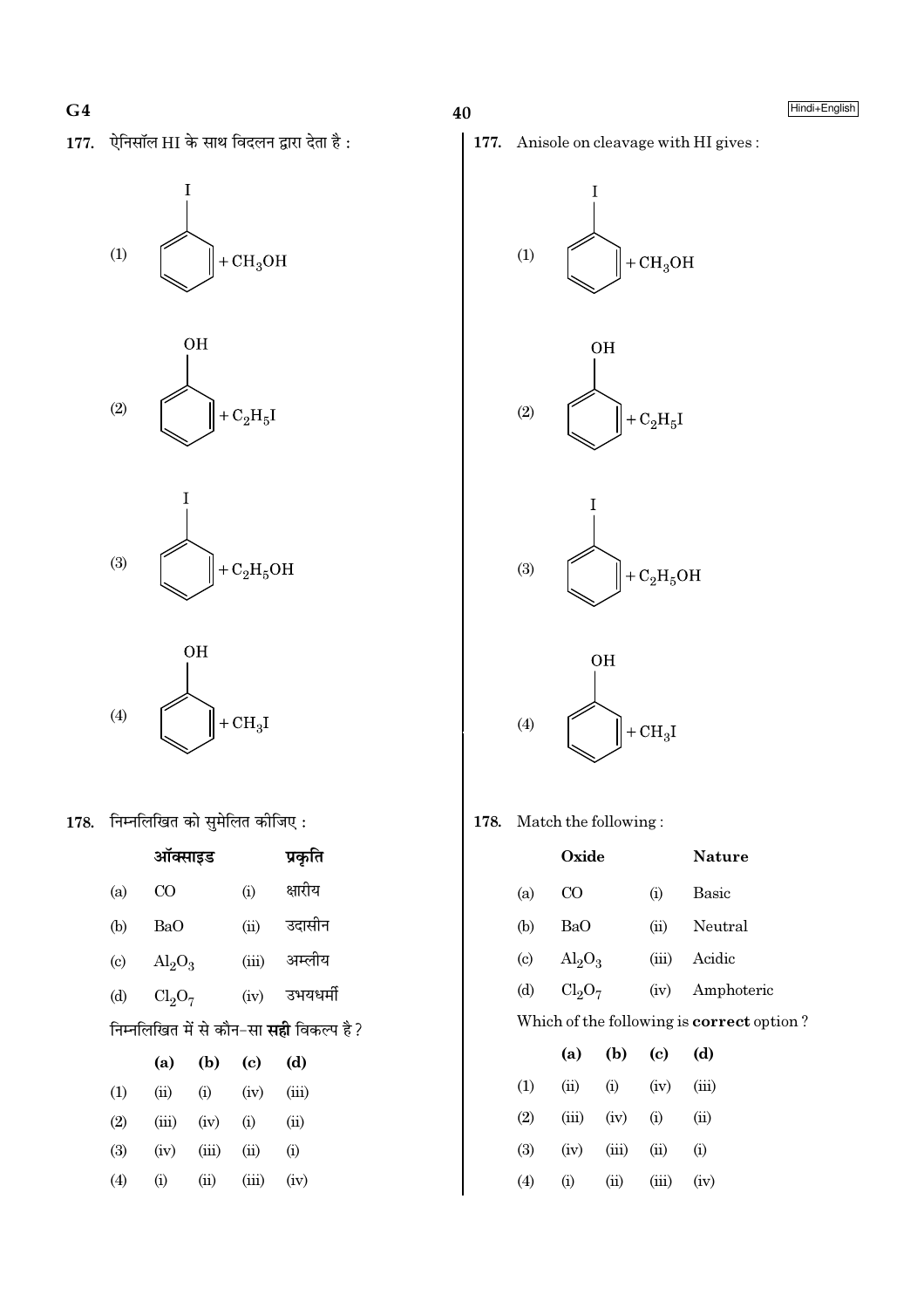177. ऐनिसॉल HI के साथ विदलन द्वारा देता है :

(1) Iodobenzene $+ CH_3OH$

(2) Phenol $+ C_2H_5I$

(3) Iodobenzene $+ C_2H_5OH$

(4) Phenol $+ CH_3I$

178. निम्नलिखित को सुमेलित कीजिए :

| | ऑक्साइड | | प्रकृति |
|---|---|---|---|
| (a) | CO | (i) | क्षारीय |
| (b) | BaO | (ii) | उदासीन |
| (c) | $Al_2O_3$ | (iii) | अम्लीय |
| (d) | $Cl_2O_7$ | (iv) | उभयधर्मी |

निम्नलिखित में से कौन-सा **सही** विकल्प है ?

| | (a) | (b) | (c) | (d) |
|---|---|---|---|---|
| (1) | (ii) | (i) | (iv) | (iii) |
| (2) | (iii) | (iv) | (i) | (ii) |
| (3) | (iv) | (iii) | (ii) | (i) |
| (4) | (i) | (ii) | (iii) | (iv) |

177. Anisole on cleavage with HI gives :

(1) Iodobenzene $+ CH_3OH$

(2) Phenol $+ C_2H_5I$

(3) Iodobenzene $+ C_2H_5OH$

(4) Phenol $+ CH_3I$

178. Match the following :

| | Oxide | | Nature |
|---|---|---|---|
| (a) | CO | (i) | Basic |
| (b) | BaO | (ii) | Neutral |
| (c) | $Al_2O_3$ | (iii) | Acidic |
| (d) | $Cl_2O_7$ | (iv) | Amphoteric |

Which of the following is **correct** option ?

| | (a) | (b) | (c) | (d) |
|---|---|---|---|---|
| (1) | (ii) | (i) | (iv) | (iii) |
| (2) | (iii) | (iv) | (i) | (ii) |
| (3) | (iv) | (iii) | (ii) | (i) |
| (4) | (i) | (ii) | (iii) | (iv) |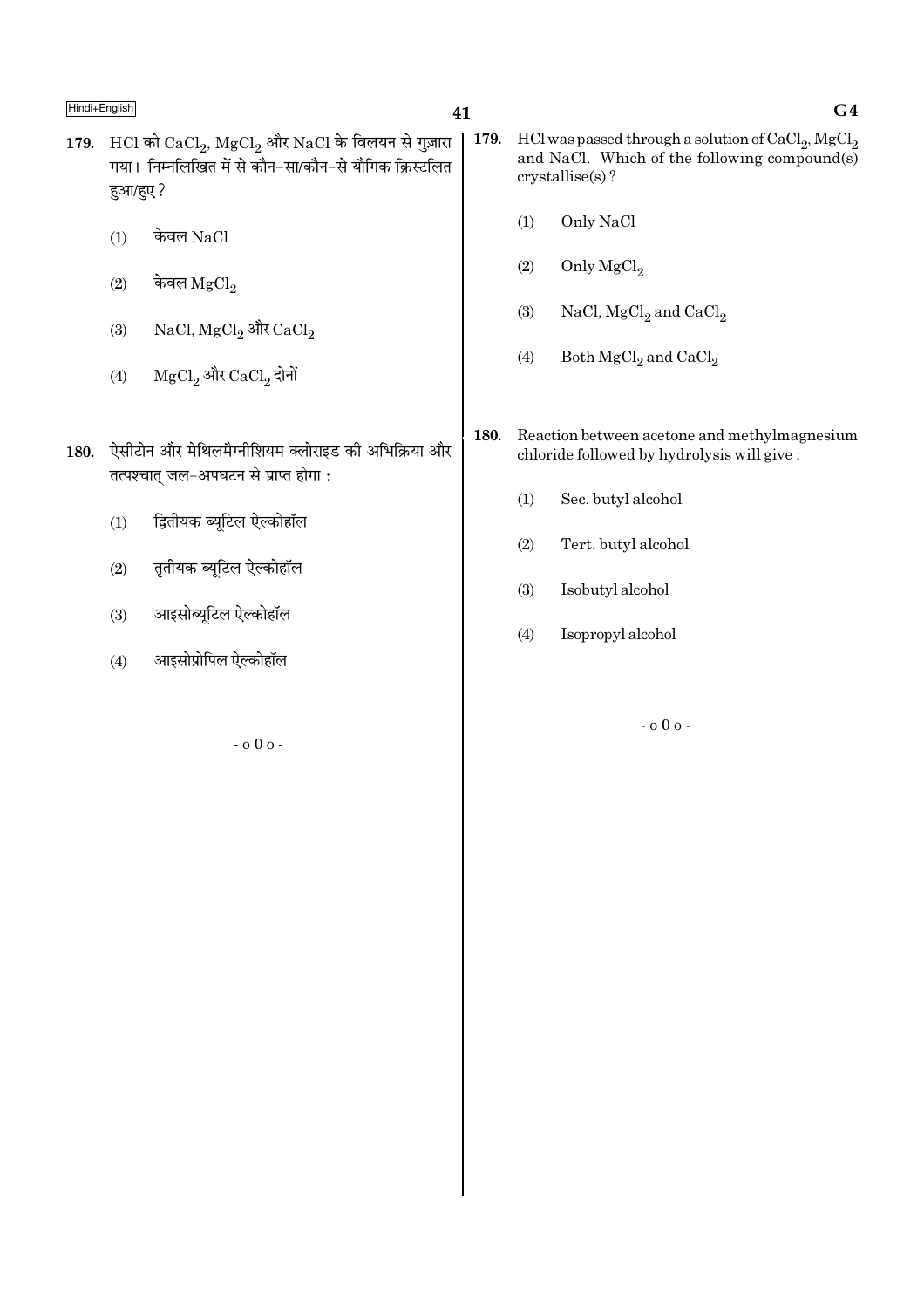179. HCl को $CaCl_2$, $MgCl_2$ और NaCl के विलयन से गुज़ारा गया। निम्नलिखित में से कौन-सा/कौन-से यौगिक क्रिस्टलित हुआ/हुए ?

(1) केवल NaCl

(2) केवल $MgCl_2$

(3) NaCl, $MgCl_2$ और $CaCl_2$

(4) $MgCl_2$ और $CaCl_2$ दोनों

180. ऐसीटोन और मेथिलमैग्नीशियम क्लोराइड की अभिक्रिया और तत्पश्चात् जल-अपघटन से प्राप्त होगा :

(1) द्वितीयक ब्यूटिल ऐल्कोहॉल

(2) तृतीयक ब्यूटिल ऐल्कोहॉल

(3) आइसोब्यूटिल ऐल्कोहॉल

(4) आइसोप्रोपिल ऐल्कोहॉल

- o 0 o -

179. HCl was passed through a solution of $CaCl_2$, $MgCl_2$ and NaCl. Which of the following compound(s) crystallise(s) ?

(1) Only NaCl

(2) Only $MgCl_2$

(3) NaCl, $MgCl_2$ and $CaCl_2$

(4) Both $MgCl_2$ and $CaCl_2$

180. Reaction between acetone and methylmagnesium chloride followed by hydrolysis will give :

(1) Sec. butyl alcohol

(2) Tert. butyl alcohol

(3) Isobutyl alcohol

(4) Isopropyl alcohol

- o 0 o -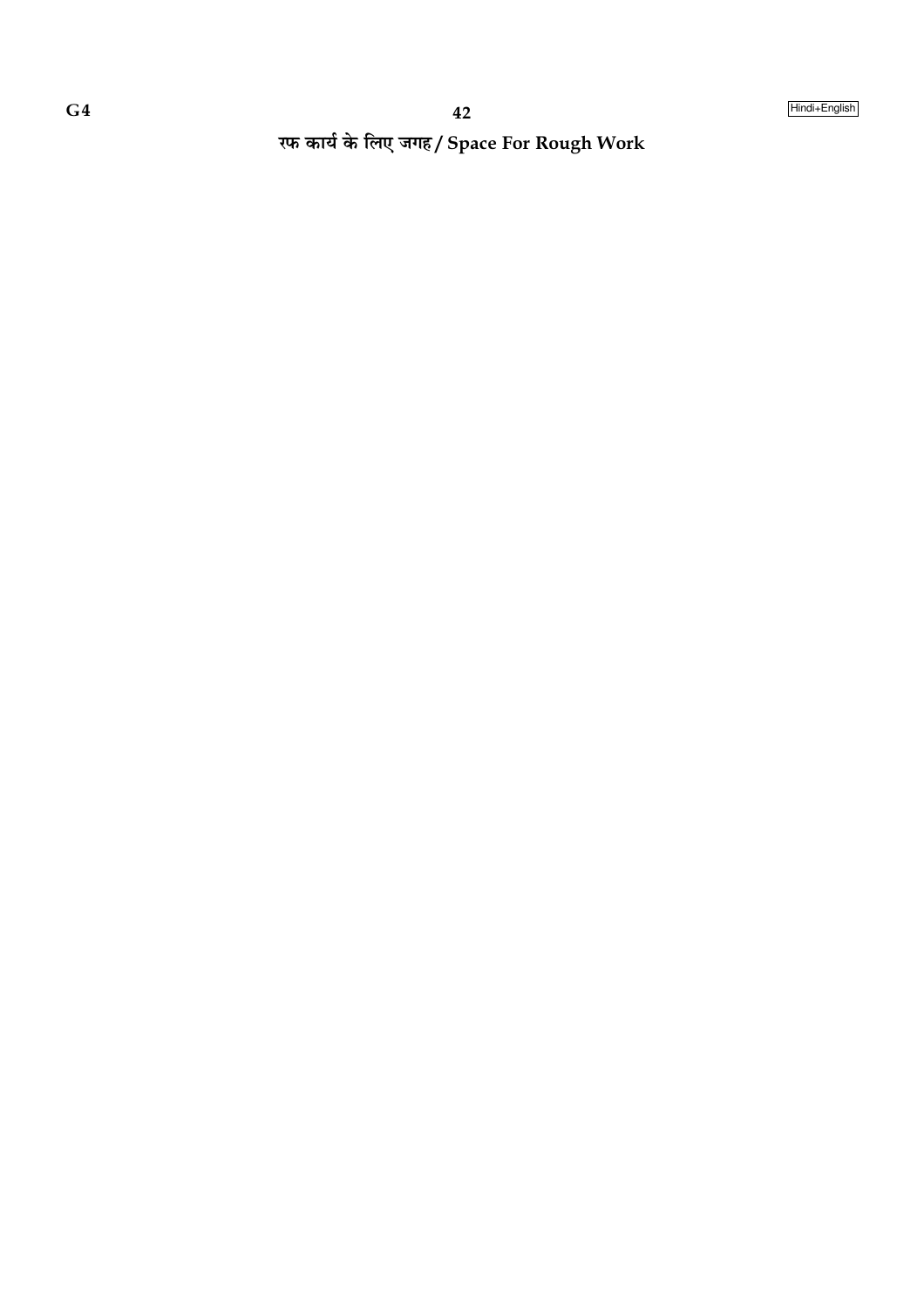रफ कार्य के लिए जगह / **Space For Rough Work**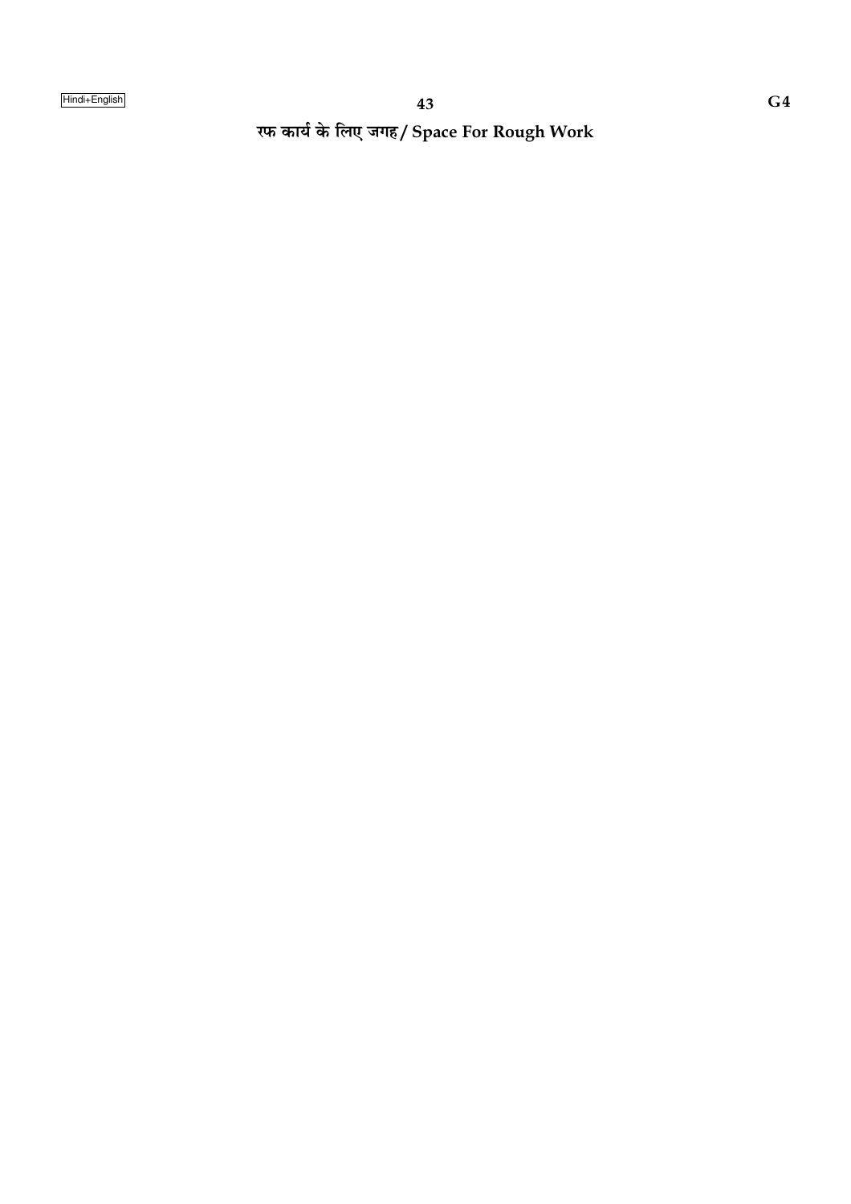रफ कार्य के लिए जगह / Space For Rough Work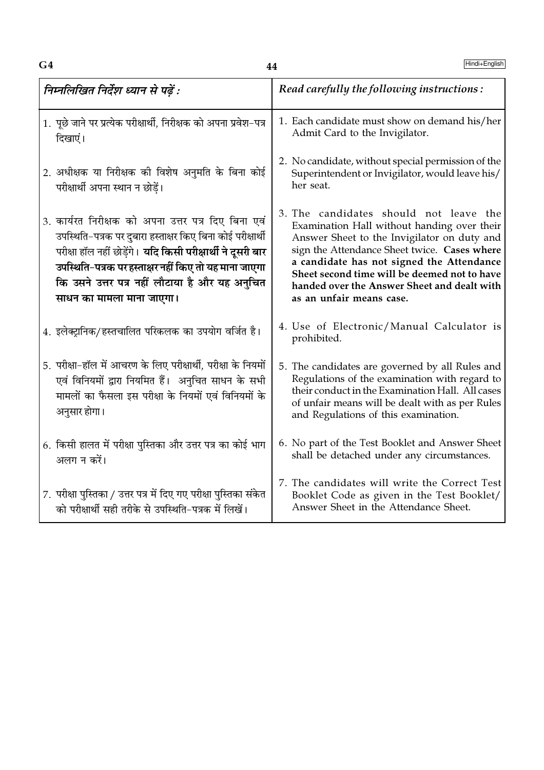| *निम्नलिखित निर्देश ध्यान से पढ़ें :* | *Read carefully the following instructions :* |
|---|---|
| 1. पूछे जाने पर प्रत्येक परीक्षार्थी, निरीक्षक को अपना प्रवेश-पत्र दिखाएं। | 1. Each candidate must show on demand his/her Admit Card to the Invigilator. |
| 2. अधीक्षक या निरीक्षक की विशेष अनुमति के बिना कोई परीक्षार्थी अपना स्थान न छोड़ें। | 2. No candidate, without special permission of the Superintendent or Invigilator, would leave his/her seat. |
| 3. कार्यरत निरीक्षक को अपना उत्तर पत्र दिए बिना एवं उपस्थिति-पत्रक पर दुबारा हस्ताक्षर किए बिना कोई परीक्षार्थी परीक्षा हॉल नहीं छोड़ेंगे। **यदि किसी परीक्षार्थी ने दूसरी बार उपस्थिति-पत्रक पर हस्ताक्षर नहीं किए तो यह माना जाएगा कि उसने उत्तर पत्र नहीं लौटाया है और यह अनुचित साधन का मामला माना जाएगा।** | 3. The candidates should not leave the Examination Hall without handing over their Answer Sheet to the Invigilator on duty and sign the Attendance Sheet twice. **Cases where a candidate has not signed the Attendance Sheet second time will be deemed not to have handed over the Answer Sheet and dealt with as an unfair means case.** |
| 4. इलेक्ट्रानिक/हस्तचालित परिकलक का उपयोग वर्जित है। | 4. Use of Electronic/Manual Calculator is prohibited. |
| 5. परीक्षा-हॉल में आचरण के लिए परीक्षार्थी, परीक्षा के नियमों एवं विनियमों द्वारा नियमित हैं। अनुचित साधन के सभी मामलों का फैसला इस परीक्षा के नियमों एवं विनियमों के अनुसार होगा। | 5. The candidates are governed by all Rules and Regulations of the examination with regard to their conduct in the Examination Hall. All cases of unfair means will be dealt with as per Rules and Regulations of this examination. |
| 6. किसी हालत में परीक्षा पुस्तिका और उत्तर पत्र का कोई भाग अलग न करें। | 6. No part of the Test Booklet and Answer Sheet shall be detached under any circumstances. |
| 7. परीक्षा पुस्तिका / उत्तर पत्र में दिए गए परीक्षा पुस्तिका संकेत को परीक्षार्थी सही तरीके से उपस्थिति-पत्रक में लिखें। | 7. The candidates will write the Correct Test Booklet Code as given in the Test Booklet/ Answer Sheet in the Attendance Sheet. |